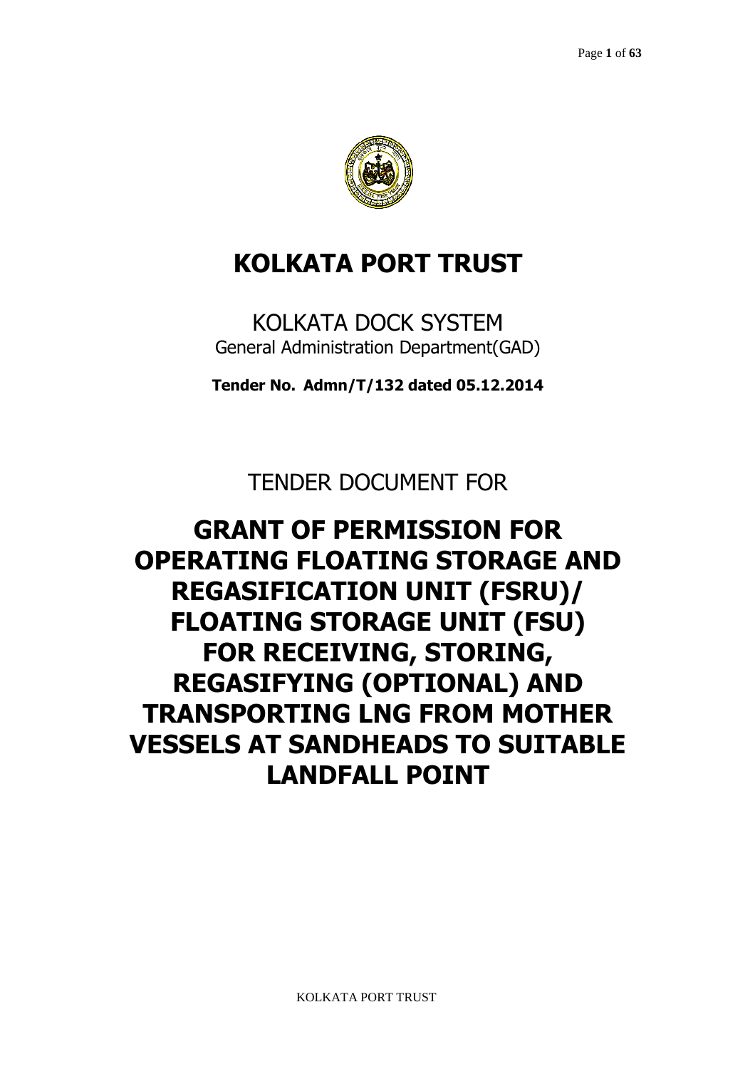# KOLKATA PORT TRUST

KOLKATA DOCK SYSTEM

General Administration Department(GAD)

**Tender No. Admn/T/132 dated 05.12.2014**

TENDER DOCUMENT FOR

# GRANT OF PERMISSION FOR OPERATING FLOATING STORAGE AND REGASIFICATION UNIT (FSRU)/ FLOATING STORAGE UNIT (FSU) FOR RECEIVING, STORING, REGASIFYING (OPTIONAL) AND TRANSPORTING LNG FROM MOTHER VESSELS AT SANDHEADS TO SUITABLE LANDFALL POINT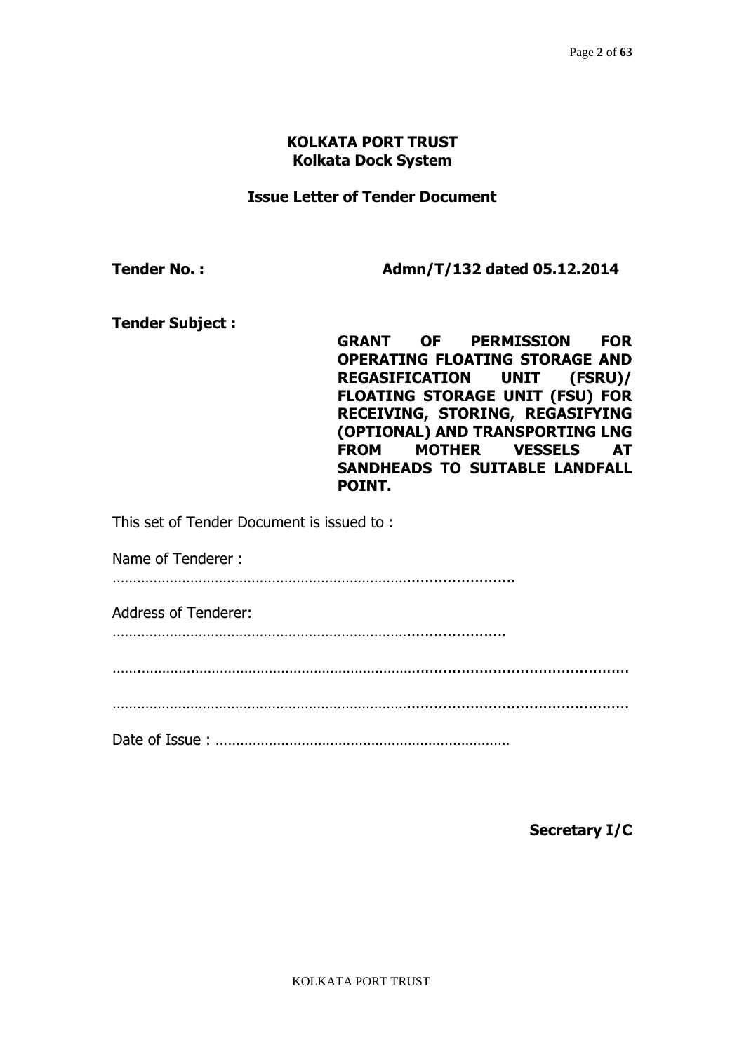**KOLKATA PORT TRUST**
**Kolkata Dock System**

**Issue Letter of Tender Document**

**Tender No. :** **Admn/T/132 dated 05.12.2014**

**Tender Subject :** **GRANT OF PERMISSION FOR OPERATING FLOATING STORAGE AND REGASIFICATION UNIT (FSRU)/ FLOATING STORAGE UNIT (FSU) FOR RECEIVING, STORING, REGASIFYING (OPTIONAL) AND TRANSPORTING LNG FROM MOTHER VESSELS AT SANDHEADS TO SUITABLE LANDFALL POINT.**

This set of Tender Document is issued to :

Name of Tenderer :

……………………………………………………………………………………

Address of Tenderer:

……………………………………………………………………………………

……………………………………………………………………………………………………

……………………………………………………………………………………………………

Date of Issue : ………………………………………………………………

**Secretary I/C**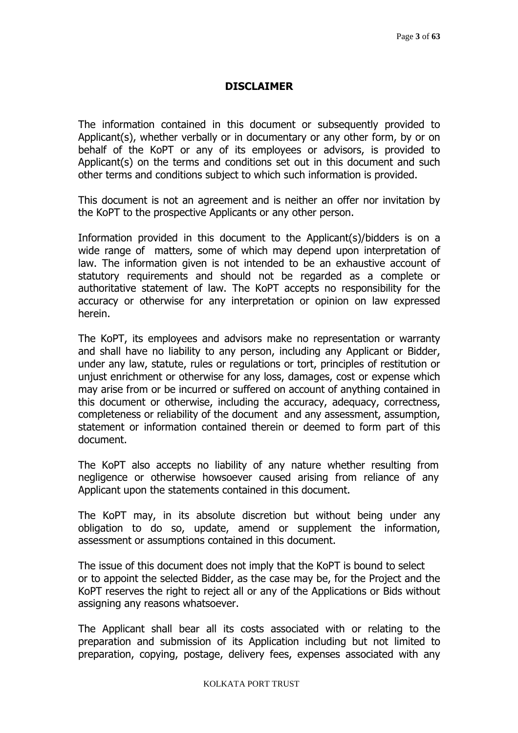# DISCLAIMER

The information contained in this document or subsequently provided to Applicant(s), whether verbally or in documentary or any other form, by or on behalf of the KoPT or any of its employees or advisors, is provided to Applicant(s) on the terms and conditions set out in this document and such other terms and conditions subject to which such information is provided.

This document is not an agreement and is neither an offer nor invitation by the KoPT to the prospective Applicants or any other person.

Information provided in this document to the Applicant(s)/bidders is on a wide range of matters, some of which may depend upon interpretation of law. The information given is not intended to be an exhaustive account of statutory requirements and should not be regarded as a complete or authoritative statement of law. The KoPT accepts no responsibility for the accuracy or otherwise for any interpretation or opinion on law expressed herein.

The KoPT, its employees and advisors make no representation or warranty and shall have no liability to any person, including any Applicant or Bidder, under any law, statute, rules or regulations or tort, principles of restitution or unjust enrichment or otherwise for any loss, damages, cost or expense which may arise from or be incurred or suffered on account of anything contained in this document or otherwise, including the accuracy, adequacy, correctness, completeness or reliability of the document and any assessment, assumption, statement or information contained therein or deemed to form part of this document.

The KoPT also accepts no liability of any nature whether resulting from negligence or otherwise howsoever caused arising from reliance of any Applicant upon the statements contained in this document.

The KoPT may, in its absolute discretion but without being under any obligation to do so, update, amend or supplement the information, assessment or assumptions contained in this document.

The issue of this document does not imply that the KoPT is bound to select or to appoint the selected Bidder, as the case may be, for the Project and the KoPT reserves the right to reject all or any of the Applications or Bids without assigning any reasons whatsoever.

The Applicant shall bear all its costs associated with or relating to the preparation and submission of its Application including but not limited to preparation, copying, postage, delivery fees, expenses associated with any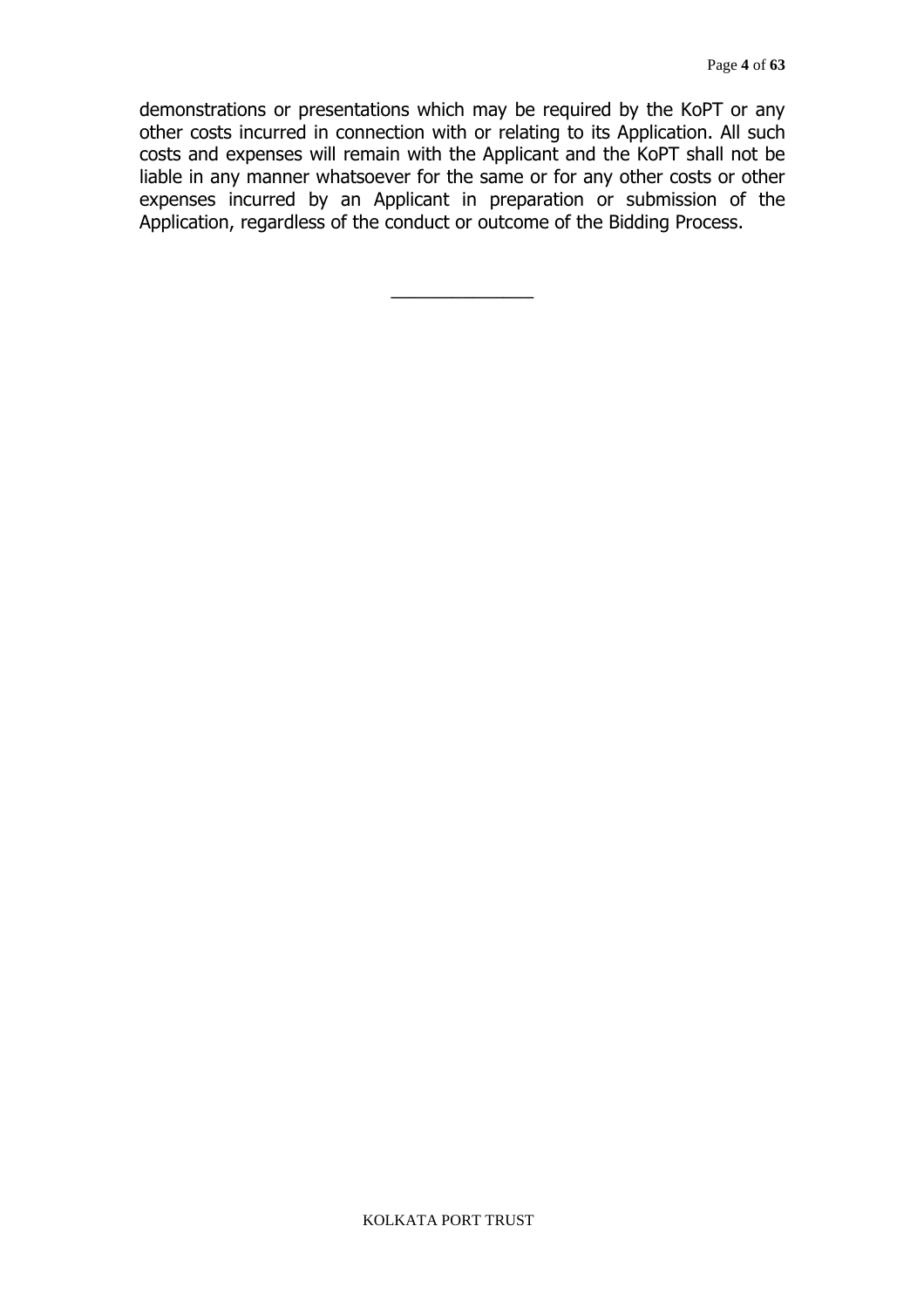demonstrations or presentations which may be required by the KoPT or any other costs incurred in connection with or relating to its Application. All such costs and expenses will remain with the Applicant and the KoPT shall not be liable in any manner whatsoever for the same or for any other costs or other expenses incurred by an Applicant in preparation or submission of the Application, regardless of the conduct or outcome of the Bidding Process.

\_\_\_\_\_\_\_\_\_\_\_\_\_\_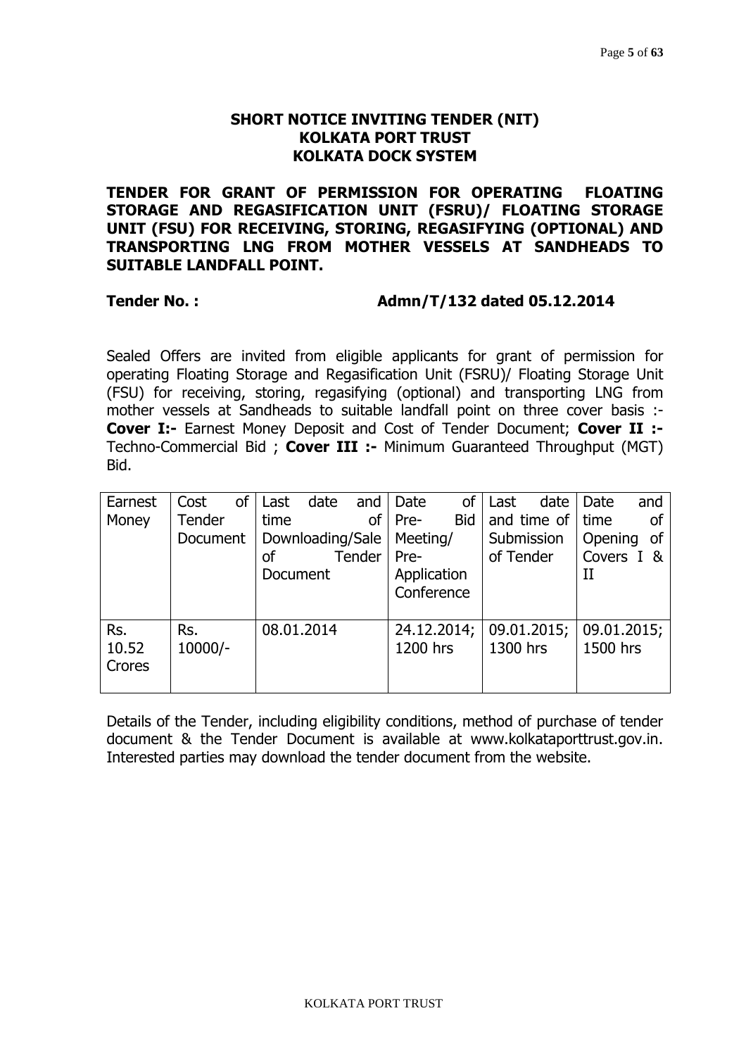# SHORT NOTICE INVITING TENDER (NIT)
## KOLKATA PORT TRUST
## KOLKATA DOCK SYSTEM

**TENDER FOR GRANT OF PERMISSION FOR OPERATING FLOATING STORAGE AND REGASIFICATION UNIT (FSRU)/ FLOATING STORAGE UNIT (FSU) FOR RECEIVING, STORING, REGASIFYING (OPTIONAL) AND TRANSPORTING LNG FROM MOTHER VESSELS AT SANDHEADS TO SUITABLE LANDFALL POINT.**

**Tender No. : Admn/T/132 dated 05.12.2014**

Sealed Offers are invited from eligible applicants for grant of permission for operating Floating Storage and Regasification Unit (FSRU)/ Floating Storage Unit (FSU) for receiving, storing, regasifying (optional) and transporting LNG from mother vessels at Sandheads to suitable landfall point on three cover basis :- **Cover I:-** Earnest Money Deposit and Cost of Tender Document; **Cover II :-** Techno-Commercial Bid ; **Cover III :-** Minimum Guaranteed Throughput (MGT) Bid.

| Earnest Money | Cost of Tender Document | Last date and time of Downloading/Sale of Tender Document | Date of Pre-Bid Meeting/ Pre-Application Conference | Last date and time of Submission of Tender | Date and time of Opening of Covers I & II |
|---|---|---|---|---|---|
| Rs. 10.52 Crores | Rs. 10000/- | 08.01.2014 | 24.12.2014; 1200 hrs | 09.01.2015; 1300 hrs | 09.01.2015; 1500 hrs |

Details of the Tender, including eligibility conditions, method of purchase of tender document & the Tender Document is available at www.kolkataporttrust.gov.in. Interested parties may download the tender document from the website.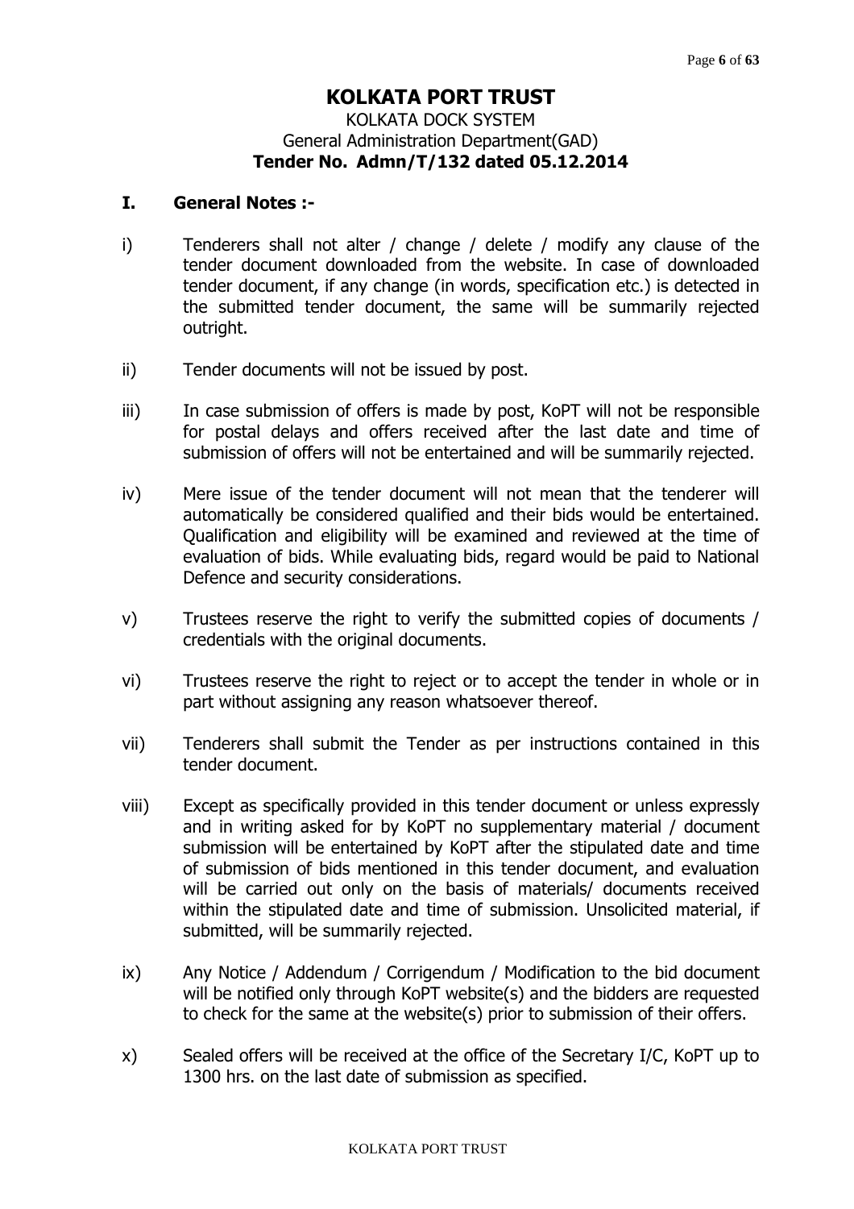# KOLKATA PORT TRUST

KOLKATA DOCK SYSTEM
General Administration Department(GAD)
**Tender No. Admn/T/132 dated 05.12.2014**

## I. General Notes :-

i) Tenderers shall not alter / change / delete / modify any clause of the tender document downloaded from the website. In case of downloaded tender document, if any change (in words, specification etc.) is detected in the submitted tender document, the same will be summarily rejected outright.

ii) Tender documents will not be issued by post.

iii) In case submission of offers is made by post, KoPT will not be responsible for postal delays and offers received after the last date and time of submission of offers will not be entertained and will be summarily rejected.

iv) Mere issue of the tender document will not mean that the tenderer will automatically be considered qualified and their bids would be entertained. Qualification and eligibility will be examined and reviewed at the time of evaluation of bids. While evaluating bids, regard would be paid to National Defence and security considerations.

v) Trustees reserve the right to verify the submitted copies of documents / credentials with the original documents.

vi) Trustees reserve the right to reject or to accept the tender in whole or in part without assigning any reason whatsoever thereof.

vii) Tenderers shall submit the Tender as per instructions contained in this tender document.

viii) Except as specifically provided in this tender document or unless expressly and in writing asked for by KoPT no supplementary material / document submission will be entertained by KoPT after the stipulated date and time of submission of bids mentioned in this tender document, and evaluation will be carried out only on the basis of materials/ documents received within the stipulated date and time of submission. Unsolicited material, if submitted, will be summarily rejected.

ix) Any Notice / Addendum / Corrigendum / Modification to the bid document will be notified only through KoPT website(s) and the bidders are requested to check for the same at the website(s) prior to submission of their offers.

x) Sealed offers will be received at the office of the Secretary I/C, KoPT up to 1300 hrs. on the last date of submission as specified.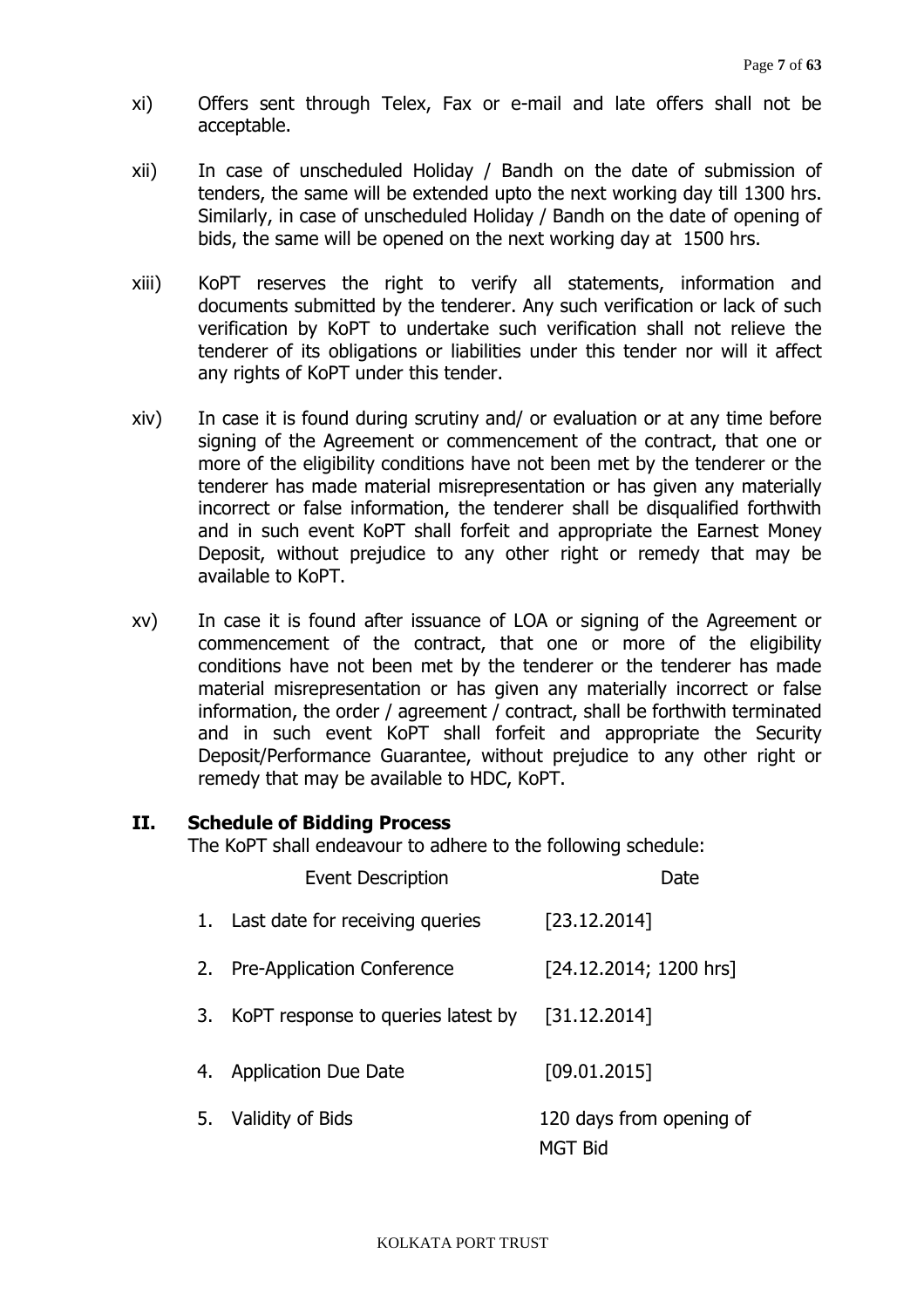xi) Offers sent through Telex, Fax or e-mail and late offers shall not be acceptable.

xii) In case of unscheduled Holiday / Bandh on the date of submission of tenders, the same will be extended upto the next working day till 1300 hrs. Similarly, in case of unscheduled Holiday / Bandh on the date of opening of bids, the same will be opened on the next working day at 1500 hrs.

xiii) KoPT reserves the right to verify all statements, information and documents submitted by the tenderer. Any such verification or lack of such verification by KoPT to undertake such verification shall not relieve the tenderer of its obligations or liabilities under this tender nor will it affect any rights of KoPT under this tender.

xiv) In case it is found during scrutiny and/ or evaluation or at any time before signing of the Agreement or commencement of the contract, that one or more of the eligibility conditions have not been met by the tenderer or the tenderer has made material misrepresentation or has given any materially incorrect or false information, the tenderer shall be disqualified forthwith and in such event KoPT shall forfeit and appropriate the Earnest Money Deposit, without prejudice to any other right or remedy that may be available to KoPT.

xv) In case it is found after issuance of LOA or signing of the Agreement or commencement of the contract, that one or more of the eligibility conditions have not been met by the tenderer or the tenderer has made material misrepresentation or has given any materially incorrect or false information, the order / agreement / contract, shall be forthwith terminated and in such event KoPT shall forfeit and appropriate the Security Deposit/Performance Guarantee, without prejudice to any other right or remedy that may be available to HDC, KoPT.

## II. Schedule of Bidding Process

The KoPT shall endeavour to adhere to the following schedule:

| | Event Description | Date |
|---|---|---|
| 1. | Last date for receiving queries | [23.12.2014] |
| 2. | Pre-Application Conference | [24.12.2014; 1200 hrs] |
| 3. | KoPT response to queries latest by | [31.12.2014] |
| 4. | Application Due Date | [09.01.2015] |
| 5. | Validity of Bids | 120 days from opening of MGT Bid |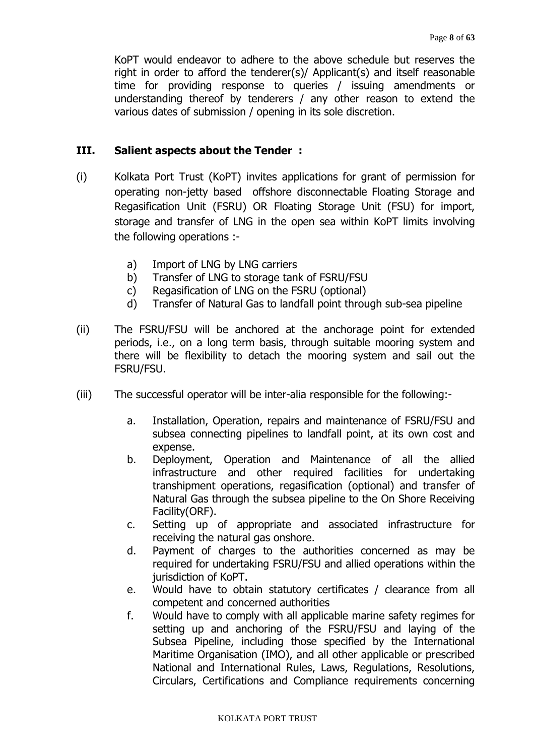KoPT would endeavor to adhere to the above schedule but reserves the right in order to afford the tenderer(s)/ Applicant(s) and itself reasonable time for providing response to queries / issuing amendments or understanding thereof by tenderers / any other reason to extend the various dates of submission / opening in its sole discretion.

### III. Salient aspects about the Tender :

(i) Kolkata Port Trust (KoPT) invites applications for grant of permission for operating non-jetty based offshore disconnectable Floating Storage and Regasification Unit (FSRU) OR Floating Storage Unit (FSU) for import, storage and transfer of LNG in the open sea within KoPT limits involving the following operations :-

   a) Import of LNG by LNG carriers
   b) Transfer of LNG to storage tank of FSRU/FSU
   c) Regasification of LNG on the FSRU (optional)
   d) Transfer of Natural Gas to landfall point through sub-sea pipeline

(ii) The FSRU/FSU will be anchored at the anchorage point for extended periods, i.e., on a long term basis, through suitable mooring system and there will be flexibility to detach the mooring system and sail out the FSRU/FSU.

(iii) The successful operator will be inter-alia responsible for the following:-

   a. Installation, Operation, repairs and maintenance of FSRU/FSU and subsea connecting pipelines to landfall point, at its own cost and expense.
   b. Deployment, Operation and Maintenance of all the allied infrastructure and other required facilities for undertaking transhipment operations, regasification (optional) and transfer of Natural Gas through the subsea pipeline to the On Shore Receiving Facility(ORF).
   c. Setting up of appropriate and associated infrastructure for receiving the natural gas onshore.
   d. Payment of charges to the authorities concerned as may be required for undertaking FSRU/FSU and allied operations within the jurisdiction of KoPT.
   e. Would have to obtain statutory certificates / clearance from all competent and concerned authorities
   f. Would have to comply with all applicable marine safety regimes for setting up and anchoring of the FSRU/FSU and laying of the Subsea Pipeline, including those specified by the International Maritime Organisation (IMO), and all other applicable or prescribed National and International Rules, Laws, Regulations, Resolutions, Circulars, Certifications and Compliance requirements concerning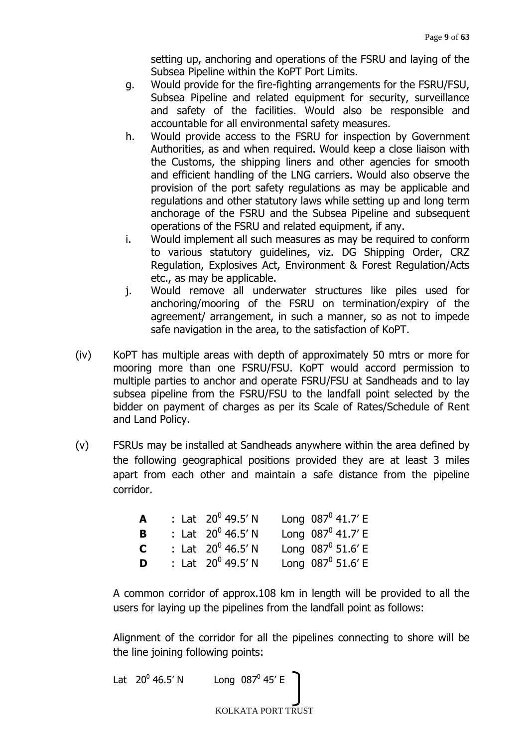setting up, anchoring and operations of the FSRU and laying of the Subsea Pipeline within the KoPT Port Limits.

g. Would provide for the fire-fighting arrangements for the FSRU/FSU, Subsea Pipeline and related equipment for security, surveillance and safety of the facilities. Would also be responsible and accountable for all environmental safety measures.

h. Would provide access to the FSRU for inspection by Government Authorities, as and when required. Would keep a close liaison with the Customs, the shipping liners and other agencies for smooth and efficient handling of the LNG carriers. Would also observe the provision of the port safety regulations as may be applicable and regulations and other statutory laws while setting up and long term anchorage of the FSRU and the Subsea Pipeline and subsequent operations of the FSRU and related equipment, if any.

i. Would implement all such measures as may be required to conform to various statutory guidelines, viz. DG Shipping Order, CRZ Regulation, Explosives Act, Environment & Forest Regulation/Acts etc., as may be applicable.

j. Would remove all underwater structures like piles used for anchoring/mooring of the FSRU on termination/expiry of the agreement/ arrangement, in such a manner, so as not to impede safe navigation in the area, to the satisfaction of KoPT.

(iv) KoPT has multiple areas with depth of approximately 50 mtrs or more for mooring more than one FSRU/FSU. KoPT would accord permission to multiple parties to anchor and operate FSRU/FSU at Sandheads and to lay subsea pipeline from the FSRU/FSU to the landfall point selected by the bidder on payment of charges as per its Scale of Rates/Schedule of Rent and Land Policy.

(v) FSRUs may be installed at Sandheads anywhere within the area defined by the following geographical positions provided they are at least 3 miles apart from each other and maintain a safe distance from the pipeline corridor.

| | | |
|---|---|---|
| **A** | : Lat $20^0$ 49.5′ N | Long $087^0$ 41.7′ E |
| **B** | : Lat $20^0$ 46.5′ N | Long $087^0$ 41.7′ E |
| **C** | : Lat $20^0$ 46.5′ N | Long $087^0$ 51.6′ E |
| **D** | : Lat $20^0$ 49.5′ N | Long $087^0$ 51.6′ E |

A common corridor of approx.108 km in length will be provided to all the users for laying up the pipelines from the landfall point as follows:

Alignment of the corridor for all the pipelines connecting to shore will be the line joining following points:

Lat $20^0$ 46.5′ N Long $087^0$ 45′ E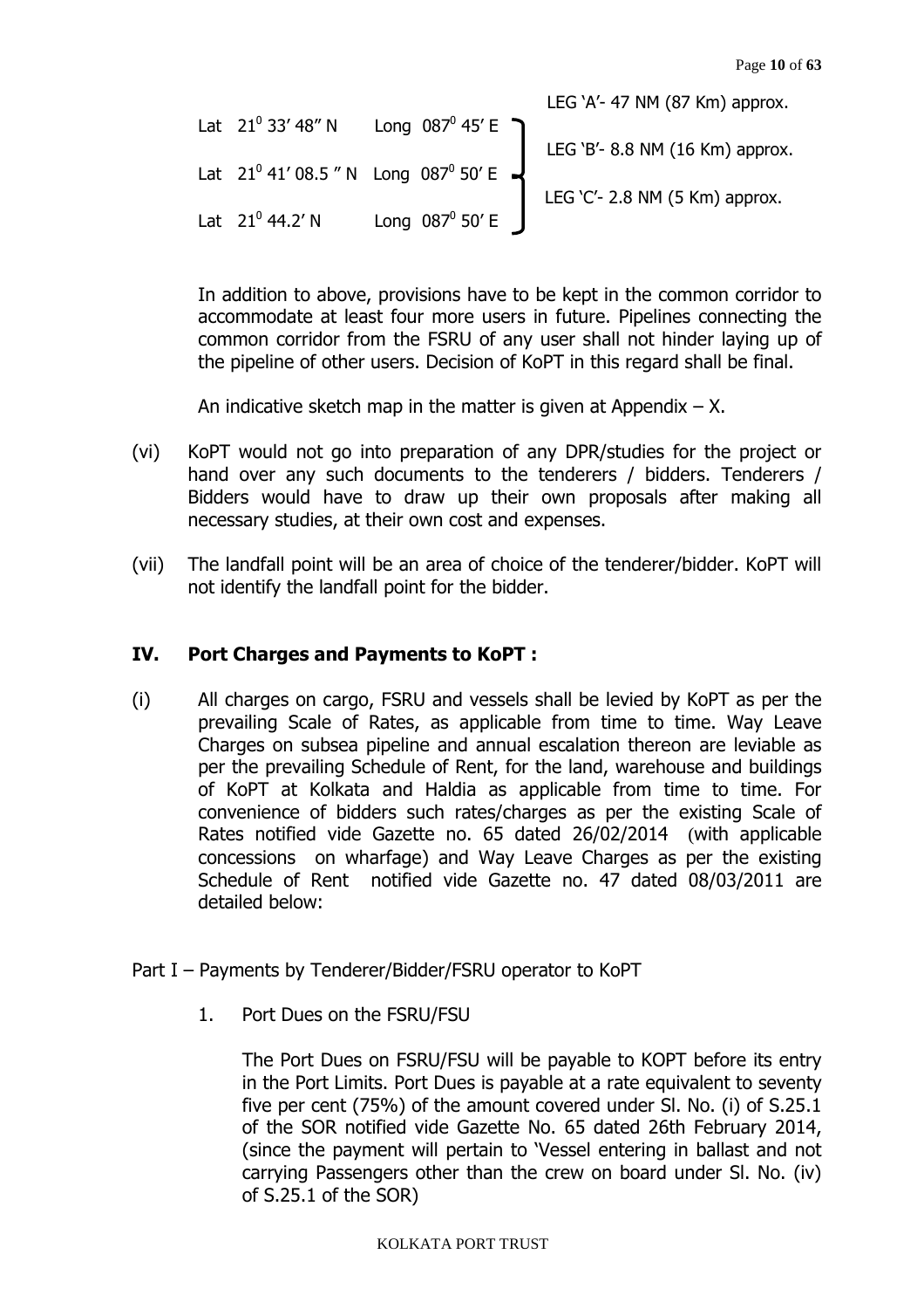| | | | |
|---|---|---|---|
| | | | LEG 'A'- 47 NM (87 Km) approx. |
| Lat $21^0$ 33' 48" N | Long $087^0$ 45' E | | |
| | | | LEG 'B'- 8.8 NM (16 Km) approx. |
| Lat $21^0$ 41' 08.5 " N | Long $087^0$ 50' E | | |
| | | | LEG 'C'- 2.8 NM (5 Km) approx. |
| Lat $21^0$ 44.2' N | Long $087^0$ 50' E | | |

In addition to above, provisions have to be kept in the common corridor to accommodate at least four more users in future. Pipelines connecting the common corridor from the FSRU of any user shall not hinder laying up of the pipeline of other users. Decision of KoPT in this regard shall be final.

An indicative sketch map in the matter is given at Appendix – X.

(vi) KoPT would not go into preparation of any DPR/studies for the project or hand over any such documents to the tenderers / bidders. Tenderers / Bidders would have to draw up their own proposals after making all necessary studies, at their own cost and expenses.

(vii) The landfall point will be an area of choice of the tenderer/bidder. KoPT will not identify the landfall point for the bidder.

## IV. Port Charges and Payments to KoPT :

(i) All charges on cargo, FSRU and vessels shall be levied by KoPT as per the prevailing Scale of Rates, as applicable from time to time. Way Leave Charges on subsea pipeline and annual escalation thereon are leviable as per the prevailing Schedule of Rent, for the land, warehouse and buildings of KoPT at Kolkata and Haldia as applicable from time to time. For convenience of bidders such rates/charges as per the existing Scale of Rates notified vide Gazette no. 65 dated 26/02/2014 (with applicable concessions on wharfage) and Way Leave Charges as per the existing Schedule of Rent notified vide Gazette no. 47 dated 08/03/2011 are detailed below:

Part I – Payments by Tenderer/Bidder/FSRU operator to KoPT

1. Port Dues on the FSRU/FSU

   The Port Dues on FSRU/FSU will be payable to KOPT before its entry in the Port Limits. Port Dues is payable at a rate equivalent to seventy five per cent (75%) of the amount covered under Sl. No. (i) of S.25.1 of the SOR notified vide Gazette No. 65 dated 26th February 2014, (since the payment will pertain to 'Vessel entering in ballast and not carrying Passengers other than the crew on board under Sl. No. (iv) of S.25.1 of the SOR)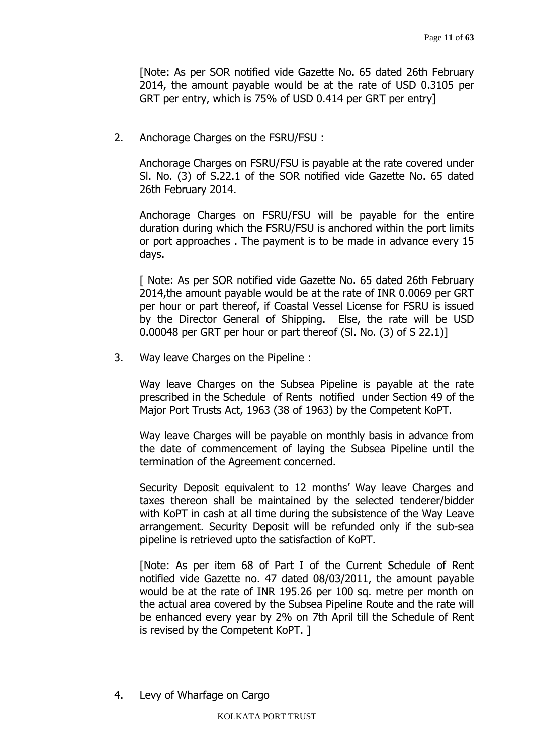[Note: As per SOR notified vide Gazette No. 65 dated 26th February 2014, the amount payable would be at the rate of USD 0.3105 per GRT per entry, which is 75% of USD 0.414 per GRT per entry]

2. Anchorage Charges on the FSRU/FSU :

   Anchorage Charges on FSRU/FSU is payable at the rate covered under Sl. No. (3) of S.22.1 of the SOR notified vide Gazette No. 65 dated 26th February 2014.

   Anchorage Charges on FSRU/FSU will be payable for the entire duration during which the FSRU/FSU is anchored within the port limits or port approaches . The payment is to be made in advance every 15 days.

   [ Note: As per SOR notified vide Gazette No. 65 dated 26th February 2014,the amount payable would be at the rate of INR 0.0069 per GRT per hour or part thereof, if Coastal Vessel License for FSRU is issued by the Director General of Shipping. Else, the rate will be USD 0.00048 per GRT per hour or part thereof (Sl. No. (3) of S 22.1)]

3. Way leave Charges on the Pipeline :

   Way leave Charges on the Subsea Pipeline is payable at the rate prescribed in the Schedule of Rents notified under Section 49 of the Major Port Trusts Act, 1963 (38 of 1963) by the Competent KoPT.

   Way leave Charges will be payable on monthly basis in advance from the date of commencement of laying the Subsea Pipeline until the termination of the Agreement concerned.

   Security Deposit equivalent to 12 months' Way leave Charges and taxes thereon shall be maintained by the selected tenderer/bidder with KoPT in cash at all time during the subsistence of the Way Leave arrangement. Security Deposit will be refunded only if the sub-sea pipeline is retrieved upto the satisfaction of KoPT.

   [Note: As per item 68 of Part I of the Current Schedule of Rent notified vide Gazette no. 47 dated 08/03/2011, the amount payable would be at the rate of INR 195.26 per 100 sq. metre per month on the actual area covered by the Subsea Pipeline Route and the rate will be enhanced every year by 2% on 7th April till the Schedule of Rent is revised by the Competent KoPT. ]

4. Levy of Wharfage on Cargo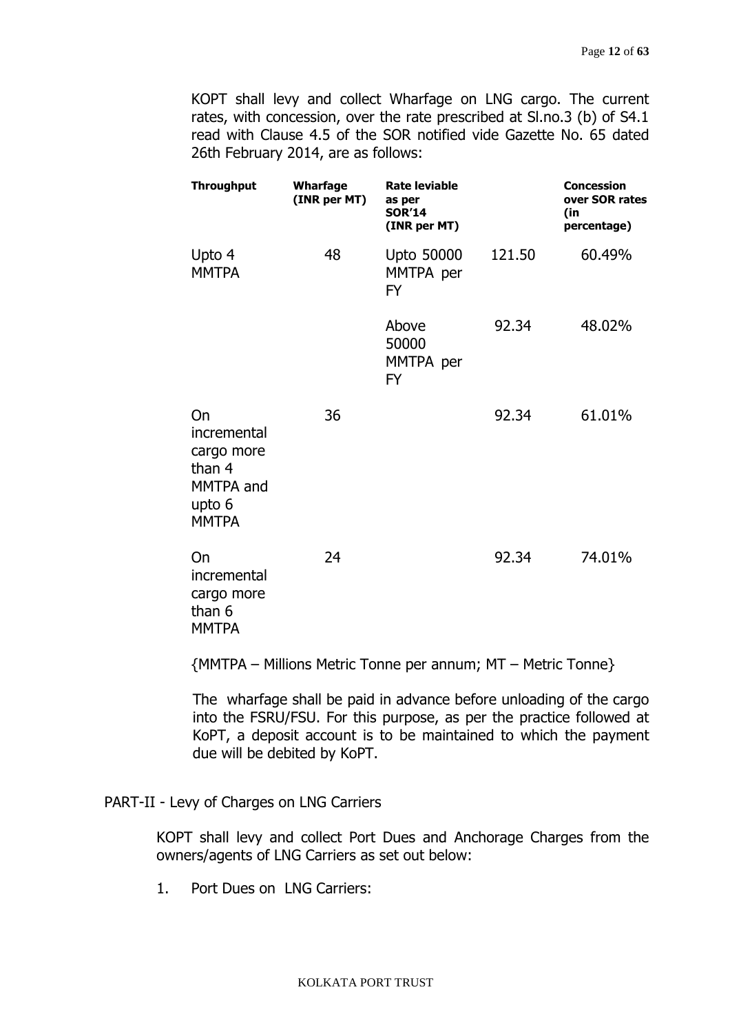KOPT shall levy and collect Wharfage on LNG cargo. The current rates, with concession, over the rate prescribed at Sl.no.3 (b) of S4.1 read with Clause 4.5 of the SOR notified vide Gazette No. 65 dated 26th February 2014, are as follows:

| **Throughput** | **Wharfage (INR per MT)** | **Rate leviable as per SOR'14 (INR per MT)** | | **Concession over SOR rates (in percentage)** |
|---|---|---|---|---|
| Upto 4 MMTPA | 48 | Upto 50000 MMTPA per FY | 121.50 | 60.49% |
| | | Above 50000 MMTPA per FY | 92.34 | 48.02% |
| On incremental cargo more than 4 MMTPA and upto 6 MMTPA | 36 | | 92.34 | 61.01% |
| On incremental cargo more than 6 MMTPA | 24 | | 92.34 | 74.01% |

{MMTPA – Millions Metric Tonne per annum; MT – Metric Tonne}

The wharfage shall be paid in advance before unloading of the cargo into the FSRU/FSU. For this purpose, as per the practice followed at KoPT, a deposit account is to be maintained to which the payment due will be debited by KoPT.

PART-II - Levy of Charges on LNG Carriers

KOPT shall levy and collect Port Dues and Anchorage Charges from the owners/agents of LNG Carriers as set out below:

1. Port Dues on LNG Carriers: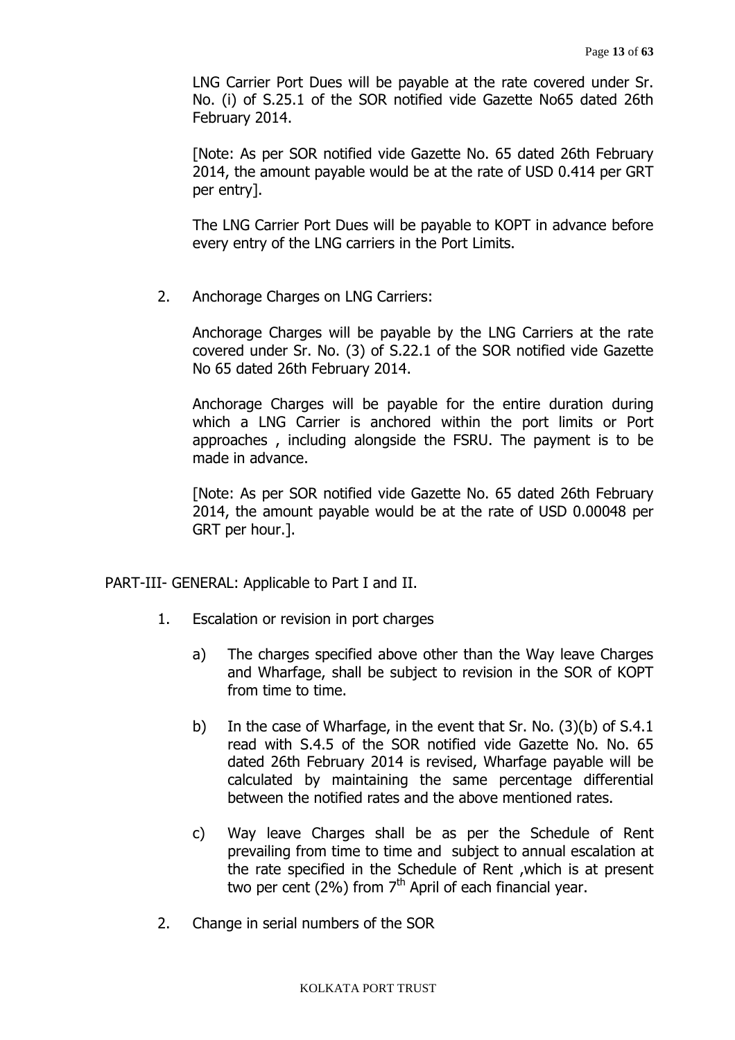LNG Carrier Port Dues will be payable at the rate covered under Sr. No. (i) of S.25.1 of the SOR notified vide Gazette No65 dated 26th February 2014.

[Note: As per SOR notified vide Gazette No. 65 dated 26th February 2014, the amount payable would be at the rate of USD 0.414 per GRT per entry].

The LNG Carrier Port Dues will be payable to KOPT in advance before every entry of the LNG carriers in the Port Limits.

2. Anchorage Charges on LNG Carriers:

   Anchorage Charges will be payable by the LNG Carriers at the rate covered under Sr. No. (3) of S.22.1 of the SOR notified vide Gazette No 65 dated 26th February 2014.

   Anchorage Charges will be payable for the entire duration during which a LNG Carrier is anchored within the port limits or Port approaches , including alongside the FSRU. The payment is to be made in advance.

   [Note: As per SOR notified vide Gazette No. 65 dated 26th February 2014, the amount payable would be at the rate of USD 0.00048 per GRT per hour.].

PART-III- GENERAL: Applicable to Part I and II.

1. Escalation or revision in port charges

   a) The charges specified above other than the Way leave Charges and Wharfage, shall be subject to revision in the SOR of KOPT from time to time.

   b) In the case of Wharfage, in the event that Sr. No. (3)(b) of S.4.1 read with S.4.5 of the SOR notified vide Gazette No. No. 65 dated 26th February 2014 is revised, Wharfage payable will be calculated by maintaining the same percentage differential between the notified rates and the above mentioned rates.

   c) Way leave Charges shall be as per the Schedule of Rent prevailing from time to time and subject to annual escalation at the rate specified in the Schedule of Rent ,which is at present two per cent (2%) from 7th April of each financial year.

2. Change in serial numbers of the SOR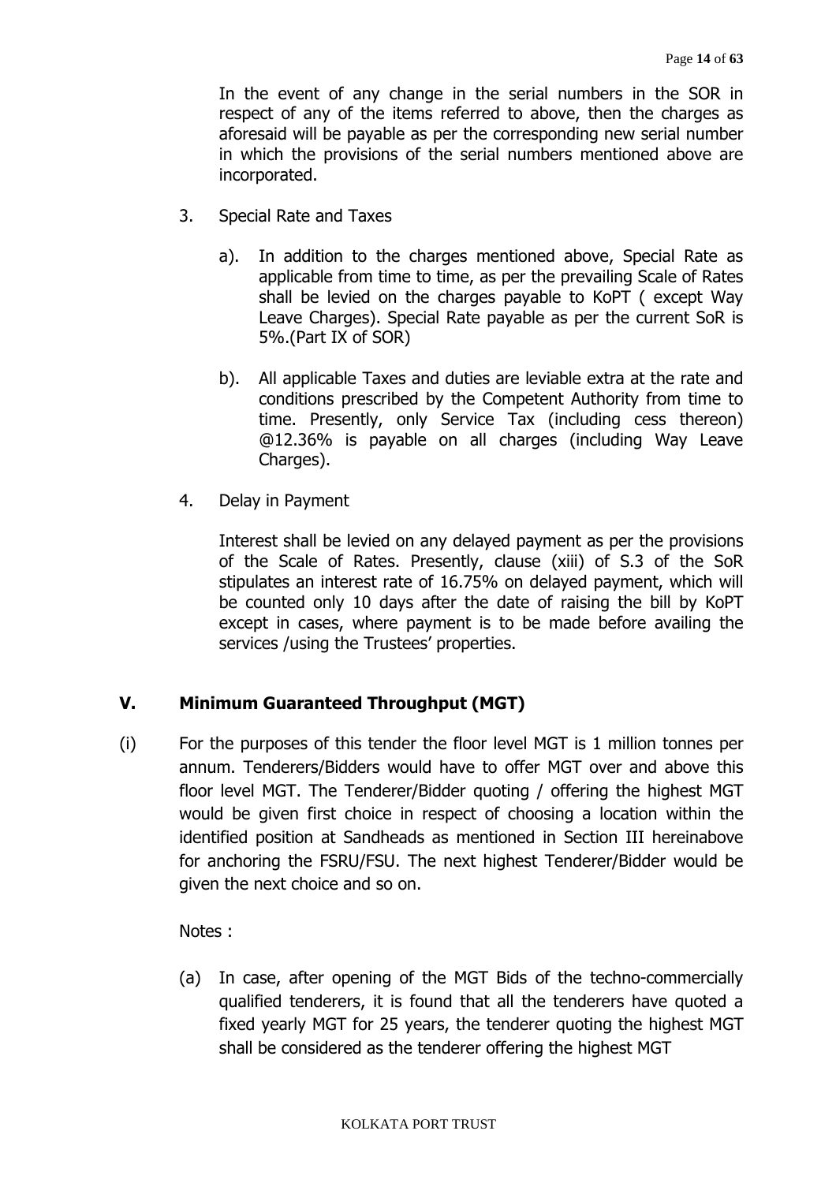In the event of any change in the serial numbers in the SOR in respect of any of the items referred to above, then the charges as aforesaid will be payable as per the corresponding new serial number in which the provisions of the serial numbers mentioned above are incorporated.

3. Special Rate and Taxes

   a). In addition to the charges mentioned above, Special Rate as applicable from time to time, as per the prevailing Scale of Rates shall be levied on the charges payable to KoPT ( except Way Leave Charges). Special Rate payable as per the current SoR is 5%.(Part IX of SOR)

   b). All applicable Taxes and duties are leviable extra at the rate and conditions prescribed by the Competent Authority from time to time. Presently, only Service Tax (including cess thereon) @12.36% is payable on all charges (including Way Leave Charges).

4. Delay in Payment

   Interest shall be levied on any delayed payment as per the provisions of the Scale of Rates. Presently, clause (xiii) of S.3 of the SoR stipulates an interest rate of 16.75% on delayed payment, which will be counted only 10 days after the date of raising the bill by KoPT except in cases, where payment is to be made before availing the services /using the Trustees' properties.

## V. Minimum Guaranteed Throughput (MGT)

(i) For the purposes of this tender the floor level MGT is 1 million tonnes per annum. Tenderers/Bidders would have to offer MGT over and above this floor level MGT. The Tenderer/Bidder quoting / offering the highest MGT would be given first choice in respect of choosing a location within the identified position at Sandheads as mentioned in Section III hereinabove for anchoring the FSRU/FSU. The next highest Tenderer/Bidder would be given the next choice and so on.

Notes :

(a) In case, after opening of the MGT Bids of the techno-commercially qualified tenderers, it is found that all the tenderers have quoted a fixed yearly MGT for 25 years, the tenderer quoting the highest MGT shall be considered as the tenderer offering the highest MGT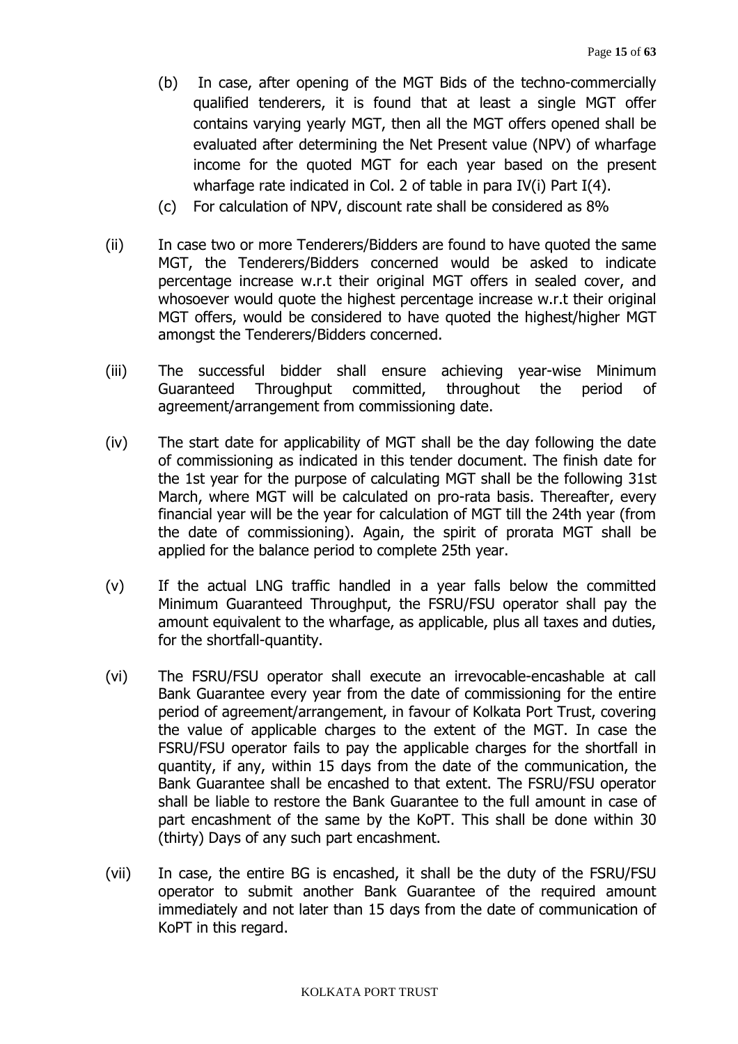(b) In case, after opening of the MGT Bids of the techno-commercially qualified tenderers, it is found that at least a single MGT offer contains varying yearly MGT, then all the MGT offers opened shall be evaluated after determining the Net Present value (NPV) of wharfage income for the quoted MGT for each year based on the present wharfage rate indicated in Col. 2 of table in para IV(i) Part I(4).

(c) For calculation of NPV, discount rate shall be considered as 8%

(ii) In case two or more Tenderers/Bidders are found to have quoted the same MGT, the Tenderers/Bidders concerned would be asked to indicate percentage increase w.r.t their original MGT offers in sealed cover, and whosoever would quote the highest percentage increase w.r.t their original MGT offers, would be considered to have quoted the highest/higher MGT amongst the Tenderers/Bidders concerned.

(iii) The successful bidder shall ensure achieving year-wise Minimum Guaranteed Throughput committed, throughout the period of agreement/arrangement from commissioning date.

(iv) The start date for applicability of MGT shall be the day following the date of commissioning as indicated in this tender document. The finish date for the 1st year for the purpose of calculating MGT shall be the following 31st March, where MGT will be calculated on pro-rata basis. Thereafter, every financial year will be the year for calculation of MGT till the 24th year (from the date of commissioning). Again, the spirit of prorata MGT shall be applied for the balance period to complete 25th year.

(v) If the actual LNG traffic handled in a year falls below the committed Minimum Guaranteed Throughput, the FSRU/FSU operator shall pay the amount equivalent to the wharfage, as applicable, plus all taxes and duties, for the shortfall-quantity.

(vi) The FSRU/FSU operator shall execute an irrevocable-encashable at call Bank Guarantee every year from the date of commissioning for the entire period of agreement/arrangement, in favour of Kolkata Port Trust, covering the value of applicable charges to the extent of the MGT. In case the FSRU/FSU operator fails to pay the applicable charges for the shortfall in quantity, if any, within 15 days from the date of the communication, the Bank Guarantee shall be encashed to that extent. The FSRU/FSU operator shall be liable to restore the Bank Guarantee to the full amount in case of part encashment of the same by the KoPT. This shall be done within 30 (thirty) Days of any such part encashment.

(vii) In case, the entire BG is encashed, it shall be the duty of the FSRU/FSU operator to submit another Bank Guarantee of the required amount immediately and not later than 15 days from the date of communication of KoPT in this regard.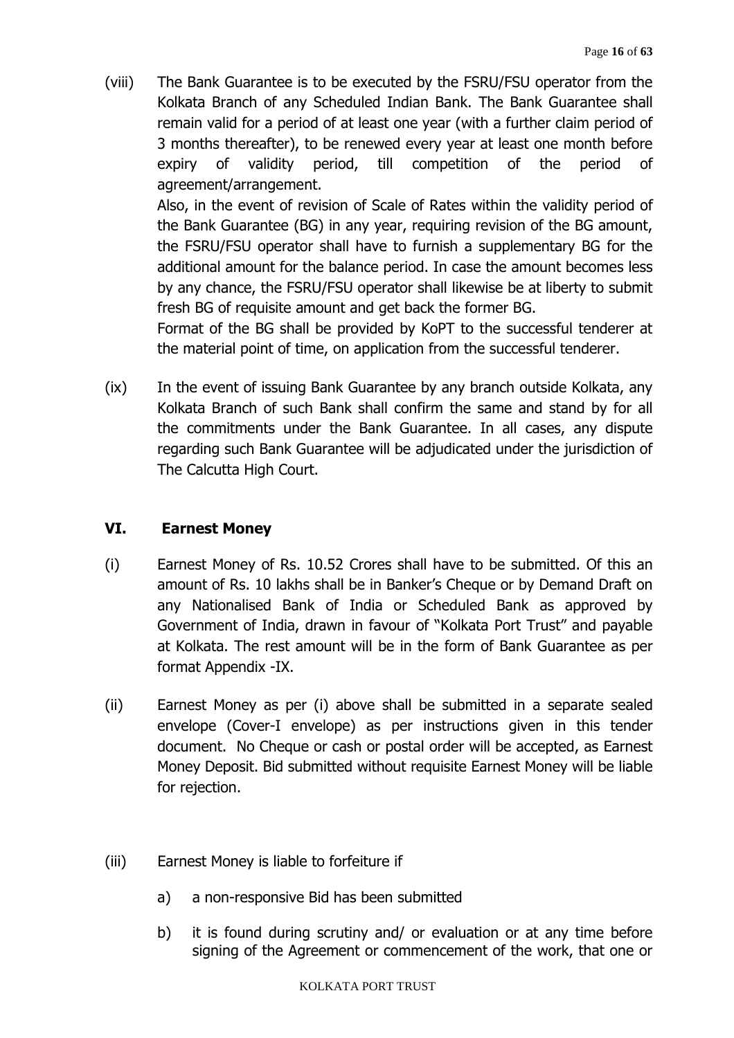(viii) The Bank Guarantee is to be executed by the FSRU/FSU operator from the Kolkata Branch of any Scheduled Indian Bank. The Bank Guarantee shall remain valid for a period of at least one year (with a further claim period of 3 months thereafter), to be renewed every year at least one month before expiry of validity period, till competition of the period of agreement/arrangement.

Also, in the event of revision of Scale of Rates within the validity period of the Bank Guarantee (BG) in any year, requiring revision of the BG amount, the FSRU/FSU operator shall have to furnish a supplementary BG for the additional amount for the balance period. In case the amount becomes less by any chance, the FSRU/FSU operator shall likewise be at liberty to submit fresh BG of requisite amount and get back the former BG.

Format of the BG shall be provided by KoPT to the successful tenderer at the material point of time, on application from the successful tenderer.

(ix) In the event of issuing Bank Guarantee by any branch outside Kolkata, any Kolkata Branch of such Bank shall confirm the same and stand by for all the commitments under the Bank Guarantee. In all cases, any dispute regarding such Bank Guarantee will be adjudicated under the jurisdiction of The Calcutta High Court.

## VI. Earnest Money

(i) Earnest Money of Rs. 10.52 Crores shall have to be submitted. Of this an amount of Rs. 10 lakhs shall be in Banker's Cheque or by Demand Draft on any Nationalised Bank of India or Scheduled Bank as approved by Government of India, drawn in favour of "Kolkata Port Trust" and payable at Kolkata. The rest amount will be in the form of Bank Guarantee as per format Appendix -IX.

(ii) Earnest Money as per (i) above shall be submitted in a separate sealed envelope (Cover-I envelope) as per instructions given in this tender document. No Cheque or cash or postal order will be accepted, as Earnest Money Deposit. Bid submitted without requisite Earnest Money will be liable for rejection.

(iii) Earnest Money is liable to forfeiture if

a) a non-responsive Bid has been submitted

b) it is found during scrutiny and/ or evaluation or at any time before signing of the Agreement or commencement of the work, that one or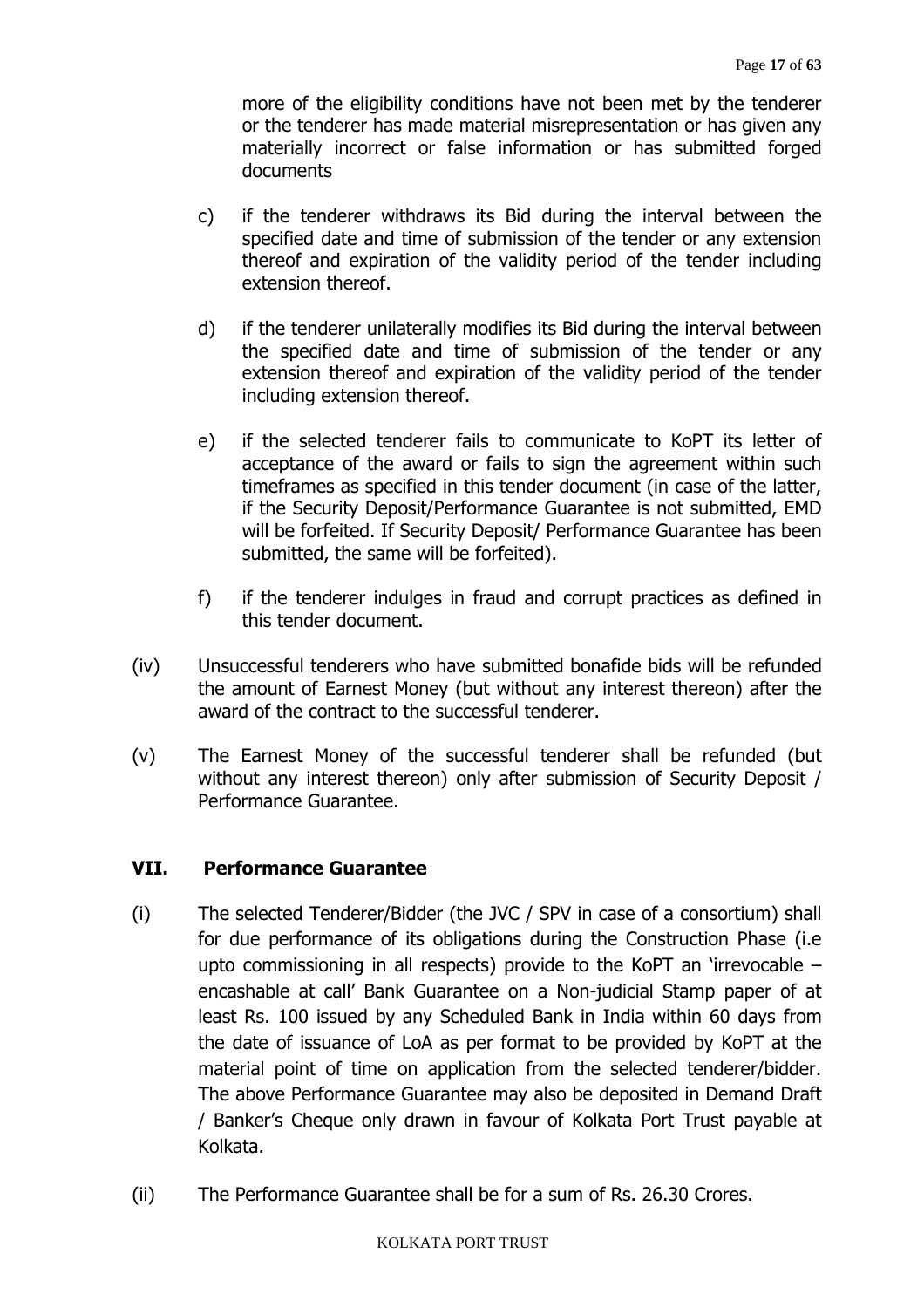more of the eligibility conditions have not been met by the tenderer or the tenderer has made material misrepresentation or has given any materially incorrect or false information or has submitted forged documents

c) if the tenderer withdraws its Bid during the interval between the specified date and time of submission of the tender or any extension thereof and expiration of the validity period of the tender including extension thereof.

d) if the tenderer unilaterally modifies its Bid during the interval between the specified date and time of submission of the tender or any extension thereof and expiration of the validity period of the tender including extension thereof.

e) if the selected tenderer fails to communicate to KoPT its letter of acceptance of the award or fails to sign the agreement within such timeframes as specified in this tender document (in case of the latter, if the Security Deposit/Performance Guarantee is not submitted, EMD will be forfeited. If Security Deposit/ Performance Guarantee has been submitted, the same will be forfeited).

f) if the tenderer indulges in fraud and corrupt practices as defined in this tender document.

(iv) Unsuccessful tenderers who have submitted bonafide bids will be refunded the amount of Earnest Money (but without any interest thereon) after the award of the contract to the successful tenderer.

(v) The Earnest Money of the successful tenderer shall be refunded (but without any interest thereon) only after submission of Security Deposit / Performance Guarantee.

## VII. Performance Guarantee

(i) The selected Tenderer/Bidder (the JVC / SPV in case of a consortium) shall for due performance of its obligations during the Construction Phase (i.e upto commissioning in all respects) provide to the KoPT an 'irrevocable – encashable at call' Bank Guarantee on a Non-judicial Stamp paper of at least Rs. 100 issued by any Scheduled Bank in India within 60 days from the date of issuance of LoA as per format to be provided by KoPT at the material point of time on application from the selected tenderer/bidder. The above Performance Guarantee may also be deposited in Demand Draft / Banker's Cheque only drawn in favour of Kolkata Port Trust payable at Kolkata.

(ii) The Performance Guarantee shall be for a sum of Rs. 26.30 Crores.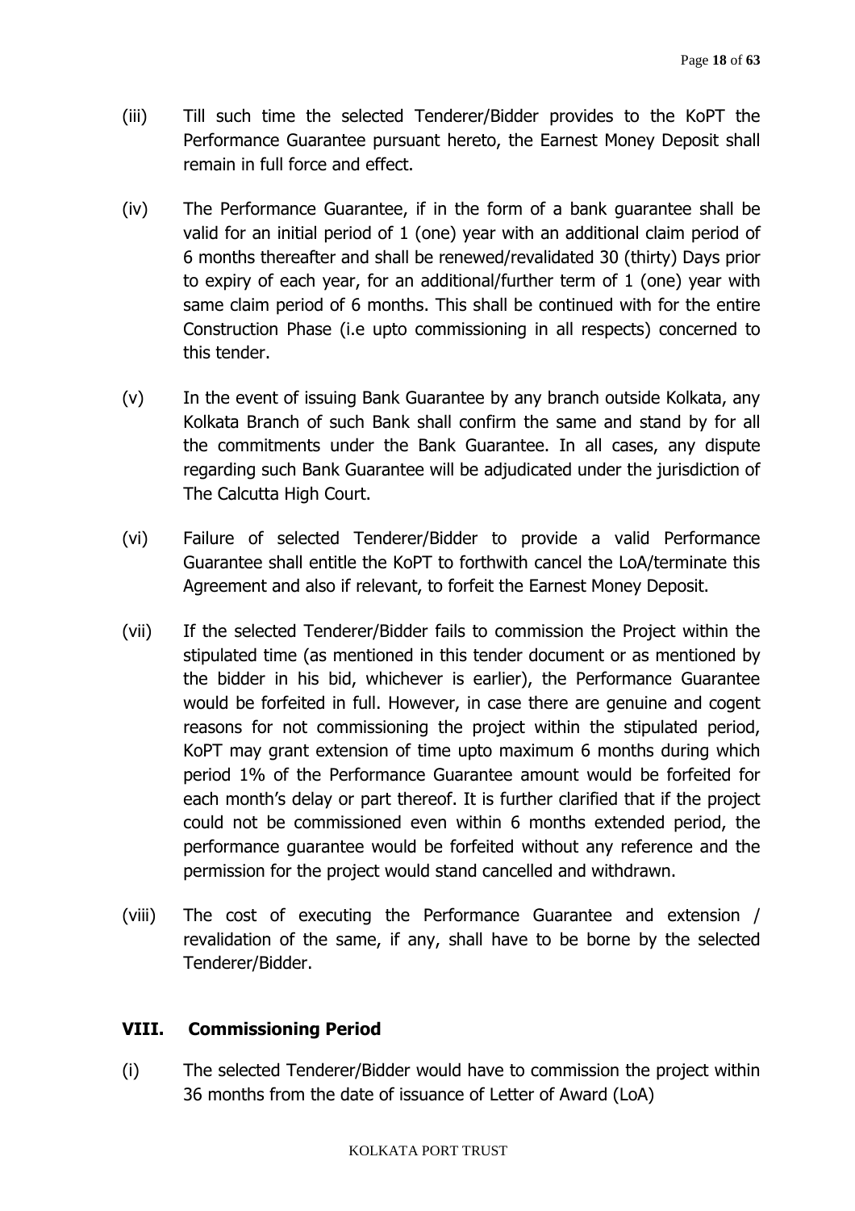(iii) Till such time the selected Tenderer/Bidder provides to the KoPT the Performance Guarantee pursuant hereto, the Earnest Money Deposit shall remain in full force and effect.

(iv) The Performance Guarantee, if in the form of a bank guarantee shall be valid for an initial period of 1 (one) year with an additional claim period of 6 months thereafter and shall be renewed/revalidated 30 (thirty) Days prior to expiry of each year, for an additional/further term of 1 (one) year with same claim period of 6 months. This shall be continued with for the entire Construction Phase (i.e upto commissioning in all respects) concerned to this tender.

(v) In the event of issuing Bank Guarantee by any branch outside Kolkata, any Kolkata Branch of such Bank shall confirm the same and stand by for all the commitments under the Bank Guarantee. In all cases, any dispute regarding such Bank Guarantee will be adjudicated under the jurisdiction of The Calcutta High Court.

(vi) Failure of selected Tenderer/Bidder to provide a valid Performance Guarantee shall entitle the KoPT to forthwith cancel the LoA/terminate this Agreement and also if relevant, to forfeit the Earnest Money Deposit.

(vii) If the selected Tenderer/Bidder fails to commission the Project within the stipulated time (as mentioned in this tender document or as mentioned by the bidder in his bid, whichever is earlier), the Performance Guarantee would be forfeited in full. However, in case there are genuine and cogent reasons for not commissioning the project within the stipulated period, KoPT may grant extension of time upto maximum 6 months during which period 1% of the Performance Guarantee amount would be forfeited for each month's delay or part thereof. It is further clarified that if the project could not be commissioned even within 6 months extended period, the performance guarantee would be forfeited without any reference and the permission for the project would stand cancelled and withdrawn.

(viii) The cost of executing the Performance Guarantee and extension / revalidation of the same, if any, shall have to be borne by the selected Tenderer/Bidder.

## VIII. Commissioning Period

(i) The selected Tenderer/Bidder would have to commission the project within 36 months from the date of issuance of Letter of Award (LoA)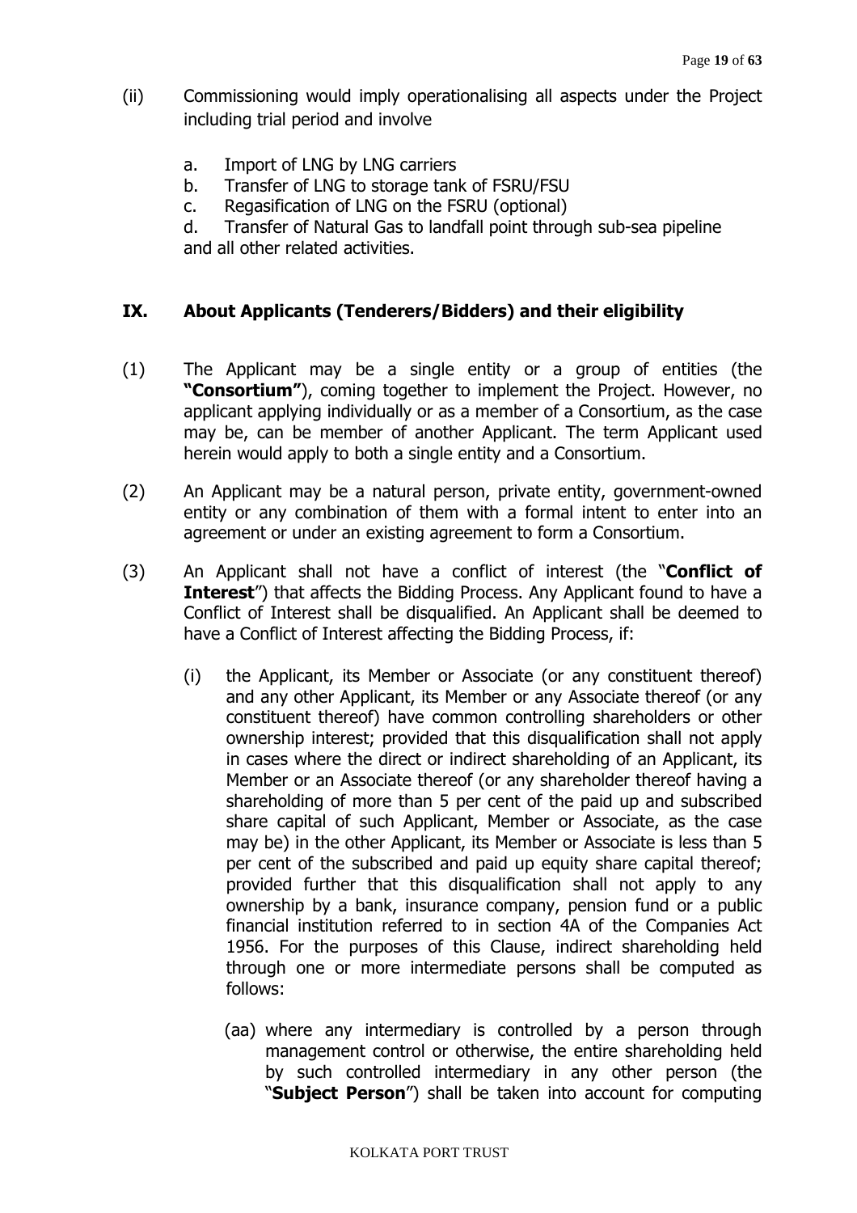(ii) Commissioning would imply operationalising all aspects under the Project including trial period and involve

a. Import of LNG by LNG carriers
b. Transfer of LNG to storage tank of FSRU/FSU
c. Regasification of LNG on the FSRU (optional)
d. Transfer of Natural Gas to landfall point through sub-sea pipeline and all other related activities.

## IX. About Applicants (Tenderers/Bidders) and their eligibility

(1) The Applicant may be a single entity or a group of entities (the **"Consortium"**), coming together to implement the Project. However, no applicant applying individually or as a member of a Consortium, as the case may be, can be member of another Applicant. The term Applicant used herein would apply to both a single entity and a Consortium.

(2) An Applicant may be a natural person, private entity, government-owned entity or any combination of them with a formal intent to enter into an agreement or under an existing agreement to form a Consortium.

(3) An Applicant shall not have a conflict of interest (the "**Conflict of Interest**") that affects the Bidding Process. Any Applicant found to have a Conflict of Interest shall be disqualified. An Applicant shall be deemed to have a Conflict of Interest affecting the Bidding Process, if:

(i) the Applicant, its Member or Associate (or any constituent thereof) and any other Applicant, its Member or any Associate thereof (or any constituent thereof) have common controlling shareholders or other ownership interest; provided that this disqualification shall not apply in cases where the direct or indirect shareholding of an Applicant, its Member or an Associate thereof (or any shareholder thereof having a shareholding of more than 5 per cent of the paid up and subscribed share capital of such Applicant, Member or Associate, as the case may be) in the other Applicant, its Member or Associate is less than 5 per cent of the subscribed and paid up equity share capital thereof; provided further that this disqualification shall not apply to any ownership by a bank, insurance company, pension fund or a public financial institution referred to in section 4A of the Companies Act 1956. For the purposes of this Clause, indirect shareholding held through one or more intermediate persons shall be computed as follows:

(aa) where any intermediary is controlled by a person through management control or otherwise, the entire shareholding held by such controlled intermediary in any other person (the "**Subject Person**") shall be taken into account for computing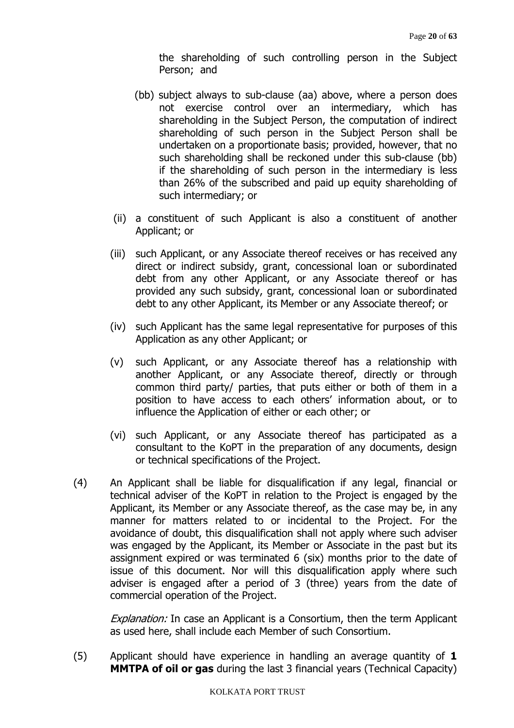the shareholding of such controlling person in the Subject Person; and

(bb) subject always to sub-clause (aa) above, where a person does not exercise control over an intermediary, which has shareholding in the Subject Person, the computation of indirect shareholding of such person in the Subject Person shall be undertaken on a proportionate basis; provided, however, that no such shareholding shall be reckoned under this sub-clause (bb) if the shareholding of such person in the intermediary is less than 26% of the subscribed and paid up equity shareholding of such intermediary; or

(ii) a constituent of such Applicant is also a constituent of another Applicant; or

(iii) such Applicant, or any Associate thereof receives or has received any direct or indirect subsidy, grant, concessional loan or subordinated debt from any other Applicant, or any Associate thereof or has provided any such subsidy, grant, concessional loan or subordinated debt to any other Applicant, its Member or any Associate thereof; or

(iv) such Applicant has the same legal representative for purposes of this Application as any other Applicant; or

(v) such Applicant, or any Associate thereof has a relationship with another Applicant, or any Associate thereof, directly or through common third party/ parties, that puts either or both of them in a position to have access to each others' information about, or to influence the Application of either or each other; or

(vi) such Applicant, or any Associate thereof has participated as a consultant to the KoPT in the preparation of any documents, design or technical specifications of the Project.

(4) An Applicant shall be liable for disqualification if any legal, financial or technical adviser of the KoPT in relation to the Project is engaged by the Applicant, its Member or any Associate thereof, as the case may be, in any manner for matters related to or incidental to the Project. For the avoidance of doubt, this disqualification shall not apply where such adviser was engaged by the Applicant, its Member or Associate in the past but its assignment expired or was terminated 6 (six) months prior to the date of issue of this document. Nor will this disqualification apply where such adviser is engaged after a period of 3 (three) years from the date of commercial operation of the Project.

*Explanation:* In case an Applicant is a Consortium, then the term Applicant as used here, shall include each Member of such Consortium.

(5) Applicant should have experience in handling an average quantity of **1 MMTPA of oil or gas** during the last 3 financial years (Technical Capacity)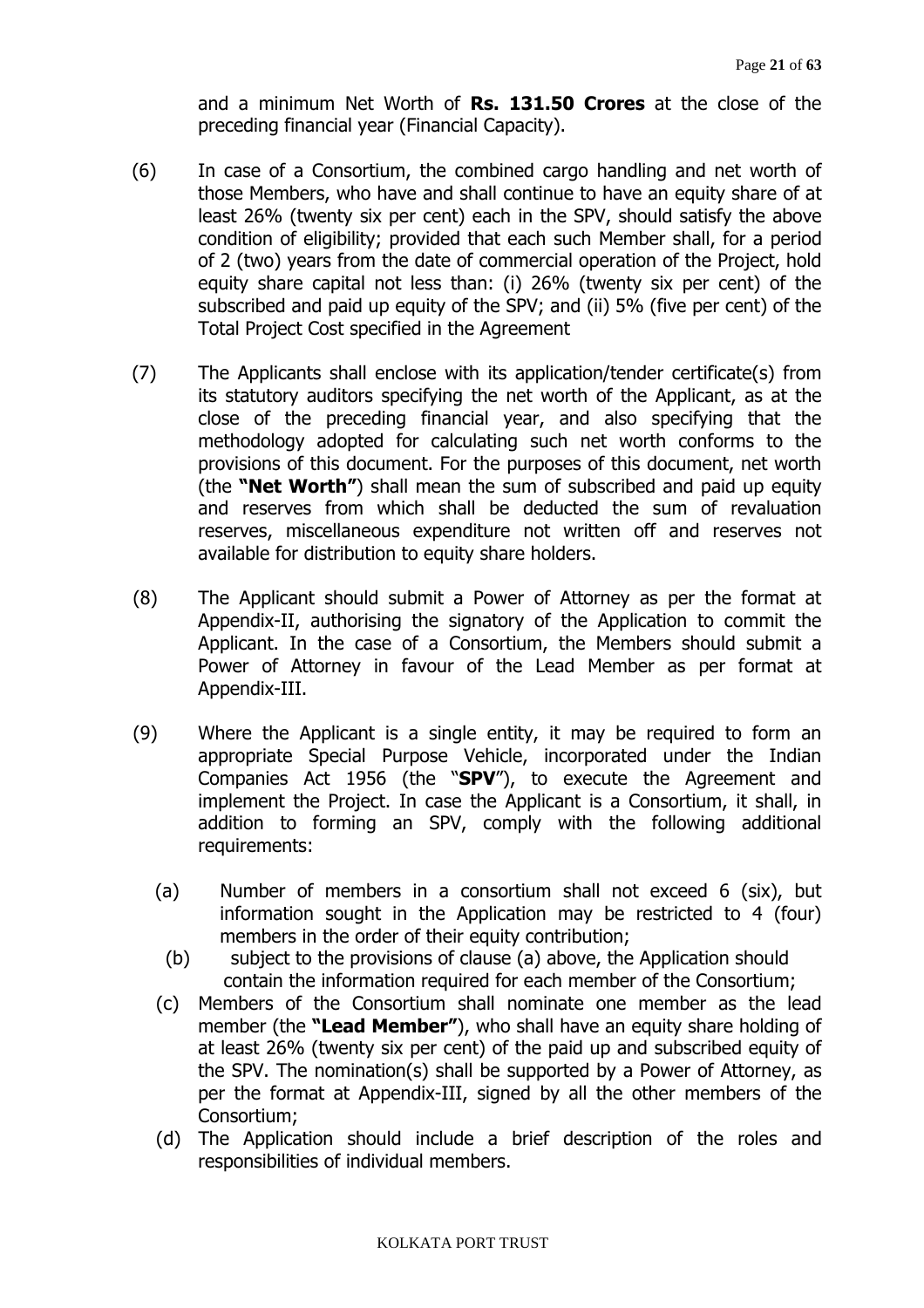and a minimum Net Worth of **Rs. 131.50 Crores** at the close of the preceding financial year (Financial Capacity).

(6) In case of a Consortium, the combined cargo handling and net worth of those Members, who have and shall continue to have an equity share of at least 26% (twenty six per cent) each in the SPV, should satisfy the above condition of eligibility; provided that each such Member shall, for a period of 2 (two) years from the date of commercial operation of the Project, hold equity share capital not less than: (i) 26% (twenty six per cent) of the subscribed and paid up equity of the SPV; and (ii) 5% (five per cent) of the Total Project Cost specified in the Agreement

(7) The Applicants shall enclose with its application/tender certificate(s) from its statutory auditors specifying the net worth of the Applicant, as at the close of the preceding financial year, and also specifying that the methodology adopted for calculating such net worth conforms to the provisions of this document. For the purposes of this document, net worth (the **"Net Worth"**) shall mean the sum of subscribed and paid up equity and reserves from which shall be deducted the sum of revaluation reserves, miscellaneous expenditure not written off and reserves not available for distribution to equity share holders.

(8) The Applicant should submit a Power of Attorney as per the format at Appendix-II, authorising the signatory of the Application to commit the Applicant. In the case of a Consortium, the Members should submit a Power of Attorney in favour of the Lead Member as per format at Appendix-III.

(9) Where the Applicant is a single entity, it may be required to form an appropriate Special Purpose Vehicle, incorporated under the Indian Companies Act 1956 (the "**SPV**"), to execute the Agreement and implement the Project. In case the Applicant is a Consortium, it shall, in addition to forming an SPV, comply with the following additional requirements:

(a) Number of members in a consortium shall not exceed 6 (six), but information sought in the Application may be restricted to 4 (four) members in the order of their equity contribution;

(b) subject to the provisions of clause (a) above, the Application should contain the information required for each member of the Consortium;

(c) Members of the Consortium shall nominate one member as the lead member (the **"Lead Member"**), who shall have an equity share holding of at least 26% (twenty six per cent) of the paid up and subscribed equity of the SPV. The nomination(s) shall be supported by a Power of Attorney, as per the format at Appendix-III, signed by all the other members of the Consortium;

(d) The Application should include a brief description of the roles and responsibilities of individual members.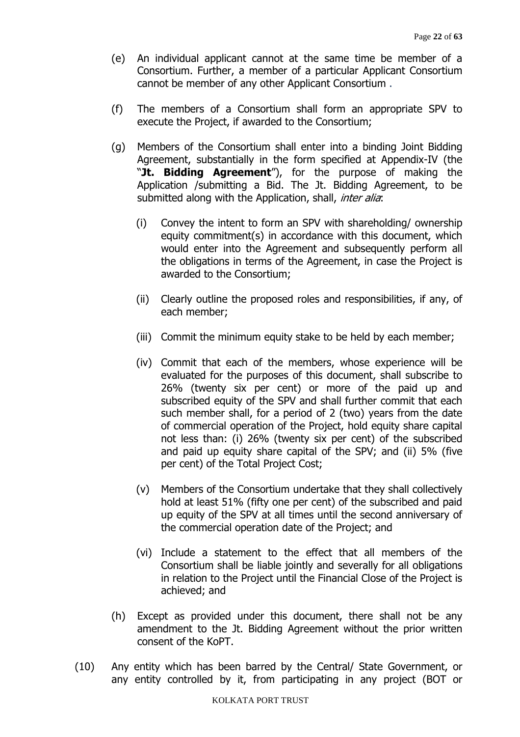(e) An individual applicant cannot at the same time be member of a Consortium. Further, a member of a particular Applicant Consortium cannot be member of any other Applicant Consortium .

(f) The members of a Consortium shall form an appropriate SPV to execute the Project, if awarded to the Consortium;

(g) Members of the Consortium shall enter into a binding Joint Bidding Agreement, substantially in the form specified at Appendix-IV (the "**Jt. Bidding Agreement**"), for the purpose of making the Application /submitting a Bid. The Jt. Bidding Agreement, to be submitted along with the Application, shall, *inter alia*:

   (i) Convey the intent to form an SPV with shareholding/ ownership equity commitment(s) in accordance with this document, which would enter into the Agreement and subsequently perform all the obligations in terms of the Agreement, in case the Project is awarded to the Consortium;

   (ii) Clearly outline the proposed roles and responsibilities, if any, of each member;

   (iii) Commit the minimum equity stake to be held by each member;

   (iv) Commit that each of the members, whose experience will be evaluated for the purposes of this document, shall subscribe to 26% (twenty six per cent) or more of the paid up and subscribed equity of the SPV and shall further commit that each such member shall, for a period of 2 (two) years from the date of commercial operation of the Project, hold equity share capital not less than: (i) 26% (twenty six per cent) of the subscribed and paid up equity share capital of the SPV; and (ii) 5% (five per cent) of the Total Project Cost;

   (v) Members of the Consortium undertake that they shall collectively hold at least 51% (fifty one per cent) of the subscribed and paid up equity of the SPV at all times until the second anniversary of the commercial operation date of the Project; and

   (vi) Include a statement to the effect that all members of the Consortium shall be liable jointly and severally for all obligations in relation to the Project until the Financial Close of the Project is achieved; and

(h) Except as provided under this document, there shall not be any amendment to the Jt. Bidding Agreement without the prior written consent of the KoPT.

(10) Any entity which has been barred by the Central/ State Government, or any entity controlled by it, from participating in any project (BOT or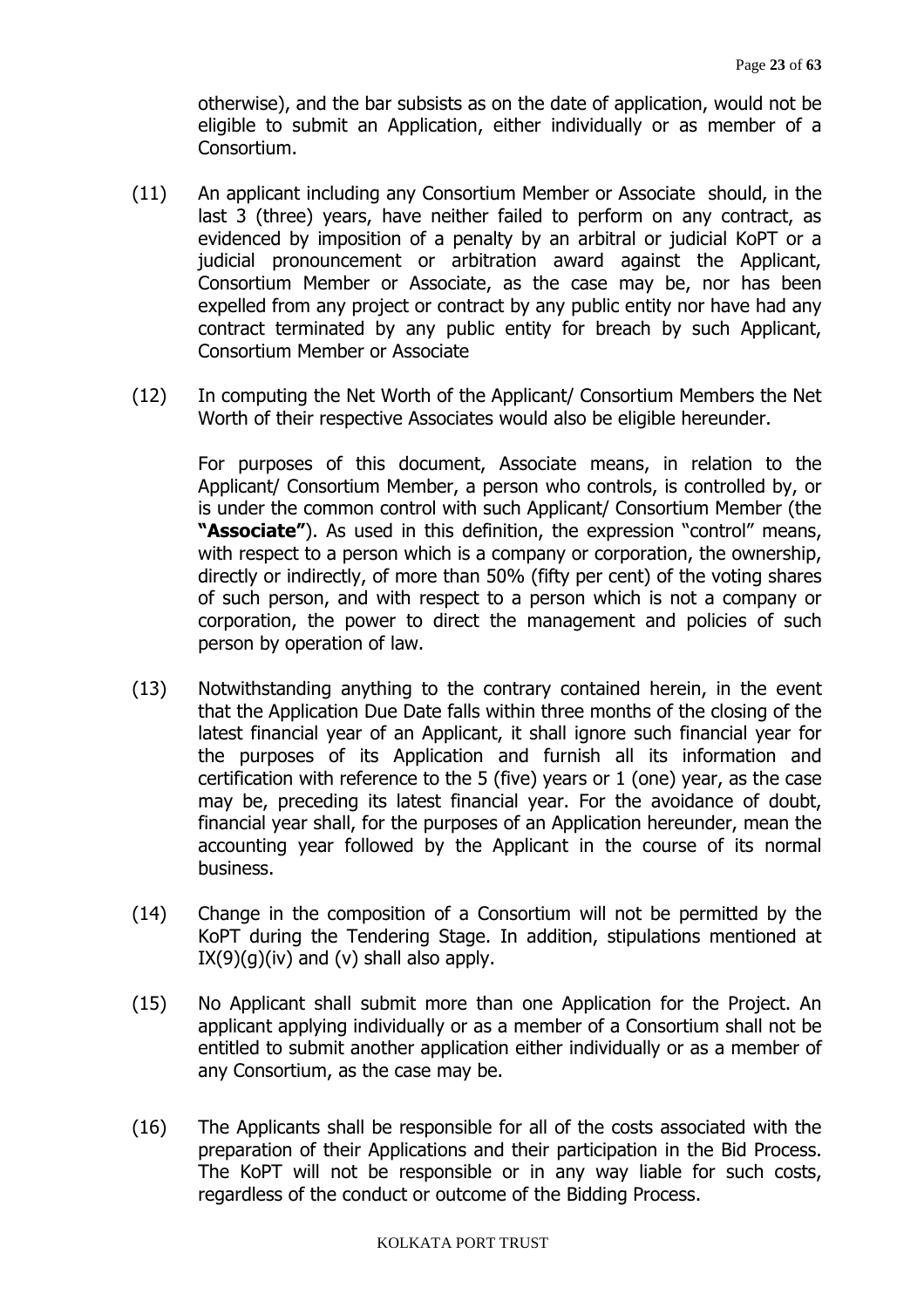otherwise), and the bar subsists as on the date of application, would not be eligible to submit an Application, either individually or as member of a Consortium.

(11) An applicant including any Consortium Member or Associate should, in the last 3 (three) years, have neither failed to perform on any contract, as evidenced by imposition of a penalty by an arbitral or judicial KoPT or a judicial pronouncement or arbitration award against the Applicant, Consortium Member or Associate, as the case may be, nor has been expelled from any project or contract by any public entity nor have had any contract terminated by any public entity for breach by such Applicant, Consortium Member or Associate

(12) In computing the Net Worth of the Applicant/ Consortium Members the Net Worth of their respective Associates would also be eligible hereunder.

For purposes of this document, Associate means, in relation to the Applicant/ Consortium Member, a person who controls, is controlled by, or is under the common control with such Applicant/ Consortium Member (the **"Associate"**). As used in this definition, the expression "control" means, with respect to a person which is a company or corporation, the ownership, directly or indirectly, of more than 50% (fifty per cent) of the voting shares of such person, and with respect to a person which is not a company or corporation, the power to direct the management and policies of such person by operation of law.

(13) Notwithstanding anything to the contrary contained herein, in the event that the Application Due Date falls within three months of the closing of the latest financial year of an Applicant, it shall ignore such financial year for the purposes of its Application and furnish all its information and certification with reference to the 5 (five) years or 1 (one) year, as the case may be, preceding its latest financial year. For the avoidance of doubt, financial year shall, for the purposes of an Application hereunder, mean the accounting year followed by the Applicant in the course of its normal business.

(14) Change in the composition of a Consortium will not be permitted by the KoPT during the Tendering Stage. In addition, stipulations mentioned at IX(9)(g)(iv) and (v) shall also apply.

(15) No Applicant shall submit more than one Application for the Project. An applicant applying individually or as a member of a Consortium shall not be entitled to submit another application either individually or as a member of any Consortium, as the case may be.

(16) The Applicants shall be responsible for all of the costs associated with the preparation of their Applications and their participation in the Bid Process. The KoPT will not be responsible or in any way liable for such costs, regardless of the conduct or outcome of the Bidding Process.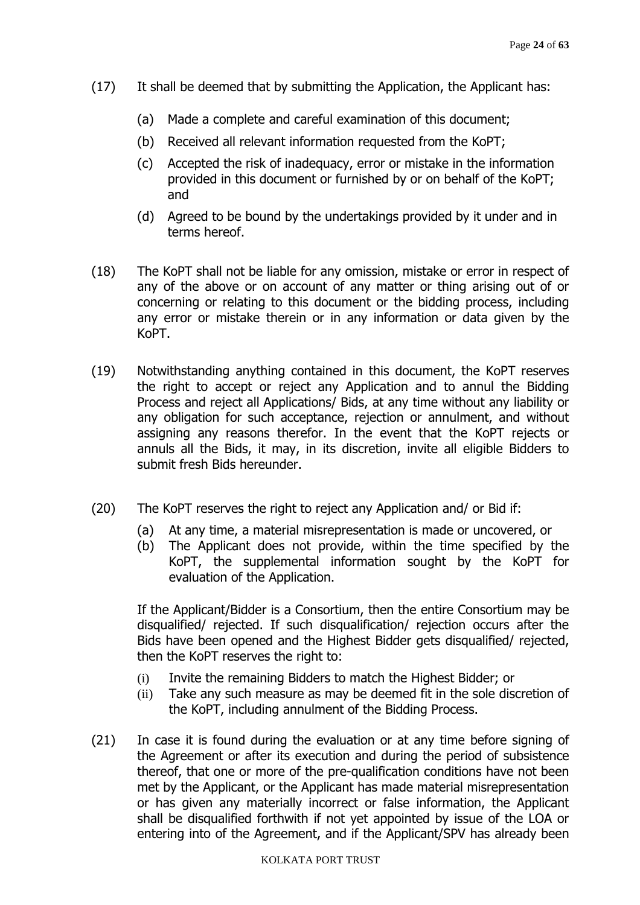(17) It shall be deemed that by submitting the Application, the Applicant has:

- (a) Made a complete and careful examination of this document;
- (b) Received all relevant information requested from the KoPT;
- (c) Accepted the risk of inadequacy, error or mistake in the information provided in this document or furnished by or on behalf of the KoPT; and
- (d) Agreed to be bound by the undertakings provided by it under and in terms hereof.

(18) The KoPT shall not be liable for any omission, mistake or error in respect of any of the above or on account of any matter or thing arising out of or concerning or relating to this document or the bidding process, including any error or mistake therein or in any information or data given by the KoPT.

(19) Notwithstanding anything contained in this document, the KoPT reserves the right to accept or reject any Application and to annul the Bidding Process and reject all Applications/ Bids, at any time without any liability or any obligation for such acceptance, rejection or annulment, and without assigning any reasons therefor. In the event that the KoPT rejects or annuls all the Bids, it may, in its discretion, invite all eligible Bidders to submit fresh Bids hereunder.

(20) The KoPT reserves the right to reject any Application and/ or Bid if:

- (a) At any time, a material misrepresentation is made or uncovered, or
- (b) The Applicant does not provide, within the time specified by the KoPT, the supplemental information sought by the KoPT for evaluation of the Application.

If the Applicant/Bidder is a Consortium, then the entire Consortium may be disqualified/ rejected. If such disqualification/ rejection occurs after the Bids have been opened and the Highest Bidder gets disqualified/ rejected, then the KoPT reserves the right to:

- (i) Invite the remaining Bidders to match the Highest Bidder; or
- (ii) Take any such measure as may be deemed fit in the sole discretion of the KoPT, including annulment of the Bidding Process.

(21) In case it is found during the evaluation or at any time before signing of the Agreement or after its execution and during the period of subsistence thereof, that one or more of the pre-qualification conditions have not been met by the Applicant, or the Applicant has made material misrepresentation or has given any materially incorrect or false information, the Applicant shall be disqualified forthwith if not yet appointed by issue of the LOA or entering into of the Agreement, and if the Applicant/SPV has already been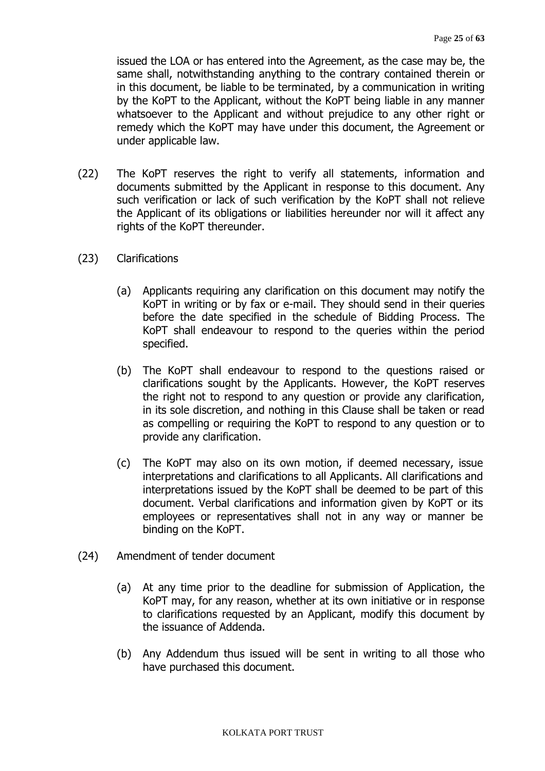issued the LOA or has entered into the Agreement, as the case may be, the same shall, notwithstanding anything to the contrary contained therein or in this document, be liable to be terminated, by a communication in writing by the KoPT to the Applicant, without the KoPT being liable in any manner whatsoever to the Applicant and without prejudice to any other right or remedy which the KoPT may have under this document, the Agreement or under applicable law.

(22) The KoPT reserves the right to verify all statements, information and documents submitted by the Applicant in response to this document. Any such verification or lack of such verification by the KoPT shall not relieve the Applicant of its obligations or liabilities hereunder nor will it affect any rights of the KoPT thereunder.

(23) Clarifications

(a) Applicants requiring any clarification on this document may notify the KoPT in writing or by fax or e-mail. They should send in their queries before the date specified in the schedule of Bidding Process. The KoPT shall endeavour to respond to the queries within the period specified.

(b) The KoPT shall endeavour to respond to the questions raised or clarifications sought by the Applicants. However, the KoPT reserves the right not to respond to any question or provide any clarification, in its sole discretion, and nothing in this Clause shall be taken or read as compelling or requiring the KoPT to respond to any question or to provide any clarification.

(c) The KoPT may also on its own motion, if deemed necessary, issue interpretations and clarifications to all Applicants. All clarifications and interpretations issued by the KoPT shall be deemed to be part of this document. Verbal clarifications and information given by KoPT or its employees or representatives shall not in any way or manner be binding on the KoPT.

(24) Amendment of tender document

(a) At any time prior to the deadline for submission of Application, the KoPT may, for any reason, whether at its own initiative or in response to clarifications requested by an Applicant, modify this document by the issuance of Addenda.

(b) Any Addendum thus issued will be sent in writing to all those who have purchased this document.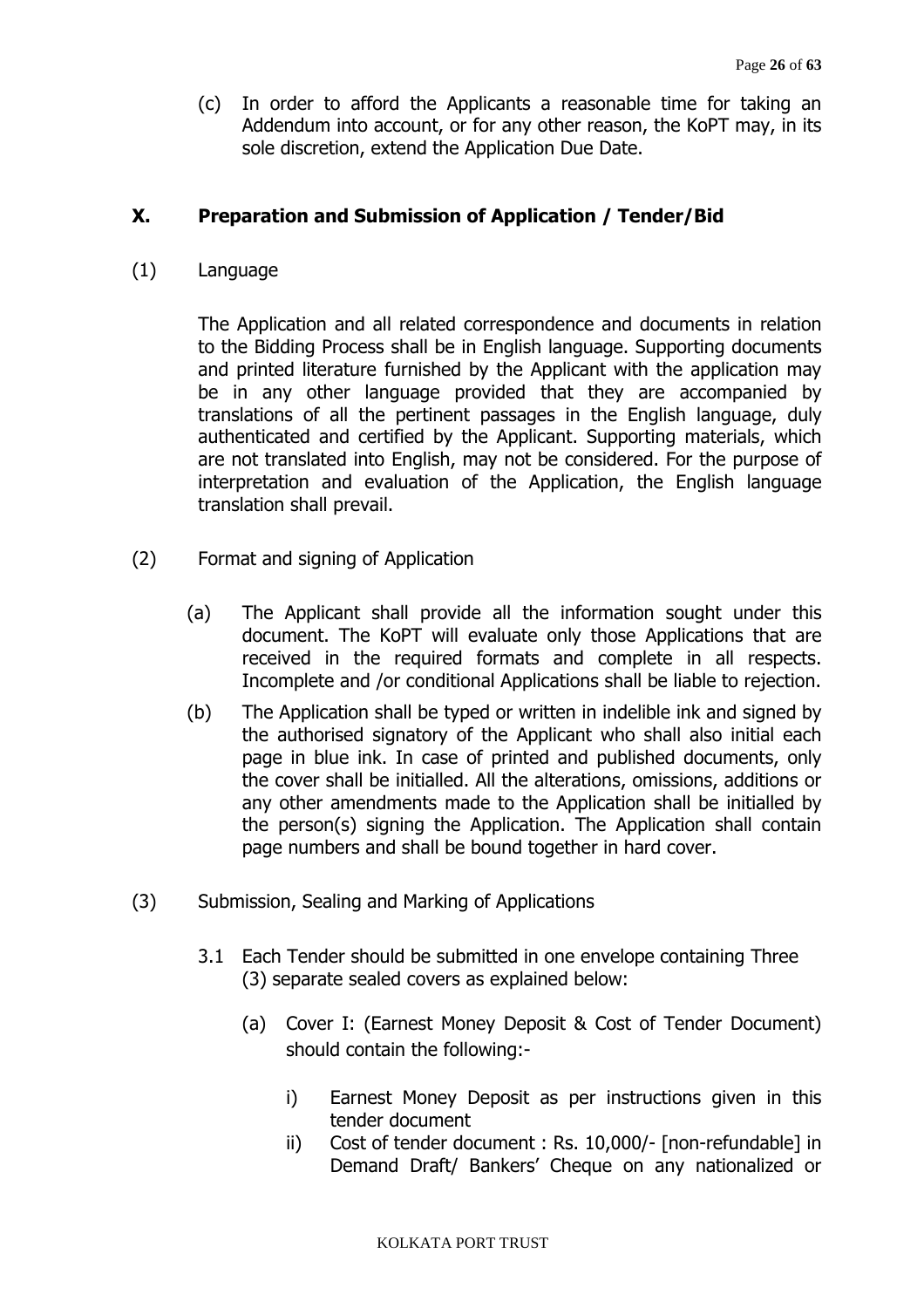(c) In order to afford the Applicants a reasonable time for taking an Addendum into account, or for any other reason, the KoPT may, in its sole discretion, extend the Application Due Date.

## X. Preparation and Submission of Application / Tender/Bid

(1) Language

The Application and all related correspondence and documents in relation to the Bidding Process shall be in English language. Supporting documents and printed literature furnished by the Applicant with the application may be in any other language provided that they are accompanied by translations of all the pertinent passages in the English language, duly authenticated and certified by the Applicant. Supporting materials, which are not translated into English, may not be considered. For the purpose of interpretation and evaluation of the Application, the English language translation shall prevail.

(2) Format and signing of Application

(a) The Applicant shall provide all the information sought under this document. The KoPT will evaluate only those Applications that are received in the required formats and complete in all respects. Incomplete and /or conditional Applications shall be liable to rejection.

(b) The Application shall be typed or written in indelible ink and signed by the authorised signatory of the Applicant who shall also initial each page in blue ink. In case of printed and published documents, only the cover shall be initialled. All the alterations, omissions, additions or any other amendments made to the Application shall be initialled by the person(s) signing the Application. The Application shall contain page numbers and shall be bound together in hard cover.

(3) Submission, Sealing and Marking of Applications

3.1 Each Tender should be submitted in one envelope containing Three (3) separate sealed covers as explained below:

(a) Cover I: (Earnest Money Deposit & Cost of Tender Document) should contain the following:-

i) Earnest Money Deposit as per instructions given in this tender document

ii) Cost of tender document : Rs. 10,000/- [non-refundable] in Demand Draft/ Bankers' Cheque on any nationalized or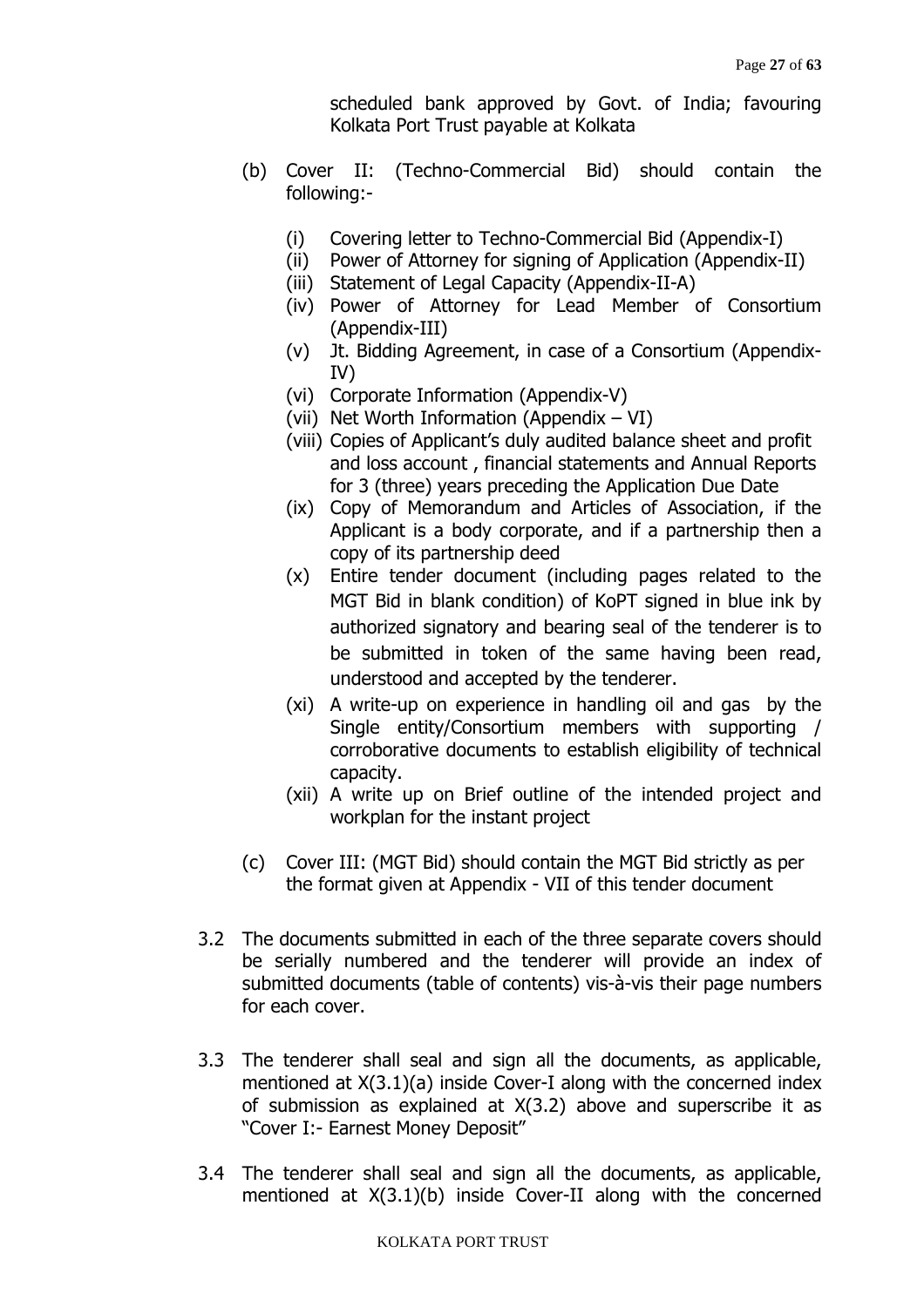scheduled bank approved by Govt. of India; favouring Kolkata Port Trust payable at Kolkata

(b) Cover II: (Techno-Commercial Bid) should contain the following:-

   (i) Covering letter to Techno-Commercial Bid (Appendix-I)
   (ii) Power of Attorney for signing of Application (Appendix-II)
   (iii) Statement of Legal Capacity (Appendix-II-A)
   (iv) Power of Attorney for Lead Member of Consortium (Appendix-III)
   (v) Jt. Bidding Agreement, in case of a Consortium (Appendix-IV)
   (vi) Corporate Information (Appendix-V)
   (vii) Net Worth Information (Appendix – VI)
   (viii) Copies of Applicant's duly audited balance sheet and profit and loss account , financial statements and Annual Reports for 3 (three) years preceding the Application Due Date
   (ix) Copy of Memorandum and Articles of Association, if the Applicant is a body corporate, and if a partnership then a copy of its partnership deed
   (x) Entire tender document (including pages related to the MGT Bid in blank condition) of KoPT signed in blue ink by authorized signatory and bearing seal of the tenderer is to be submitted in token of the same having been read, understood and accepted by the tenderer.
   (xi) A write-up on experience in handling oil and gas by the Single entity/Consortium members with supporting / corroborative documents to establish eligibility of technical capacity.
   (xii) A write up on Brief outline of the intended project and workplan for the instant project

(c) Cover III: (MGT Bid) should contain the MGT Bid strictly as per the format given at Appendix - VII of this tender document

3.2 The documents submitted in each of the three separate covers should be serially numbered and the tenderer will provide an index of submitted documents (table of contents) vis-à-vis their page numbers for each cover.

3.3 The tenderer shall seal and sign all the documents, as applicable, mentioned at X(3.1)(a) inside Cover-I along with the concerned index of submission as explained at X(3.2) above and superscribe it as "Cover I:- Earnest Money Deposit"

3.4 The tenderer shall seal and sign all the documents, as applicable, mentioned at X(3.1)(b) inside Cover-II along with the concerned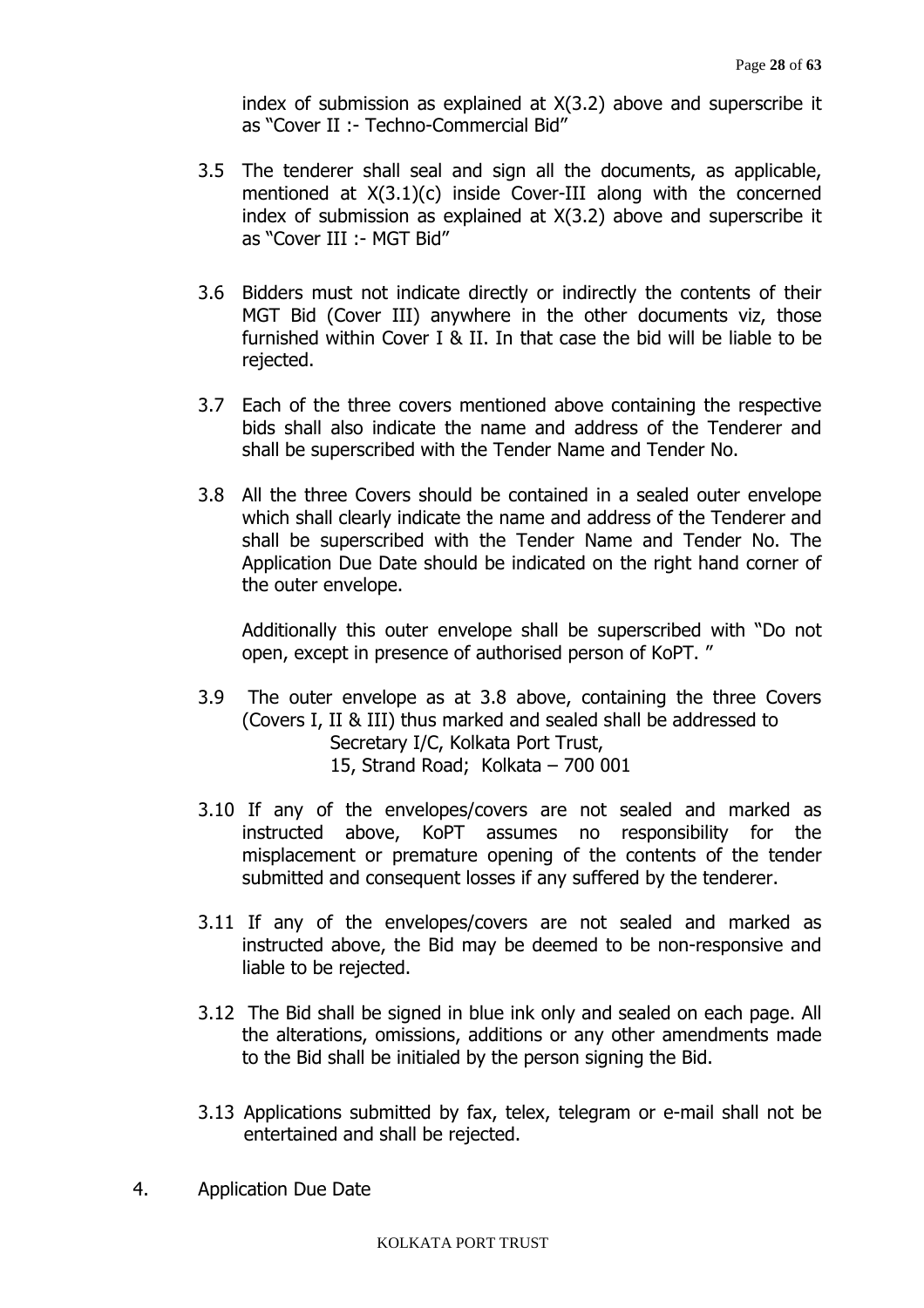index of submission as explained at X(3.2) above and superscribe it as "Cover II :- Techno-Commercial Bid"

3.5 The tenderer shall seal and sign all the documents, as applicable, mentioned at X(3.1)(c) inside Cover-III along with the concerned index of submission as explained at X(3.2) above and superscribe it as "Cover III :- MGT Bid"

3.6 Bidders must not indicate directly or indirectly the contents of their MGT Bid (Cover III) anywhere in the other documents viz, those furnished within Cover I & II. In that case the bid will be liable to be rejected.

3.7 Each of the three covers mentioned above containing the respective bids shall also indicate the name and address of the Tenderer and shall be superscribed with the Tender Name and Tender No.

3.8 All the three Covers should be contained in a sealed outer envelope which shall clearly indicate the name and address of the Tenderer and shall be superscribed with the Tender Name and Tender No. The Application Due Date should be indicated on the right hand corner of the outer envelope.

Additionally this outer envelope shall be superscribed with "Do not open, except in presence of authorised person of KoPT. "

3.9 The outer envelope as at 3.8 above, containing the three Covers (Covers I, II & III) thus marked and sealed shall be addressed to
Secretary I/C, Kolkata Port Trust,
15, Strand Road; Kolkata – 700 001

3.10 If any of the envelopes/covers are not sealed and marked as instructed above, KoPT assumes no responsibility for the misplacement or premature opening of the contents of the tender submitted and consequent losses if any suffered by the tenderer.

3.11 If any of the envelopes/covers are not sealed and marked as instructed above, the Bid may be deemed to be non-responsive and liable to be rejected.

3.12 The Bid shall be signed in blue ink only and sealed on each page. All the alterations, omissions, additions or any other amendments made to the Bid shall be initialed by the person signing the Bid.

3.13 Applications submitted by fax, telex, telegram or e-mail shall not be entertained and shall be rejected.

4. Application Due Date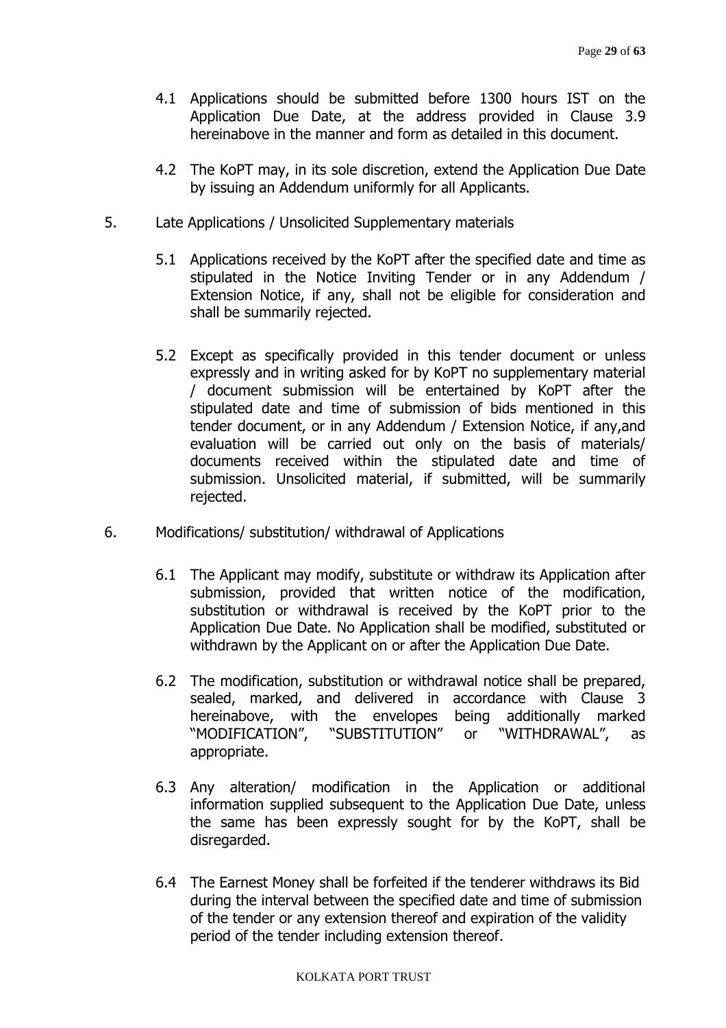4.1 Applications should be submitted before 1300 hours IST on the Application Due Date, at the address provided in Clause 3.9 hereinabove in the manner and form as detailed in this document.

4.2 The KoPT may, in its sole discretion, extend the Application Due Date by issuing an Addendum uniformly for all Applicants.

5. Late Applications / Unsolicited Supplementary materials

5.1 Applications received by the KoPT after the specified date and time as stipulated in the Notice Inviting Tender or in any Addendum / Extension Notice, if any, shall not be eligible for consideration and shall be summarily rejected.

5.2 Except as specifically provided in this tender document or unless expressly and in writing asked for by KoPT no supplementary material / document submission will be entertained by KoPT after the stipulated date and time of submission of bids mentioned in this tender document, or in any Addendum / Extension Notice, if any,and evaluation will be carried out only on the basis of materials/ documents received within the stipulated date and time of submission. Unsolicited material, if submitted, will be summarily rejected.

6. Modifications/ substitution/ withdrawal of Applications

6.1 The Applicant may modify, substitute or withdraw its Application after submission, provided that written notice of the modification, substitution or withdrawal is received by the KoPT prior to the Application Due Date. No Application shall be modified, substituted or withdrawn by the Applicant on or after the Application Due Date.

6.2 The modification, substitution or withdrawal notice shall be prepared, sealed, marked, and delivered in accordance with Clause 3 hereinabove, with the envelopes being additionally marked "MODIFICATION", "SUBSTITUTION" or "WITHDRAWAL", as appropriate.

6.3 Any alteration/ modification in the Application or additional information supplied subsequent to the Application Due Date, unless the same has been expressly sought for by the KoPT, shall be disregarded.

6.4 The Earnest Money shall be forfeited if the tenderer withdraws its Bid during the interval between the specified date and time of submission of the tender or any extension thereof and expiration of the validity period of the tender including extension thereof.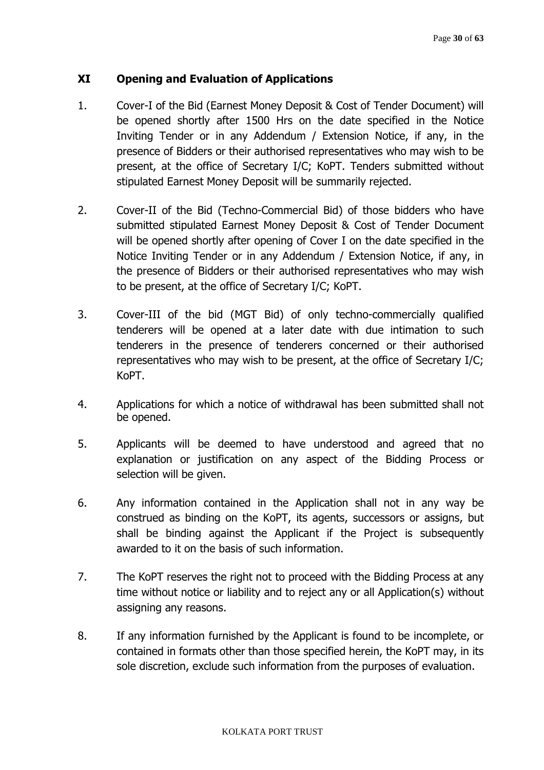## XI Opening and Evaluation of Applications

1. Cover-I of the Bid (Earnest Money Deposit & Cost of Tender Document) will be opened shortly after 1500 Hrs on the date specified in the Notice Inviting Tender or in any Addendum / Extension Notice, if any, in the presence of Bidders or their authorised representatives who may wish to be present, at the office of Secretary I/C; KoPT. Tenders submitted without stipulated Earnest Money Deposit will be summarily rejected.

2. Cover-II of the Bid (Techno-Commercial Bid) of those bidders who have submitted stipulated Earnest Money Deposit & Cost of Tender Document will be opened shortly after opening of Cover I on the date specified in the Notice Inviting Tender or in any Addendum / Extension Notice, if any, in the presence of Bidders or their authorised representatives who may wish to be present, at the office of Secretary I/C; KoPT.

3. Cover-III of the bid (MGT Bid) of only techno-commercially qualified tenderers will be opened at a later date with due intimation to such tenderers in the presence of tenderers concerned or their authorised representatives who may wish to be present, at the office of Secretary I/C; KoPT.

4. Applications for which a notice of withdrawal has been submitted shall not be opened.

5. Applicants will be deemed to have understood and agreed that no explanation or justification on any aspect of the Bidding Process or selection will be given.

6. Any information contained in the Application shall not in any way be construed as binding on the KoPT, its agents, successors or assigns, but shall be binding against the Applicant if the Project is subsequently awarded to it on the basis of such information.

7. The KoPT reserves the right not to proceed with the Bidding Process at any time without notice or liability and to reject any or all Application(s) without assigning any reasons.

8. If any information furnished by the Applicant is found to be incomplete, or contained in formats other than those specified herein, the KoPT may, in its sole discretion, exclude such information from the purposes of evaluation.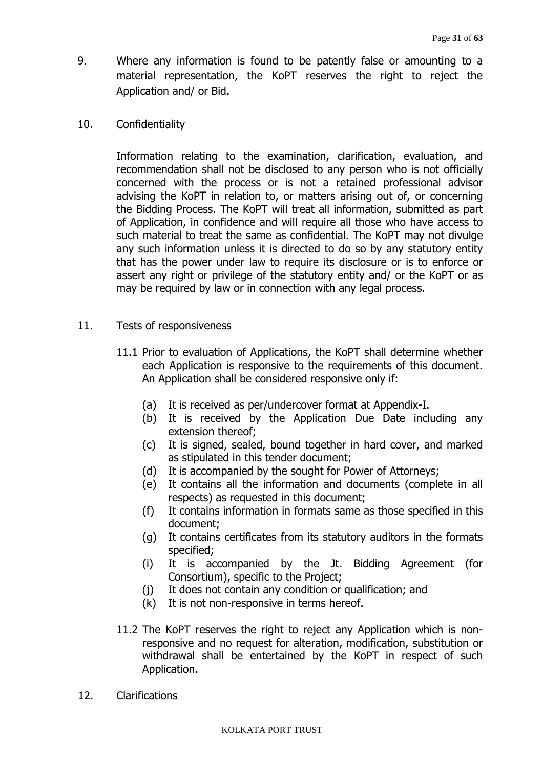9. Where any information is found to be patently false or amounting to a material representation, the KoPT reserves the right to reject the Application and/ or Bid.

10. Confidentiality

    Information relating to the examination, clarification, evaluation, and recommendation shall not be disclosed to any person who is not officially concerned with the process or is not a retained professional advisor advising the KoPT in relation to, or matters arising out of, or concerning the Bidding Process. The KoPT will treat all information, submitted as part of Application, in confidence and will require all those who have access to such material to treat the same as confidential. The KoPT may not divulge any such information unless it is directed to do so by any statutory entity that has the power under law to require its disclosure or is to enforce or assert any right or privilege of the statutory entity and/ or the KoPT or as may be required by law or in connection with any legal process.

11. Tests of responsiveness

    11.1 Prior to evaluation of Applications, the KoPT shall determine whether each Application is responsive to the requirements of this document. An Application shall be considered responsive only if:

    (a) It is received as per/undercover format at Appendix-I.
    (b) It is received by the Application Due Date including any extension thereof;
    (c) It is signed, sealed, bound together in hard cover, and marked as stipulated in this tender document;
    (d) It is accompanied by the sought for Power of Attorneys;
    (e) It contains all the information and documents (complete in all respects) as requested in this document;
    (f) It contains information in formats same as those specified in this document;
    (g) It contains certificates from its statutory auditors in the formats specified;
    (i) It is accompanied by the Jt. Bidding Agreement (for Consortium), specific to the Project;
    (j) It does not contain any condition or qualification; and
    (k) It is not non-responsive in terms hereof.

    11.2 The KoPT reserves the right to reject any Application which is non-responsive and no request for alteration, modification, substitution or withdrawal shall be entertained by the KoPT in respect of such Application.

12. Clarifications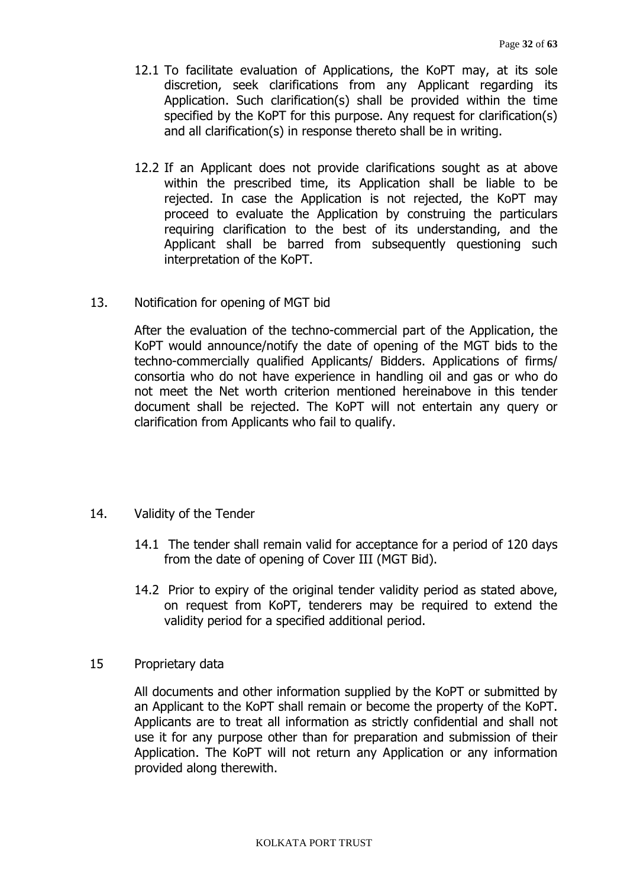12.1 To facilitate evaluation of Applications, the KoPT may, at its sole discretion, seek clarifications from any Applicant regarding its Application. Such clarification(s) shall be provided within the time specified by the KoPT for this purpose. Any request for clarification(s) and all clarification(s) in response thereto shall be in writing.

12.2 If an Applicant does not provide clarifications sought as at above within the prescribed time, its Application shall be liable to be rejected. In case the Application is not rejected, the KoPT may proceed to evaluate the Application by construing the particulars requiring clarification to the best of its understanding, and the Applicant shall be barred from subsequently questioning such interpretation of the KoPT.

13. Notification for opening of MGT bid

After the evaluation of the techno-commercial part of the Application, the KoPT would announce/notify the date of opening of the MGT bids to the techno-commercially qualified Applicants/ Bidders. Applications of firms/ consortia who do not have experience in handling oil and gas or who do not meet the Net worth criterion mentioned hereinabove in this tender document shall be rejected. The KoPT will not entertain any query or clarification from Applicants who fail to qualify.

14. Validity of the Tender

14.1 The tender shall remain valid for acceptance for a period of 120 days from the date of opening of Cover III (MGT Bid).

14.2 Prior to expiry of the original tender validity period as stated above, on request from KoPT, tenderers may be required to extend the validity period for a specified additional period.

15 Proprietary data

All documents and other information supplied by the KoPT or submitted by an Applicant to the KoPT shall remain or become the property of the KoPT. Applicants are to treat all information as strictly confidential and shall not use it for any purpose other than for preparation and submission of their Application. The KoPT will not return any Application or any information provided along therewith.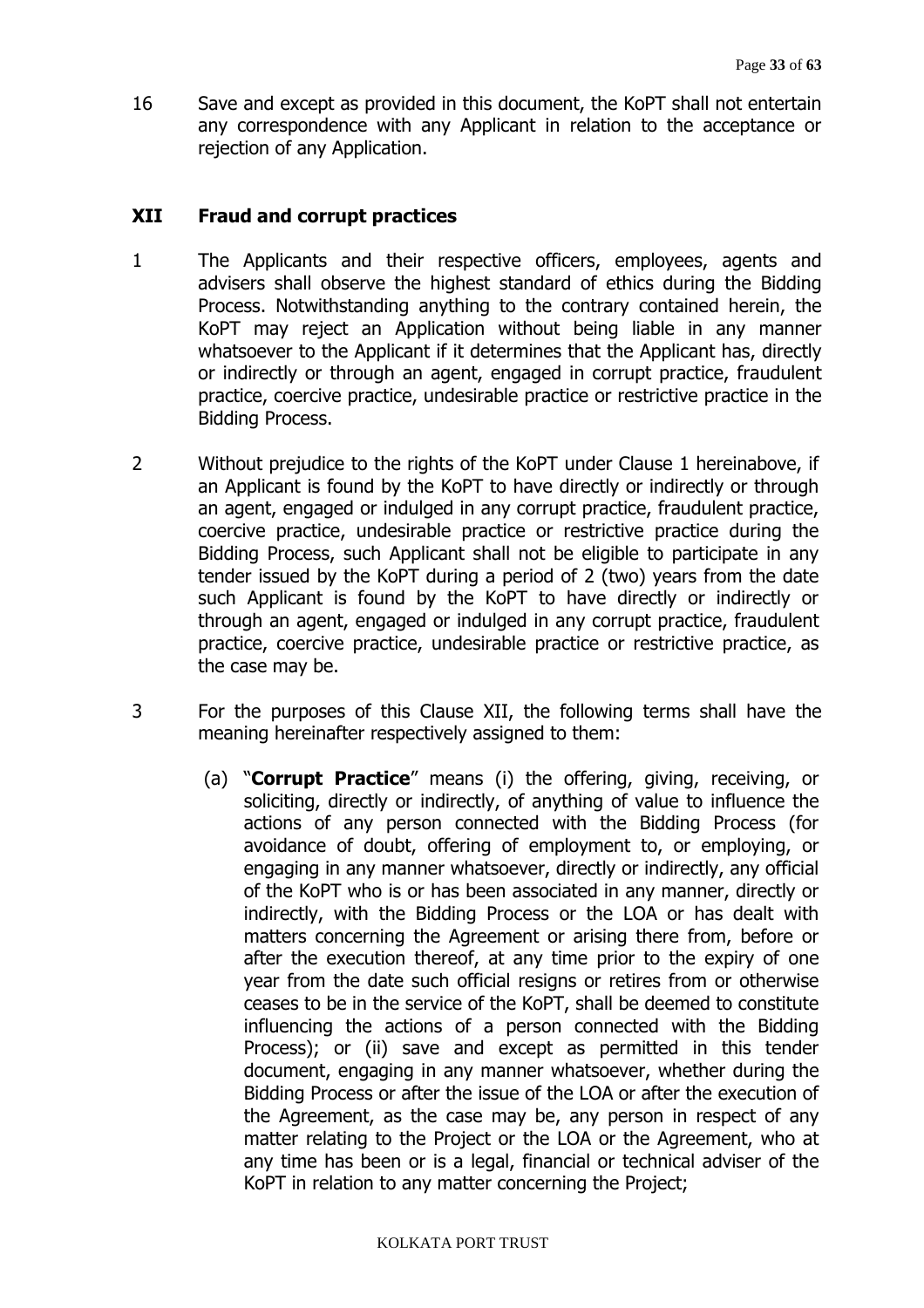16 Save and except as provided in this document, the KoPT shall not entertain any correspondence with any Applicant in relation to the acceptance or rejection of any Application.

## XII Fraud and corrupt practices

1 The Applicants and their respective officers, employees, agents and advisers shall observe the highest standard of ethics during the Bidding Process. Notwithstanding anything to the contrary contained herein, the KoPT may reject an Application without being liable in any manner whatsoever to the Applicant if it determines that the Applicant has, directly or indirectly or through an agent, engaged in corrupt practice, fraudulent practice, coercive practice, undesirable practice or restrictive practice in the Bidding Process.

2 Without prejudice to the rights of the KoPT under Clause 1 hereinabove, if an Applicant is found by the KoPT to have directly or indirectly or through an agent, engaged or indulged in any corrupt practice, fraudulent practice, coercive practice, undesirable practice or restrictive practice during the Bidding Process, such Applicant shall not be eligible to participate in any tender issued by the KoPT during a period of 2 (two) years from the date such Applicant is found by the KoPT to have directly or indirectly or through an agent, engaged or indulged in any corrupt practice, fraudulent practice, coercive practice, undesirable practice or restrictive practice, as the case may be.

3 For the purposes of this Clause XII, the following terms shall have the meaning hereinafter respectively assigned to them:

(a) "**Corrupt Practice**" means (i) the offering, giving, receiving, or soliciting, directly or indirectly, of anything of value to influence the actions of any person connected with the Bidding Process (for avoidance of doubt, offering of employment to, or employing, or engaging in any manner whatsoever, directly or indirectly, any official of the KoPT who is or has been associated in any manner, directly or indirectly, with the Bidding Process or the LOA or has dealt with matters concerning the Agreement or arising there from, before or after the execution thereof, at any time prior to the expiry of one year from the date such official resigns or retires from or otherwise ceases to be in the service of the KoPT, shall be deemed to constitute influencing the actions of a person connected with the Bidding Process); or (ii) save and except as permitted in this tender document, engaging in any manner whatsoever, whether during the Bidding Process or after the issue of the LOA or after the execution of the Agreement, as the case may be, any person in respect of any matter relating to the Project or the LOA or the Agreement, who at any time has been or is a legal, financial or technical adviser of the KoPT in relation to any matter concerning the Project;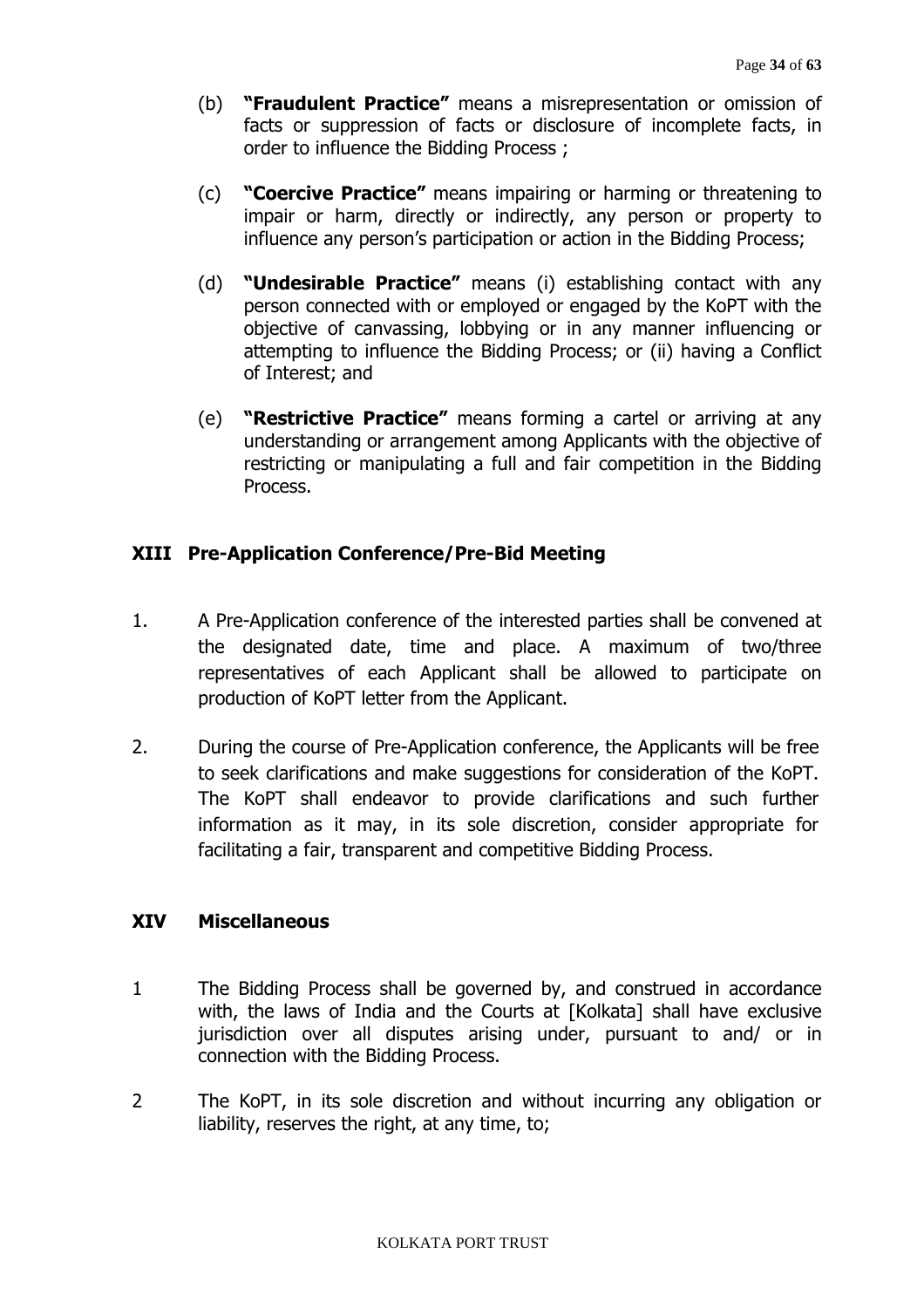(b) **"Fraudulent Practice"** means a misrepresentation or omission of facts or suppression of facts or disclosure of incomplete facts, in order to influence the Bidding Process ;

(c) **"Coercive Practice"** means impairing or harming or threatening to impair or harm, directly or indirectly, any person or property to influence any person's participation or action in the Bidding Process;

(d) **"Undesirable Practice"** means (i) establishing contact with any person connected with or employed or engaged by the KoPT with the objective of canvassing, lobbying or in any manner influencing or attempting to influence the Bidding Process; or (ii) having a Conflict of Interest; and

(e) **"Restrictive Practice"** means forming a cartel or arriving at any understanding or arrangement among Applicants with the objective of restricting or manipulating a full and fair competition in the Bidding Process.

## XIII Pre-Application Conference/Pre-Bid Meeting

1. A Pre-Application conference of the interested parties shall be convened at the designated date, time and place. A maximum of two/three representatives of each Applicant shall be allowed to participate on production of KoPT letter from the Applicant.

2. During the course of Pre-Application conference, the Applicants will be free to seek clarifications and make suggestions for consideration of the KoPT. The KoPT shall endeavor to provide clarifications and such further information as it may, in its sole discretion, consider appropriate for facilitating a fair, transparent and competitive Bidding Process.

## XIV Miscellaneous

1 The Bidding Process shall be governed by, and construed in accordance with, the laws of India and the Courts at [Kolkata] shall have exclusive jurisdiction over all disputes arising under, pursuant to and/ or in connection with the Bidding Process.

2 The KoPT, in its sole discretion and without incurring any obligation or liability, reserves the right, at any time, to;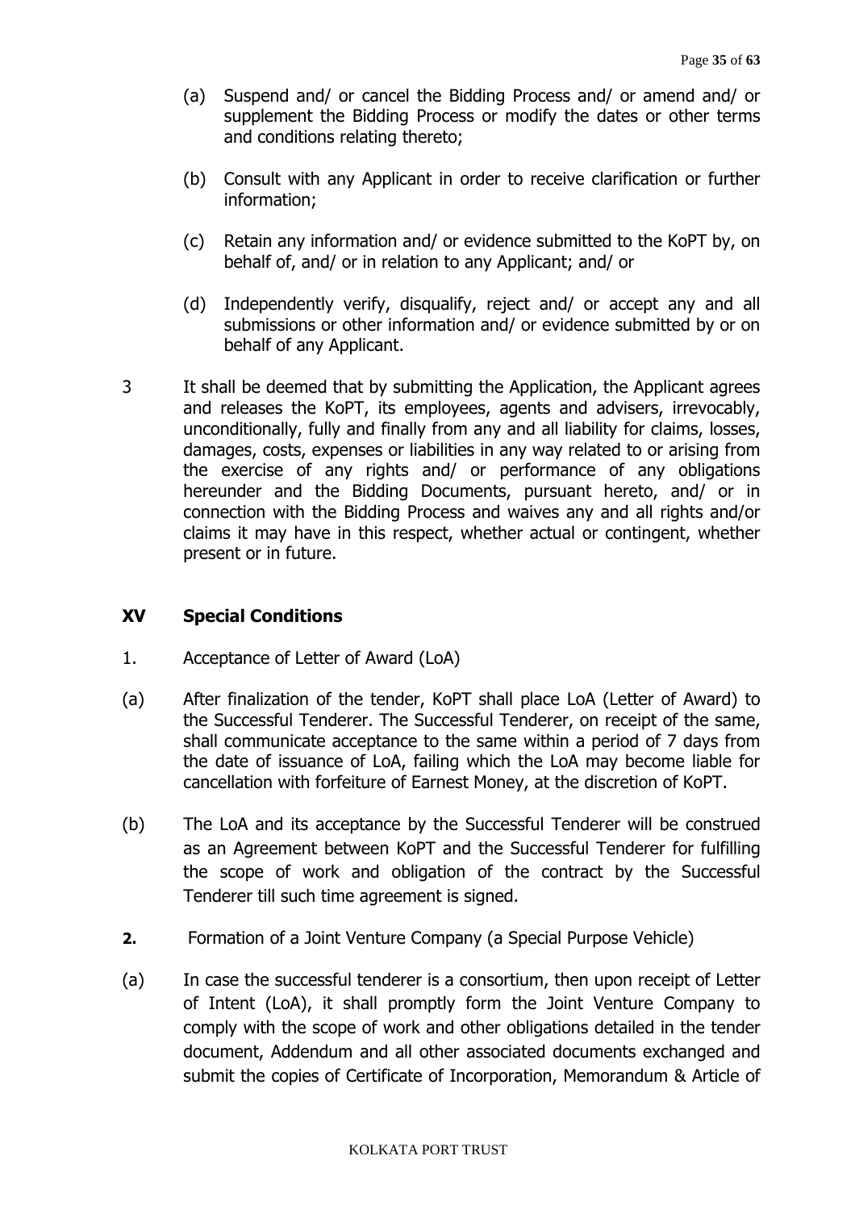(a) Suspend and/ or cancel the Bidding Process and/ or amend and/ or supplement the Bidding Process or modify the dates or other terms and conditions relating thereto;

(b) Consult with any Applicant in order to receive clarification or further information;

(c) Retain any information and/ or evidence submitted to the KoPT by, on behalf of, and/ or in relation to any Applicant; and/ or

(d) Independently verify, disqualify, reject and/ or accept any and all submissions or other information and/ or evidence submitted by or on behalf of any Applicant.

3 It shall be deemed that by submitting the Application, the Applicant agrees and releases the KoPT, its employees, agents and advisers, irrevocably, unconditionally, fully and finally from any and all liability for claims, losses, damages, costs, expenses or liabilities in any way related to or arising from the exercise of any rights and/ or performance of any obligations hereunder and the Bidding Documents, pursuant hereto, and/ or in connection with the Bidding Process and waives any and all rights and/or claims it may have in this respect, whether actual or contingent, whether present or in future.

## XV Special Conditions

1. Acceptance of Letter of Award (LoA)

(a) After finalization of the tender, KoPT shall place LoA (Letter of Award) to the Successful Tenderer. The Successful Tenderer, on receipt of the same, shall communicate acceptance to the same within a period of 7 days from the date of issuance of LoA, failing which the LoA may become liable for cancellation with forfeiture of Earnest Money, at the discretion of KoPT.

(b) The LoA and its acceptance by the Successful Tenderer will be construed as an Agreement between KoPT and the Successful Tenderer for fulfilling the scope of work and obligation of the contract by the Successful Tenderer till such time agreement is signed.

**2.** Formation of a Joint Venture Company (a Special Purpose Vehicle)

(a) In case the successful tenderer is a consortium, then upon receipt of Letter of Intent (LoA), it shall promptly form the Joint Venture Company to comply with the scope of work and other obligations detailed in the tender document, Addendum and all other associated documents exchanged and submit the copies of Certificate of Incorporation, Memorandum & Article of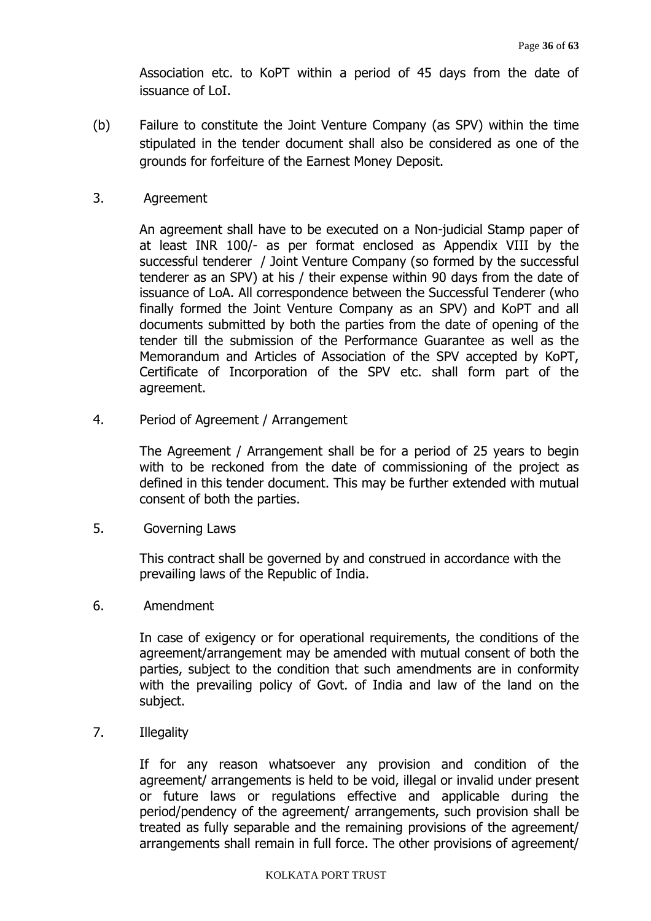Association etc. to KoPT within a period of 45 days from the date of issuance of LoI.

(b) Failure to constitute the Joint Venture Company (as SPV) within the time stipulated in the tender document shall also be considered as one of the grounds for forfeiture of the Earnest Money Deposit.

3. Agreement

An agreement shall have to be executed on a Non-judicial Stamp paper of at least INR 100/- as per format enclosed as Appendix VIII by the successful tenderer / Joint Venture Company (so formed by the successful tenderer as an SPV) at his / their expense within 90 days from the date of issuance of LoA. All correspondence between the Successful Tenderer (who finally formed the Joint Venture Company as an SPV) and KoPT and all documents submitted by both the parties from the date of opening of the tender till the submission of the Performance Guarantee as well as the Memorandum and Articles of Association of the SPV accepted by KoPT, Certificate of Incorporation of the SPV etc. shall form part of the agreement.

4. Period of Agreement / Arrangement

The Agreement / Arrangement shall be for a period of 25 years to begin with to be reckoned from the date of commissioning of the project as defined in this tender document. This may be further extended with mutual consent of both the parties.

5. Governing Laws

This contract shall be governed by and construed in accordance with the prevailing laws of the Republic of India.

6. Amendment

In case of exigency or for operational requirements, the conditions of the agreement/arrangement may be amended with mutual consent of both the parties, subject to the condition that such amendments are in conformity with the prevailing policy of Govt. of India and law of the land on the subject.

7. Illegality

If for any reason whatsoever any provision and condition of the agreement/ arrangements is held to be void, illegal or invalid under present or future laws or regulations effective and applicable during the period/pendency of the agreement/ arrangements, such provision shall be treated as fully separable and the remaining provisions of the agreement/ arrangements shall remain in full force. The other provisions of agreement/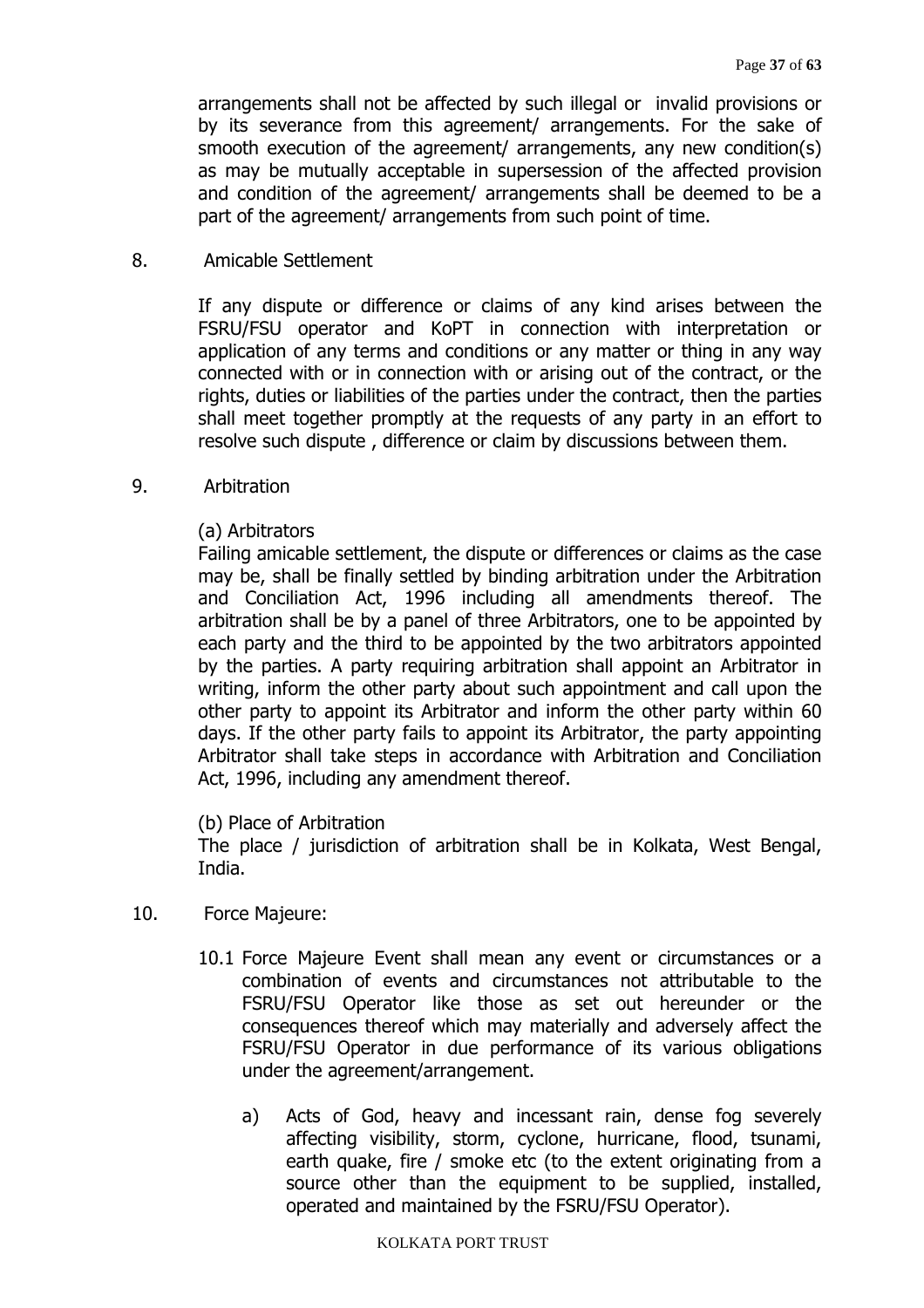arrangements shall not be affected by such illegal or invalid provisions or by its severance from this agreement/ arrangements. For the sake of smooth execution of the agreement/ arrangements, any new condition(s) as may be mutually acceptable in supersession of the affected provision and condition of the agreement/ arrangements shall be deemed to be a part of the agreement/ arrangements from such point of time.

8. Amicable Settlement

If any dispute or difference or claims of any kind arises between the FSRU/FSU operator and KoPT in connection with interpretation or application of any terms and conditions or any matter or thing in any way connected with or in connection with or arising out of the contract, or the rights, duties or liabilities of the parties under the contract, then the parties shall meet together promptly at the requests of any party in an effort to resolve such dispute , difference or claim by discussions between them.

9. Arbitration

(a) Arbitrators

Failing amicable settlement, the dispute or differences or claims as the case may be, shall be finally settled by binding arbitration under the Arbitration and Conciliation Act, 1996 including all amendments thereof. The arbitration shall be by a panel of three Arbitrators, one to be appointed by each party and the third to be appointed by the two arbitrators appointed by the parties. A party requiring arbitration shall appoint an Arbitrator in writing, inform the other party about such appointment and call upon the other party to appoint its Arbitrator and inform the other party within 60 days. If the other party fails to appoint its Arbitrator, the party appointing Arbitrator shall take steps in accordance with Arbitration and Conciliation Act, 1996, including any amendment thereof.

(b) Place of Arbitration

The place / jurisdiction of arbitration shall be in Kolkata, West Bengal, India.

10. Force Majeure:

10.1 Force Majeure Event shall mean any event or circumstances or a combination of events and circumstances not attributable to the FSRU/FSU Operator like those as set out hereunder or the consequences thereof which may materially and adversely affect the FSRU/FSU Operator in due performance of its various obligations under the agreement/arrangement.

a) Acts of God, heavy and incessant rain, dense fog severely affecting visibility, storm, cyclone, hurricane, flood, tsunami, earth quake, fire / smoke etc (to the extent originating from a source other than the equipment to be supplied, installed, operated and maintained by the FSRU/FSU Operator).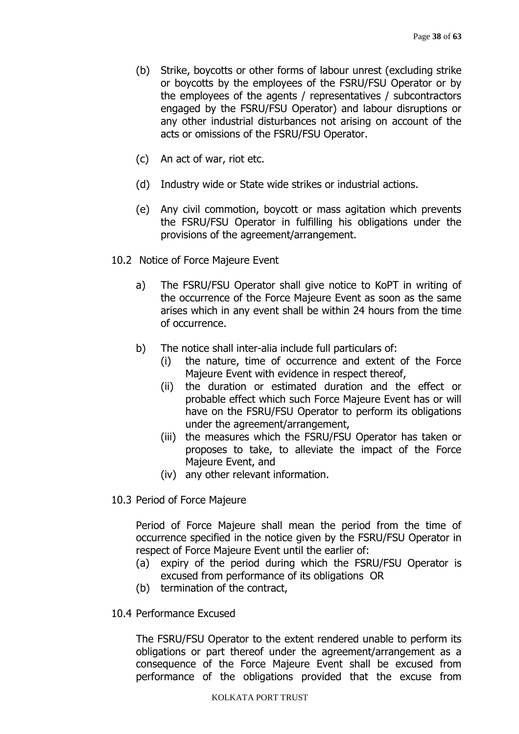(b) Strike, boycotts or other forms of labour unrest (excluding strike or boycotts by the employees of the FSRU/FSU Operator or by the employees of the agents / representatives / subcontractors engaged by the FSRU/FSU Operator) and labour disruptions or any other industrial disturbances not arising on account of the acts or omissions of the FSRU/FSU Operator.

(c) An act of war, riot etc.

(d) Industry wide or State wide strikes or industrial actions.

(e) Any civil commotion, boycott or mass agitation which prevents the FSRU/FSU Operator in fulfilling his obligations under the provisions of the agreement/arrangement.

10.2 Notice of Force Majeure Event

a) The FSRU/FSU Operator shall give notice to KoPT in writing of the occurrence of the Force Majeure Event as soon as the same arises which in any event shall be within 24 hours from the time of occurrence.

b) The notice shall inter-alia include full particulars of:
   (i) the nature, time of occurrence and extent of the Force Majeure Event with evidence in respect thereof,
   (ii) the duration or estimated duration and the effect or probable effect which such Force Majeure Event has or will have on the FSRU/FSU Operator to perform its obligations under the agreement/arrangement,
   (iii) the measures which the FSRU/FSU Operator has taken or proposes to take, to alleviate the impact of the Force Majeure Event, and
   (iv) any other relevant information.

10.3 Period of Force Majeure

Period of Force Majeure shall mean the period from the time of occurrence specified in the notice given by the FSRU/FSU Operator in respect of Force Majeure Event until the earlier of:
(a) expiry of the period during which the FSRU/FSU Operator is excused from performance of its obligations OR
(b) termination of the contract,

10.4 Performance Excused

The FSRU/FSU Operator to the extent rendered unable to perform its obligations or part thereof under the agreement/arrangement as a consequence of the Force Majeure Event shall be excused from performance of the obligations provided that the excuse from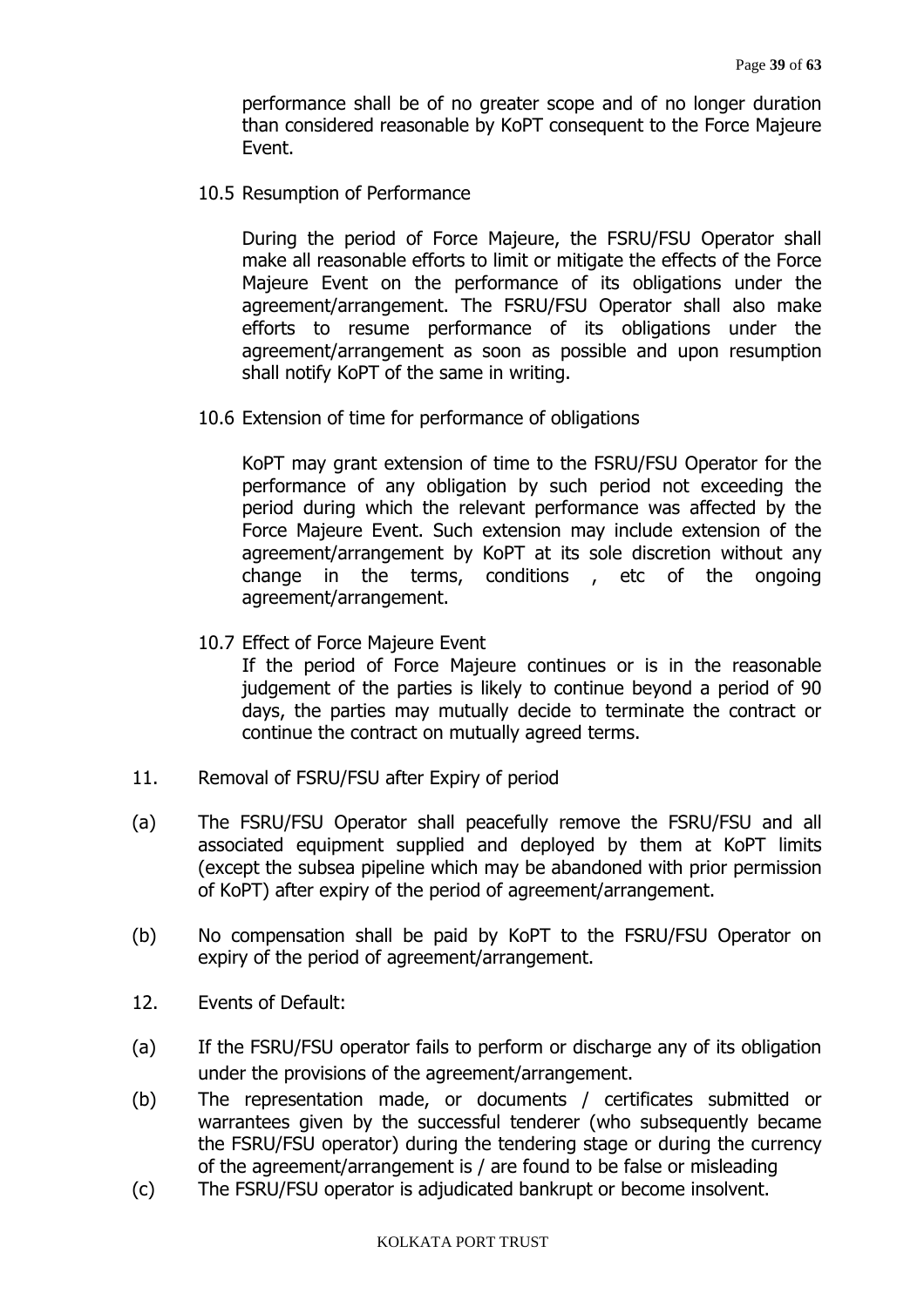performance shall be of no greater scope and of no longer duration than considered reasonable by KoPT consequent to the Force Majeure Event.

10.5 Resumption of Performance

During the period of Force Majeure, the FSRU/FSU Operator shall make all reasonable efforts to limit or mitigate the effects of the Force Majeure Event on the performance of its obligations under the agreement/arrangement. The FSRU/FSU Operator shall also make efforts to resume performance of its obligations under the agreement/arrangement as soon as possible and upon resumption shall notify KoPT of the same in writing.

10.6 Extension of time for performance of obligations

KoPT may grant extension of time to the FSRU/FSU Operator for the performance of any obligation by such period not exceeding the period during which the relevant performance was affected by the Force Majeure Event. Such extension may include extension of the agreement/arrangement by KoPT at its sole discretion without any change in the terms, conditions , etc of the ongoing agreement/arrangement.

10.7 Effect of Force Majeure Event

If the period of Force Majeure continues or is in the reasonable judgement of the parties is likely to continue beyond a period of 90 days, the parties may mutually decide to terminate the contract or continue the contract on mutually agreed terms.

11. Removal of FSRU/FSU after Expiry of period

(a) The FSRU/FSU Operator shall peacefully remove the FSRU/FSU and all associated equipment supplied and deployed by them at KoPT limits (except the subsea pipeline which may be abandoned with prior permission of KoPT) after expiry of the period of agreement/arrangement.

(b) No compensation shall be paid by KoPT to the FSRU/FSU Operator on expiry of the period of agreement/arrangement.

12. Events of Default:

(a) If the FSRU/FSU operator fails to perform or discharge any of its obligation under the provisions of the agreement/arrangement.

(b) The representation made, or documents / certificates submitted or warrantees given by the successful tenderer (who subsequently became the FSRU/FSU operator) during the tendering stage or during the currency of the agreement/arrangement is / are found to be false or misleading

(c) The FSRU/FSU operator is adjudicated bankrupt or become insolvent.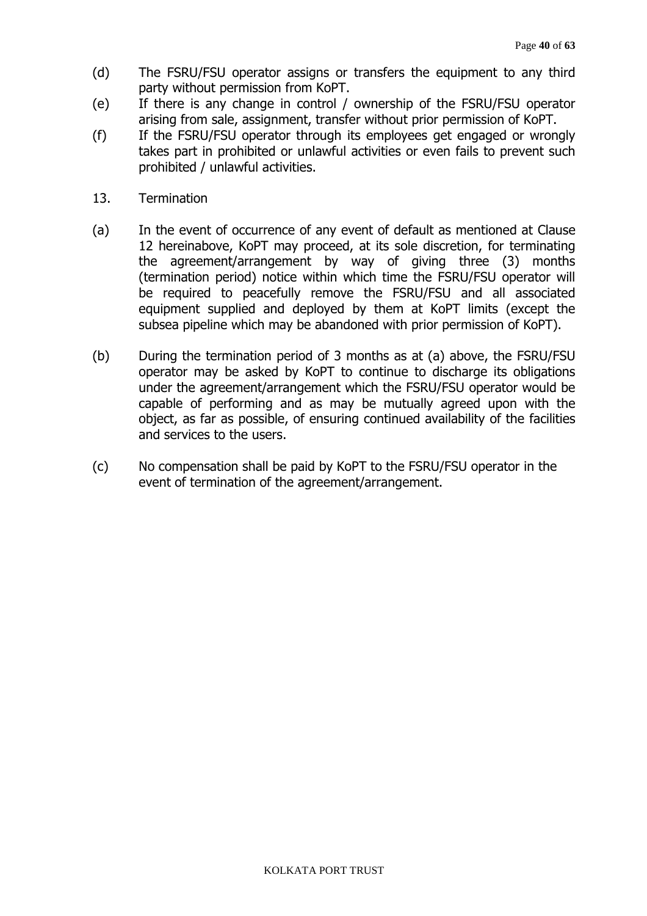(d) The FSRU/FSU operator assigns or transfers the equipment to any third party without permission from KoPT.

(e) If there is any change in control / ownership of the FSRU/FSU operator arising from sale, assignment, transfer without prior permission of KoPT.

(f) If the FSRU/FSU operator through its employees get engaged or wrongly takes part in prohibited or unlawful activities or even fails to prevent such prohibited / unlawful activities.

13. Termination

(a) In the event of occurrence of any event of default as mentioned at Clause 12 hereinabove, KoPT may proceed, at its sole discretion, for terminating the agreement/arrangement by way of giving three (3) months (termination period) notice within which time the FSRU/FSU operator will be required to peacefully remove the FSRU/FSU and all associated equipment supplied and deployed by them at KoPT limits (except the subsea pipeline which may be abandoned with prior permission of KoPT).

(b) During the termination period of 3 months as at (a) above, the FSRU/FSU operator may be asked by KoPT to continue to discharge its obligations under the agreement/arrangement which the FSRU/FSU operator would be capable of performing and as may be mutually agreed upon with the object, as far as possible, of ensuring continued availability of the facilities and services to the users.

(c) No compensation shall be paid by KoPT to the FSRU/FSU operator in the event of termination of the agreement/arrangement.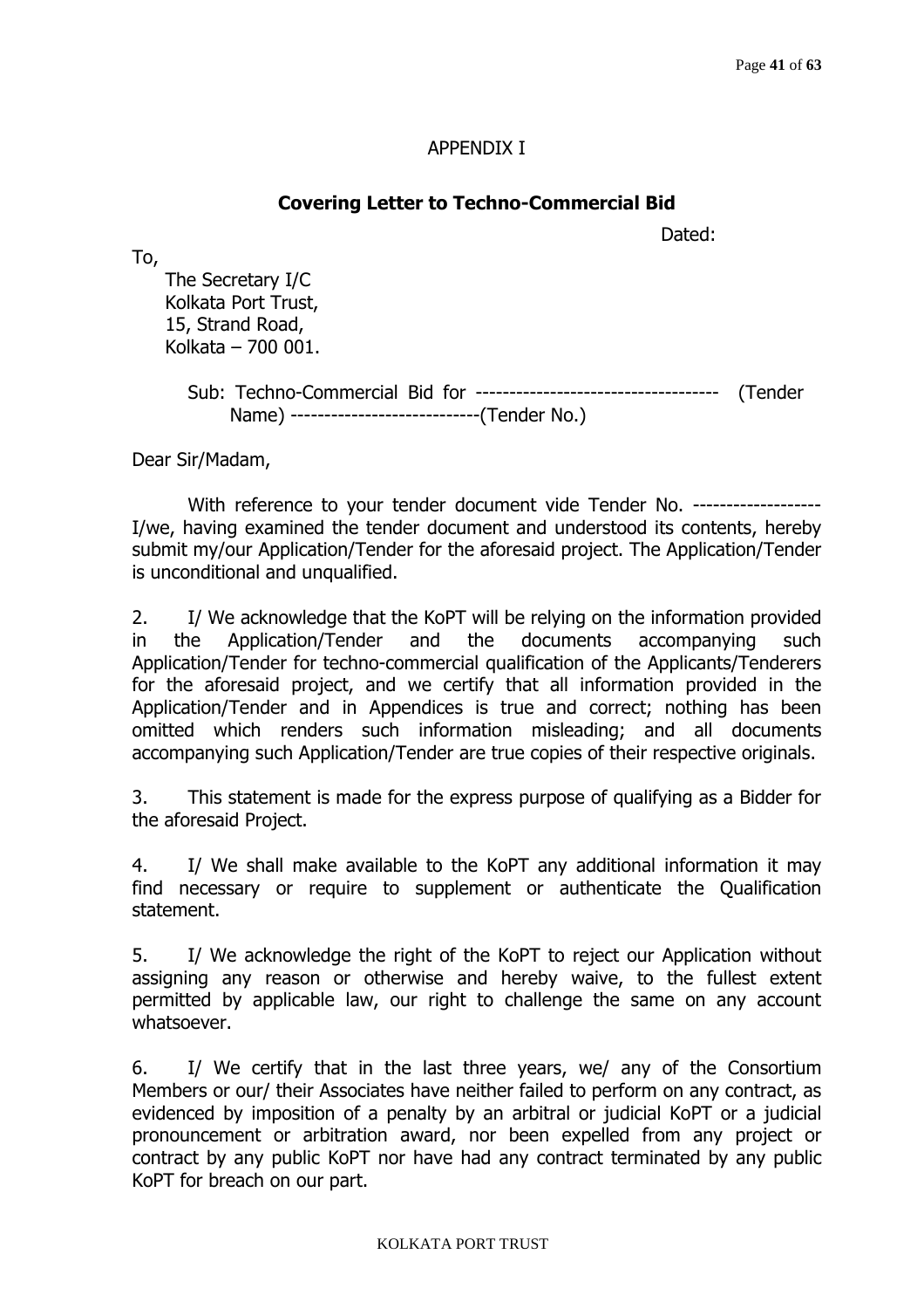APPENDIX I

## Covering Letter to Techno-Commercial Bid

Dated:

To,

The Secretary I/C
Kolkata Port Trust,
15, Strand Road,
Kolkata – 700 001.

Sub: Techno-Commercial Bid for ------------------------------------ (Tender Name) ----------------------------(Tender No.)

Dear Sir/Madam,

With reference to your tender document vide Tender No. ------------------- I/we, having examined the tender document and understood its contents, hereby submit my/our Application/Tender for the aforesaid project. The Application/Tender is unconditional and unqualified.

2. I/ We acknowledge that the KoPT will be relying on the information provided in the Application/Tender and the documents accompanying such Application/Tender for techno-commercial qualification of the Applicants/Tenderers for the aforesaid project, and we certify that all information provided in the Application/Tender and in Appendices is true and correct; nothing has been omitted which renders such information misleading; and all documents accompanying such Application/Tender are true copies of their respective originals.

3. This statement is made for the express purpose of qualifying as a Bidder for the aforesaid Project.

4. I/ We shall make available to the KoPT any additional information it may find necessary or require to supplement or authenticate the Qualification statement.

5. I/ We acknowledge the right of the KoPT to reject our Application without assigning any reason or otherwise and hereby waive, to the fullest extent permitted by applicable law, our right to challenge the same on any account whatsoever.

6. I/ We certify that in the last three years, we/ any of the Consortium Members or our/ their Associates have neither failed to perform on any contract, as evidenced by imposition of a penalty by an arbitral or judicial KoPT or a judicial pronouncement or arbitration award, nor been expelled from any project or contract by any public KoPT nor have had any contract terminated by any public KoPT for breach on our part.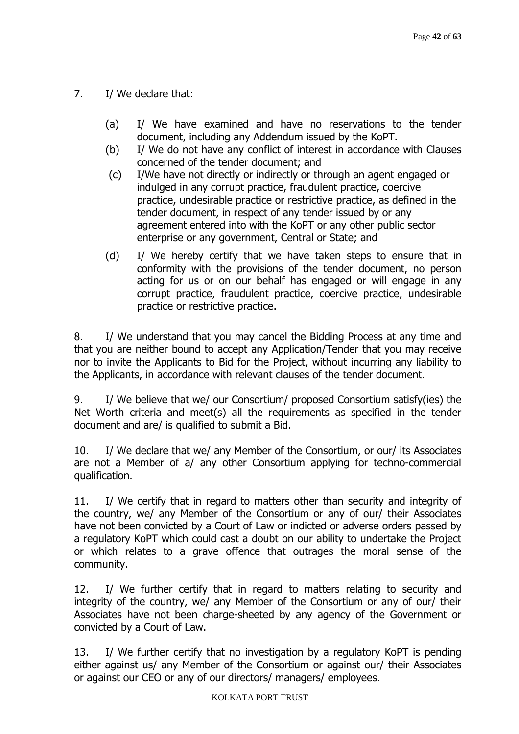7. I/ We declare that:

   (a) I/ We have examined and have no reservations to the tender document, including any Addendum issued by the KoPT.
   (b) I/ We do not have any conflict of interest in accordance with Clauses concerned of the tender document; and
   (c) I/We have not directly or indirectly or through an agent engaged or indulged in any corrupt practice, fraudulent practice, coercive practice, undesirable practice or restrictive practice, as defined in the tender document, in respect of any tender issued by or any agreement entered into with the KoPT or any other public sector enterprise or any government, Central or State; and
   (d) I/ We hereby certify that we have taken steps to ensure that in conformity with the provisions of the tender document, no person acting for us or on our behalf has engaged or will engage in any corrupt practice, fraudulent practice, coercive practice, undesirable practice or restrictive practice.

8. I/ We understand that you may cancel the Bidding Process at any time and that you are neither bound to accept any Application/Tender that you may receive nor to invite the Applicants to Bid for the Project, without incurring any liability to the Applicants, in accordance with relevant clauses of the tender document.

9. I/ We believe that we/ our Consortium/ proposed Consortium satisfy(ies) the Net Worth criteria and meet(s) all the requirements as specified in the tender document and are/ is qualified to submit a Bid.

10. I/ We declare that we/ any Member of the Consortium, or our/ its Associates are not a Member of a/ any other Consortium applying for techno-commercial qualification.

11. I/ We certify that in regard to matters other than security and integrity of the country, we/ any Member of the Consortium or any of our/ their Associates have not been convicted by a Court of Law or indicted or adverse orders passed by a regulatory KoPT which could cast a doubt on our ability to undertake the Project or which relates to a grave offence that outrages the moral sense of the community.

12. I/ We further certify that in regard to matters relating to security and integrity of the country, we/ any Member of the Consortium or any of our/ their Associates have not been charge-sheeted by any agency of the Government or convicted by a Court of Law.

13. I/ We further certify that no investigation by a regulatory KoPT is pending either against us/ any Member of the Consortium or against our/ their Associates or against our CEO or any of our directors/ managers/ employees.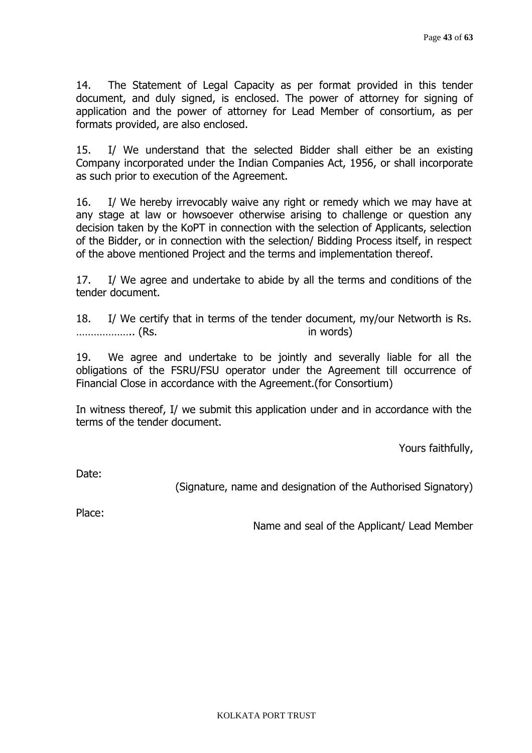14. The Statement of Legal Capacity as per format provided in this tender document, and duly signed, is enclosed. The power of attorney for signing of application and the power of attorney for Lead Member of consortium, as per formats provided, are also enclosed.

15. I/ We understand that the selected Bidder shall either be an existing Company incorporated under the Indian Companies Act, 1956, or shall incorporate as such prior to execution of the Agreement.

16. I/ We hereby irrevocably waive any right or remedy which we may have at any stage at law or howsoever otherwise arising to challenge or question any decision taken by the KoPT in connection with the selection of Applicants, selection of the Bidder, or in connection with the selection/ Bidding Process itself, in respect of the above mentioned Project and the terms and implementation thereof.

17. I/ We agree and undertake to abide by all the terms and conditions of the tender document.

18. I/ We certify that in terms of the tender document, my/our Networth is Rs. ……………….. (Rs. in words)

19. We agree and undertake to be jointly and severally liable for all the obligations of the FSRU/FSU operator under the Agreement till occurrence of Financial Close in accordance with the Agreement.(for Consortium)

In witness thereof, I/ we submit this application under and in accordance with the terms of the tender document.

Yours faithfully,

Date:

(Signature, name and designation of the Authorised Signatory)

Place:

Name and seal of the Applicant/ Lead Member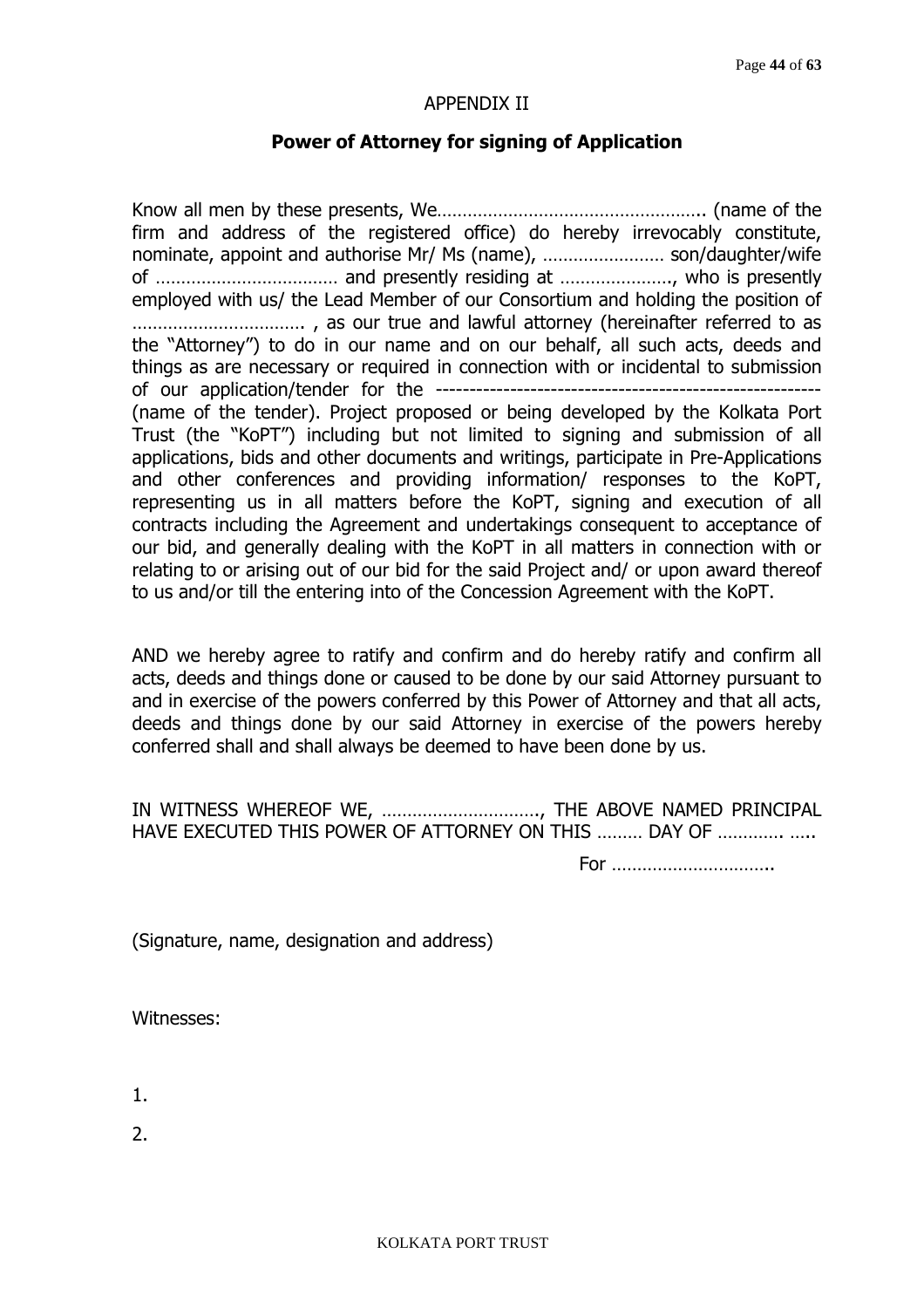APPENDIX II

## Power of Attorney for signing of Application

Know all men by these presents, We…………………………………………….. (name of the firm and address of the registered office) do hereby irrevocably constitute, nominate, appoint and authorise Mr/ Ms (name), …………………… son/daughter/wife of ……………………………… and presently residing at …………………., who is presently employed with us/ the Lead Member of our Consortium and holding the position of ……………………………. , as our true and lawful attorney (hereinafter referred to as the "Attorney") to do in our name and on our behalf, all such acts, deeds and things as are necessary or required in connection with or incidental to submission of our application/tender for the ---------------------------------------------------------- (name of the tender). Project proposed or being developed by the Kolkata Port Trust (the "KoPT") including but not limited to signing and submission of all applications, bids and other documents and writings, participate in Pre-Applications and other conferences and providing information/ responses to the KoPT, representing us in all matters before the KoPT, signing and execution of all contracts including the Agreement and undertakings consequent to acceptance of our bid, and generally dealing with the KoPT in all matters in connection with or relating to or arising out of our bid for the said Project and/ or upon award thereof to us and/or till the entering into of the Concession Agreement with the KoPT.

AND we hereby agree to ratify and confirm and do hereby ratify and confirm all acts, deeds and things done or caused to be done by our said Attorney pursuant to and in exercise of the powers conferred by this Power of Attorney and that all acts, deeds and things done by our said Attorney in exercise of the powers hereby conferred shall and shall always be deemed to have been done by us.

IN WITNESS WHEREOF WE, …………………………., THE ABOVE NAMED PRINCIPAL HAVE EXECUTED THIS POWER OF ATTORNEY ON THIS ……… DAY OF …………. …..

For …………………………..

(Signature, name, designation and address)

Witnesses:

1.

2.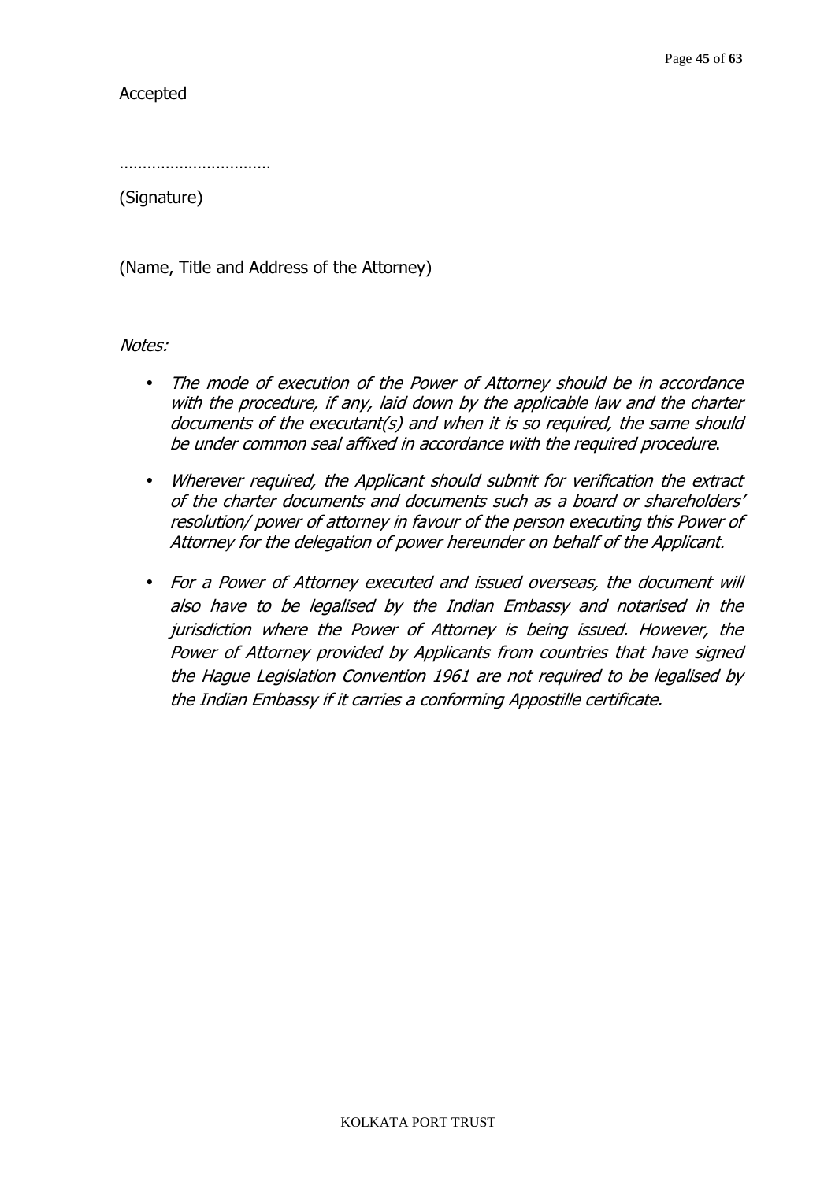Accepted

……………………………

(Signature)

(Name, Title and Address of the Attorney)

*Notes:*

- *The mode of execution of the Power of Attorney should be in accordance with the procedure, if any, laid down by the applicable law and the charter documents of the executant(s) and when it is so required, the same should be under common seal affixed in accordance with the required procedure.*
- *Wherever required, the Applicant should submit for verification the extract of the charter documents and documents such as a board or shareholders' resolution/ power of attorney in favour of the person executing this Power of Attorney for the delegation of power hereunder on behalf of the Applicant.*
- *For a Power of Attorney executed and issued overseas, the document will also have to be legalised by the Indian Embassy and notarised in the jurisdiction where the Power of Attorney is being issued. However, the Power of Attorney provided by Applicants from countries that have signed the Hague Legislation Convention 1961 are not required to be legalised by the Indian Embassy if it carries a conforming Appostille certificate.*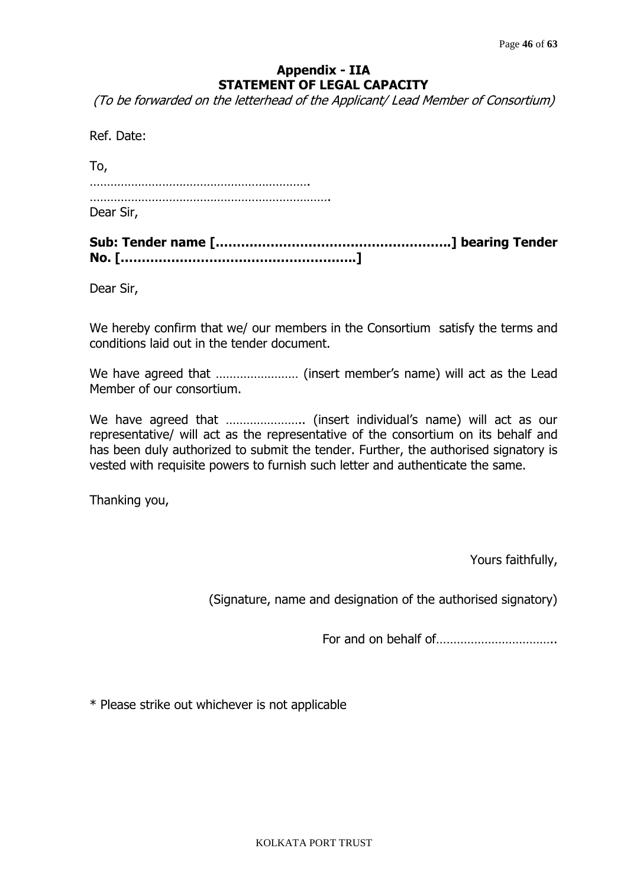## Appendix - IIA
## STATEMENT OF LEGAL CAPACITY

*(To be forwarded on the letterhead of the Applicant/ Lead Member of Consortium)*

Ref. Date:

To,
……………………………………………………….
…………………………………………………………….
Dear Sir,

**Sub: Tender name […………………………………………….] bearing Tender No. […………………………………………….]**

Dear Sir,

We hereby confirm that we/ our members in the Consortium satisfy the terms and conditions laid out in the tender document.

We have agreed that …………………… (insert member's name) will act as the Lead Member of our consortium.

We have agreed that ………………….. (insert individual's name) will act as our representative/ will act as the representative of the consortium on its behalf and has been duly authorized to submit the tender. Further, the authorised signatory is vested with requisite powers to furnish such letter and authenticate the same.

Thanking you,

Yours faithfully,

(Signature, name and designation of the authorised signatory)

For and on behalf of……………………………..

* Please strike out whichever is not applicable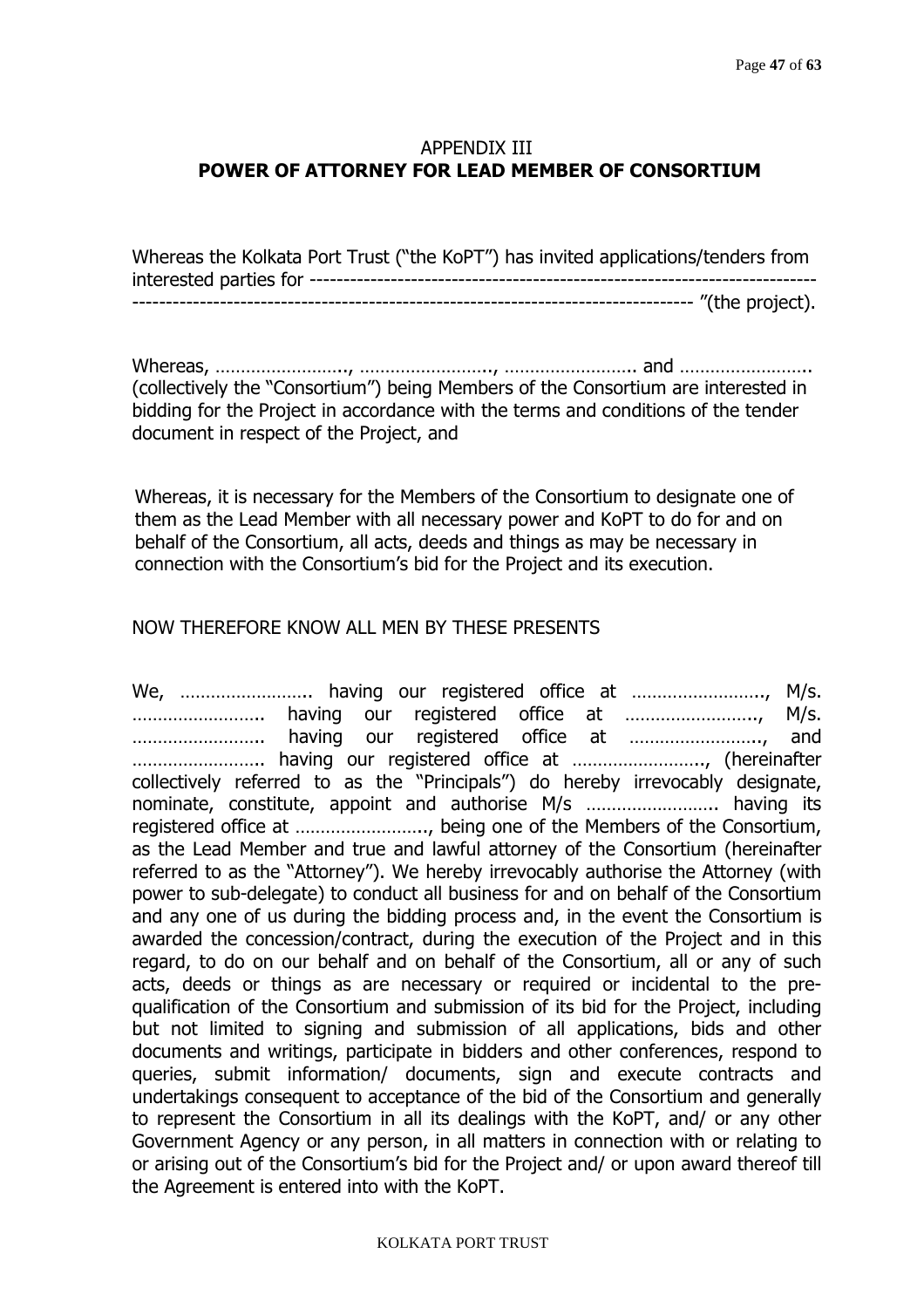## APPENDIX III

## **POWER OF ATTORNEY FOR LEAD MEMBER OF CONSORTIUM**

Whereas the Kolkata Port Trust ("the KoPT") has invited applications/tenders from interested parties for ---------------------------------------------------------------------------- ---------------------------------------------------------------------------------- "(the project).

Whereas, ……………………., ……………………., …………………….. and …………………….. (collectively the "Consortium") being Members of the Consortium are interested in bidding for the Project in accordance with the terms and conditions of the tender document in respect of the Project, and

Whereas, it is necessary for the Members of the Consortium to designate one of them as the Lead Member with all necessary power and KoPT to do for and on behalf of the Consortium, all acts, deeds and things as may be necessary in connection with the Consortium's bid for the Project and its execution.

NOW THEREFORE KNOW ALL MEN BY THESE PRESENTS

We, …………………….. having our registered office at …………………….., M/s. …………………….. having our registered office at …………………….., M/s. …………………….. having our registered office at …………………….., and …………………….. having our registered office at …………………….., (hereinafter collectively referred to as the "Principals") do hereby irrevocably designate, nominate, constitute, appoint and authorise M/s …………………….. having its registered office at …………………….., being one of the Members of the Consortium, as the Lead Member and true and lawful attorney of the Consortium (hereinafter referred to as the "Attorney"). We hereby irrevocably authorise the Attorney (with power to sub-delegate) to conduct all business for and on behalf of the Consortium and any one of us during the bidding process and, in the event the Consortium is awarded the concession/contract, during the execution of the Project and in this regard, to do on our behalf and on behalf of the Consortium, all or any of such acts, deeds or things as are necessary or required or incidental to the pre-qualification of the Consortium and submission of its bid for the Project, including but not limited to signing and submission of all applications, bids and other documents and writings, participate in bidders and other conferences, respond to queries, submit information/ documents, sign and execute contracts and undertakings consequent to acceptance of the bid of the Consortium and generally to represent the Consortium in all its dealings with the KoPT, and/ or any other Government Agency or any person, in all matters in connection with or relating to or arising out of the Consortium's bid for the Project and/ or upon award thereof till the Agreement is entered into with the KoPT.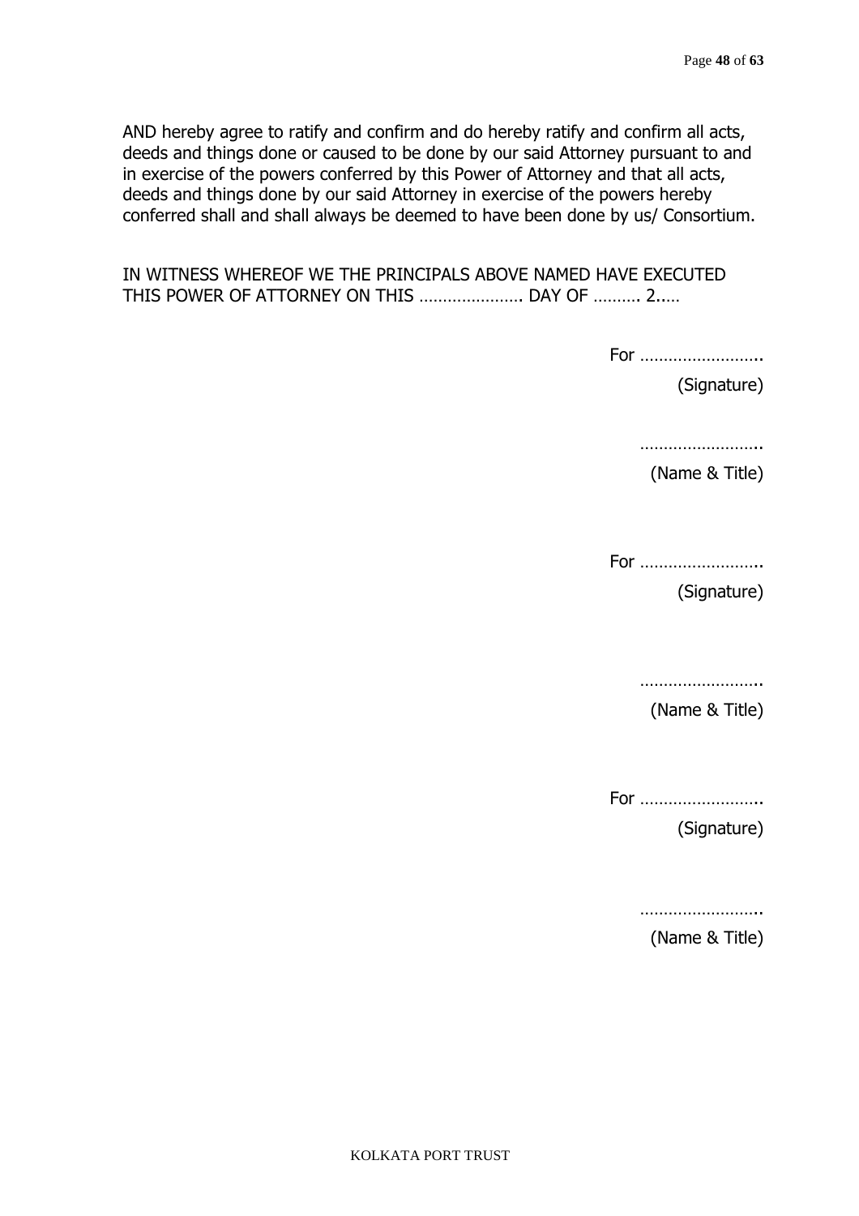AND hereby agree to ratify and confirm and do hereby ratify and confirm all acts, deeds and things done or caused to be done by our said Attorney pursuant to and in exercise of the powers conferred by this Power of Attorney and that all acts, deeds and things done by our said Attorney in exercise of the powers hereby conferred shall and shall always be deemed to have been done by us/ Consortium.

IN WITNESS WHEREOF WE THE PRINCIPALS ABOVE NAMED HAVE EXECUTED THIS POWER OF ATTORNEY ON THIS ………………….. DAY OF ………. 2..…

For ……………………..
(Signature)

……………………..
(Name & Title)

For ……………………..
(Signature)

……………………..
(Name & Title)

For ……………………..
(Signature)

……………………..
(Name & Title)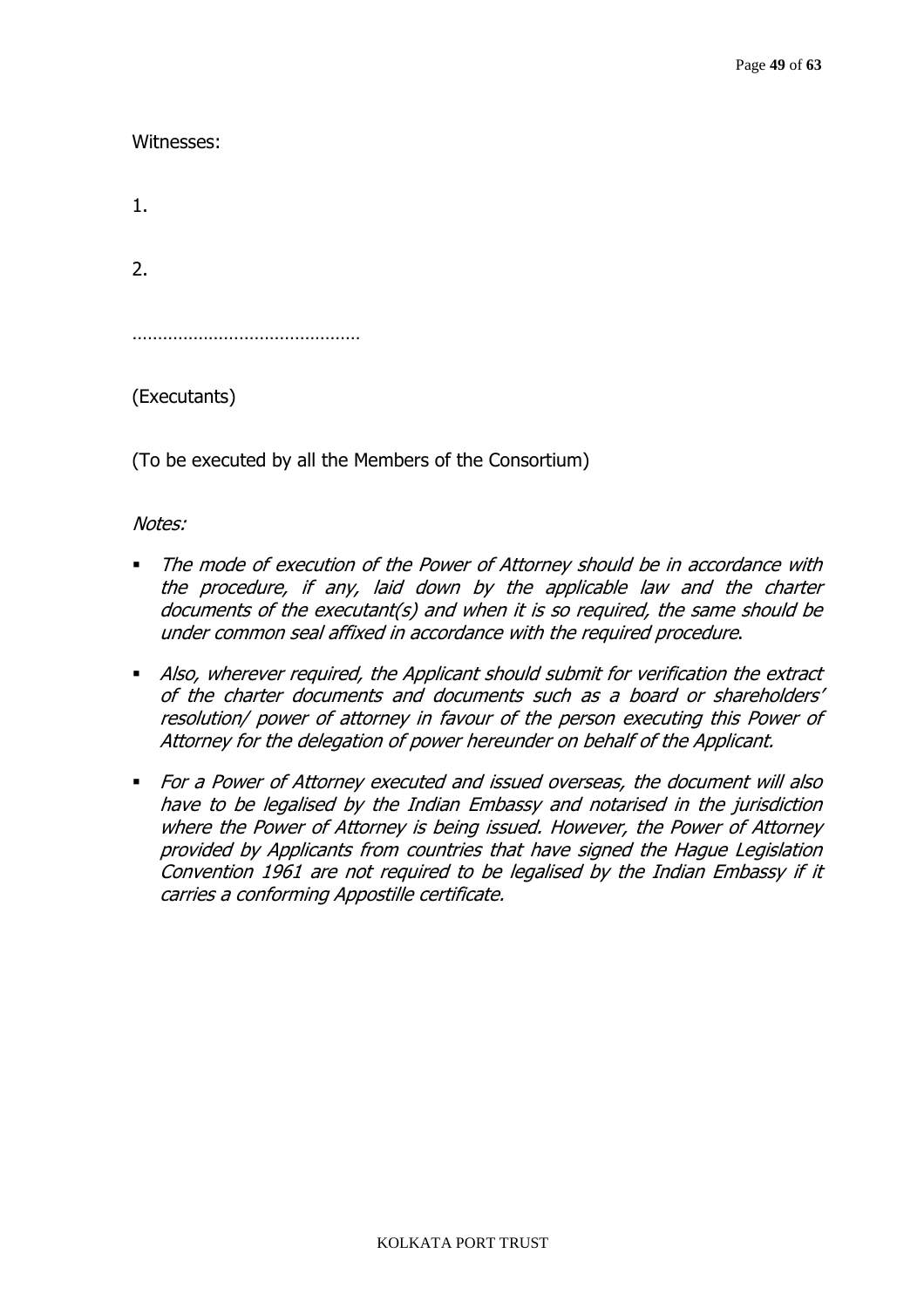Witnesses:

1.

2.

…………………………………………

(Executants)

(To be executed by all the Members of the Consortium)

*Notes:*

- *The mode of execution of the Power of Attorney should be in accordance with the procedure, if any, laid down by the applicable law and the charter documents of the executant(s) and when it is so required, the same should be under common seal affixed in accordance with the required procedure.*
- *Also, wherever required, the Applicant should submit for verification the extract of the charter documents and documents such as a board or shareholders' resolution/ power of attorney in favour of the person executing this Power of Attorney for the delegation of power hereunder on behalf of the Applicant.*
- *For a Power of Attorney executed and issued overseas, the document will also have to be legalised by the Indian Embassy and notarised in the jurisdiction where the Power of Attorney is being issued. However, the Power of Attorney provided by Applicants from countries that have signed the Hague Legislation Convention 1961 are not required to be legalised by the Indian Embassy if it carries a conforming Appostille certificate.*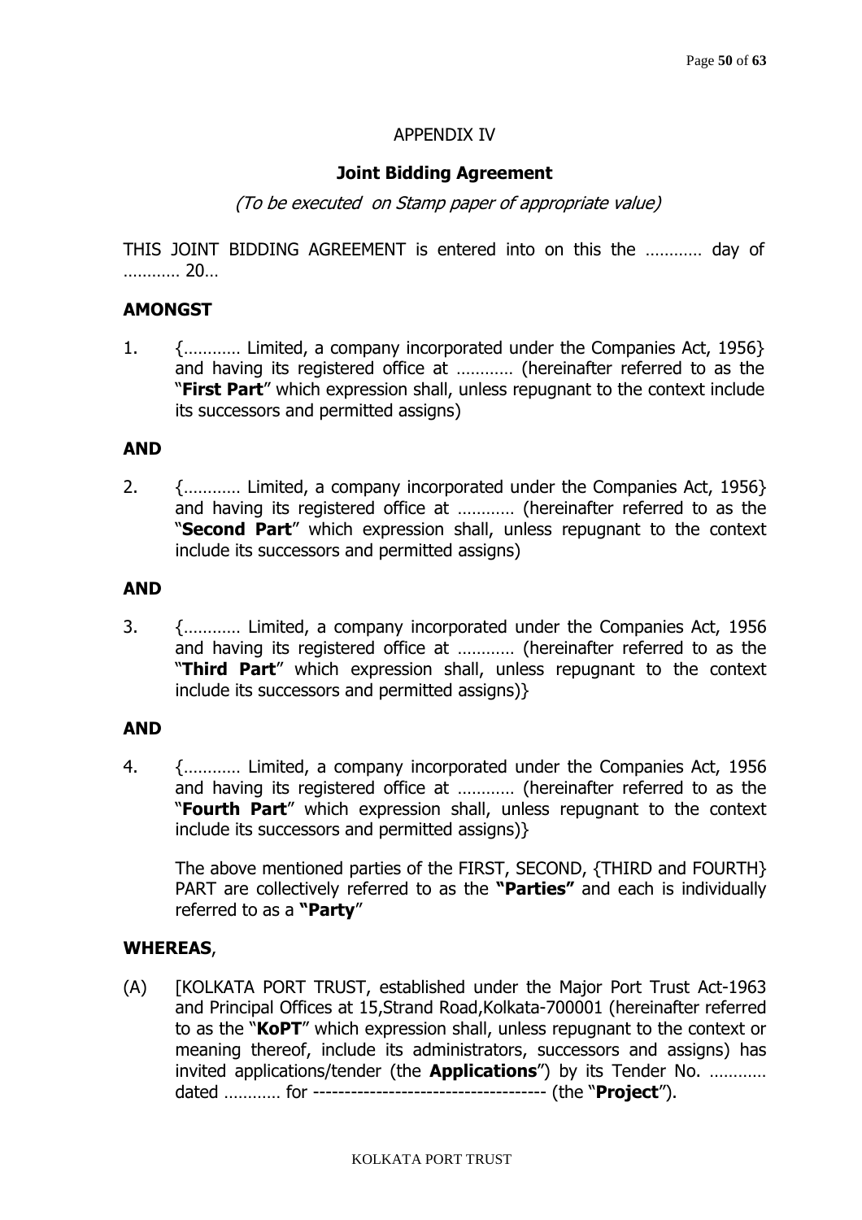APPENDIX IV

**Joint Bidding Agreement**

*(To be executed on Stamp paper of appropriate value)*

THIS JOINT BIDDING AGREEMENT is entered into on this the ………… day of ………… 20…

**AMONGST**

1. {………… Limited, a company incorporated under the Companies Act, 1956} and having its registered office at ………… (hereinafter referred to as the "**First Part**" which expression shall, unless repugnant to the context include its successors and permitted assigns)

**AND**

2. {………… Limited, a company incorporated under the Companies Act, 1956} and having its registered office at ………… (hereinafter referred to as the "**Second Part**" which expression shall, unless repugnant to the context include its successors and permitted assigns)

**AND**

3. {………… Limited, a company incorporated under the Companies Act, 1956 and having its registered office at ………… (hereinafter referred to as the "**Third Part**" which expression shall, unless repugnant to the context include its successors and permitted assigns)}

**AND**

4. {………… Limited, a company incorporated under the Companies Act, 1956 and having its registered office at ………… (hereinafter referred to as the "**Fourth Part**" which expression shall, unless repugnant to the context include its successors and permitted assigns)}

   The above mentioned parties of the FIRST, SECOND, {THIRD and FOURTH} PART are collectively referred to as the **"Parties"** and each is individually referred to as a **"Party**"

**WHEREAS**,

(A) [KOLKATA PORT TRUST, established under the Major Port Trust Act-1963 and Principal Offices at 15,Strand Road,Kolkata-700001 (hereinafter referred to as the "**KoPT**" which expression shall, unless repugnant to the context or meaning thereof, include its administrators, successors and assigns) has invited applications/tender (the **Applications**") by its Tender No. ………… dated ………… for ------------------------------------ (the "**Project**").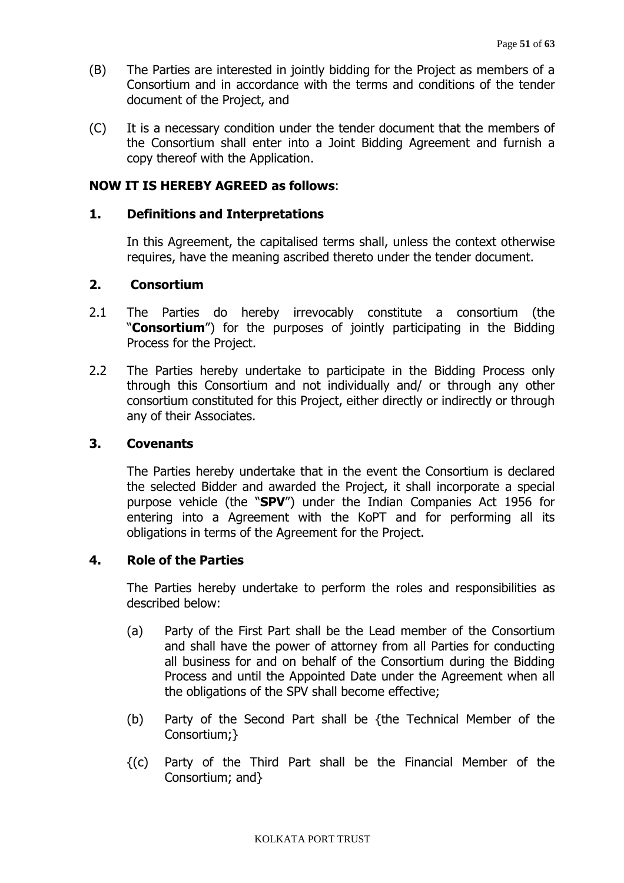(B) The Parties are interested in jointly bidding for the Project as members of a Consortium and in accordance with the terms and conditions of the tender document of the Project, and

(C) It is a necessary condition under the tender document that the members of the Consortium shall enter into a Joint Bidding Agreement and furnish a copy thereof with the Application.

**NOW IT IS HEREBY AGREED as follows**:

**1. Definitions and Interpretations**

In this Agreement, the capitalised terms shall, unless the context otherwise requires, have the meaning ascribed thereto under the tender document.

**2. Consortium**

2.1 The Parties do hereby irrevocably constitute a consortium (the "**Consortium**") for the purposes of jointly participating in the Bidding Process for the Project.

2.2 The Parties hereby undertake to participate in the Bidding Process only through this Consortium and not individually and/ or through any other consortium constituted for this Project, either directly or indirectly or through any of their Associates.

**3. Covenants**

The Parties hereby undertake that in the event the Consortium is declared the selected Bidder and awarded the Project, it shall incorporate a special purpose vehicle (the "**SPV**") under the Indian Companies Act 1956 for entering into a Agreement with the KoPT and for performing all its obligations in terms of the Agreement for the Project.

**4. Role of the Parties**

The Parties hereby undertake to perform the roles and responsibilities as described below:

(a) Party of the First Part shall be the Lead member of the Consortium and shall have the power of attorney from all Parties for conducting all business for and on behalf of the Consortium during the Bidding Process and until the Appointed Date under the Agreement when all the obligations of the SPV shall become effective;

(b) Party of the Second Part shall be {the Technical Member of the Consortium;}

{(c) Party of the Third Part shall be the Financial Member of the Consortium; and}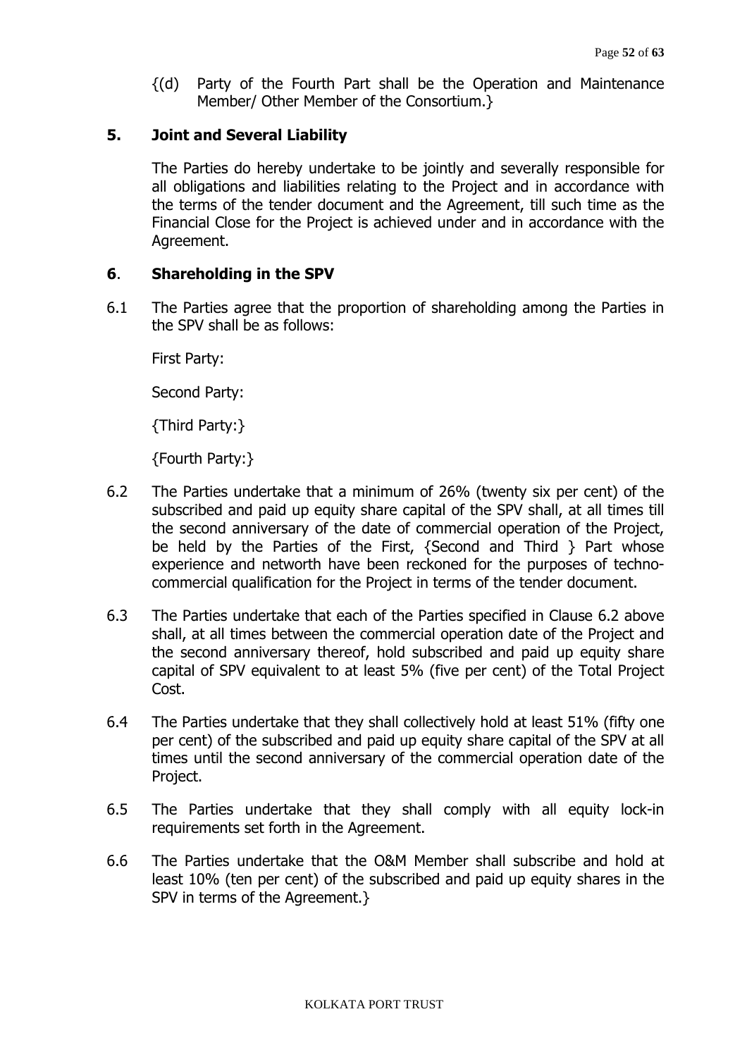{(d) Party of the Fourth Part shall be the Operation and Maintenance Member/ Other Member of the Consortium.}

## 5. Joint and Several Liability

The Parties do hereby undertake to be jointly and severally responsible for all obligations and liabilities relating to the Project and in accordance with the terms of the tender document and the Agreement, till such time as the Financial Close for the Project is achieved under and in accordance with the Agreement.

## 6. Shareholding in the SPV

6.1 The Parties agree that the proportion of shareholding among the Parties in the SPV shall be as follows:

First Party:

Second Party:

{Third Party:}

{Fourth Party:}

6.2 The Parties undertake that a minimum of 26% (twenty six per cent) of the subscribed and paid up equity share capital of the SPV shall, at all times till the second anniversary of the date of commercial operation of the Project, be held by the Parties of the First, {Second and Third } Part whose experience and networth have been reckoned for the purposes of techno-commercial qualification for the Project in terms of the tender document.

6.3 The Parties undertake that each of the Parties specified in Clause 6.2 above shall, at all times between the commercial operation date of the Project and the second anniversary thereof, hold subscribed and paid up equity share capital of SPV equivalent to at least 5% (five per cent) of the Total Project Cost.

6.4 The Parties undertake that they shall collectively hold at least 51% (fifty one per cent) of the subscribed and paid up equity share capital of the SPV at all times until the second anniversary of the commercial operation date of the Project.

6.5 The Parties undertake that they shall comply with all equity lock-in requirements set forth in the Agreement.

6.6 The Parties undertake that the O&M Member shall subscribe and hold at least 10% (ten per cent) of the subscribed and paid up equity shares in the SPV in terms of the Agreement.}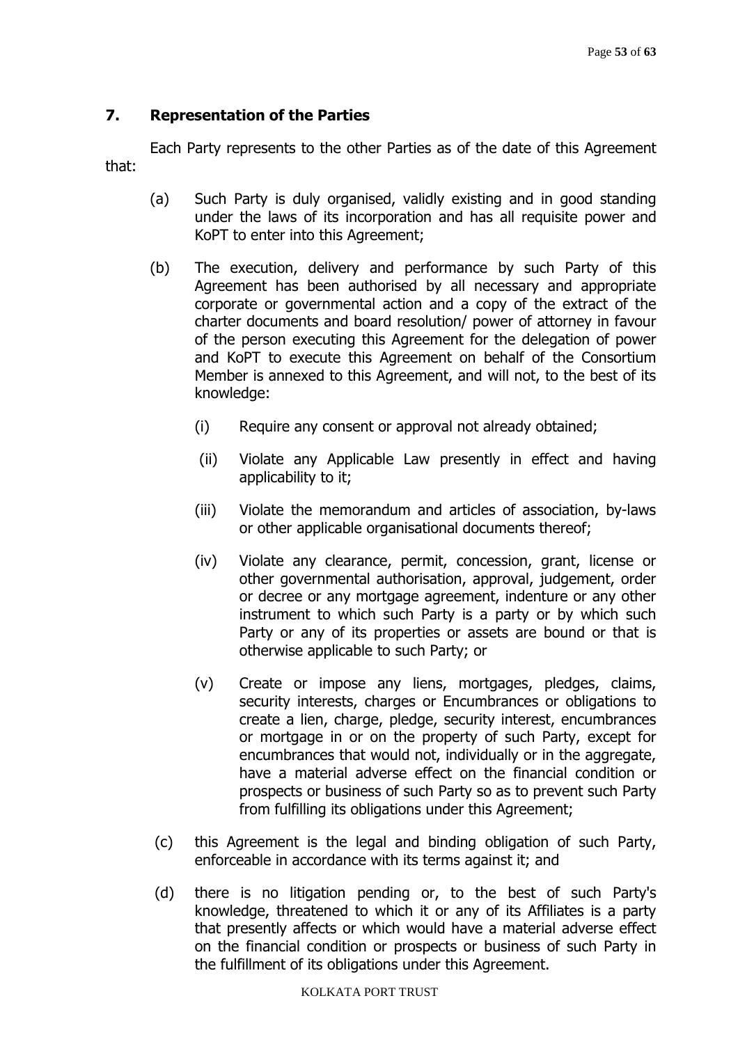## 7. Representation of the Parties

Each Party represents to the other Parties as of the date of this Agreement that:

(a) Such Party is duly organised, validly existing and in good standing under the laws of its incorporation and has all requisite power and KoPT to enter into this Agreement;

(b) The execution, delivery and performance by such Party of this Agreement has been authorised by all necessary and appropriate corporate or governmental action and a copy of the extract of the charter documents and board resolution/ power of attorney in favour of the person executing this Agreement for the delegation of power and KoPT to execute this Agreement on behalf of the Consortium Member is annexed to this Agreement, and will not, to the best of its knowledge:

  (i) Require any consent or approval not already obtained;

  (ii) Violate any Applicable Law presently in effect and having applicability to it;

  (iii) Violate the memorandum and articles of association, by-laws or other applicable organisational documents thereof;

  (iv) Violate any clearance, permit, concession, grant, license or other governmental authorisation, approval, judgement, order or decree or any mortgage agreement, indenture or any other instrument to which such Party is a party or by which such Party or any of its properties or assets are bound or that is otherwise applicable to such Party; or

  (v) Create or impose any liens, mortgages, pledges, claims, security interests, charges or Encumbrances or obligations to create a lien, charge, pledge, security interest, encumbrances or mortgage in or on the property of such Party, except for encumbrances that would not, individually or in the aggregate, have a material adverse effect on the financial condition or prospects or business of such Party so as to prevent such Party from fulfilling its obligations under this Agreement;

(c) this Agreement is the legal and binding obligation of such Party, enforceable in accordance with its terms against it; and

(d) there is no litigation pending or, to the best of such Party's knowledge, threatened to which it or any of its Affiliates is a party that presently affects or which would have a material adverse effect on the financial condition or prospects or business of such Party in the fulfillment of its obligations under this Agreement.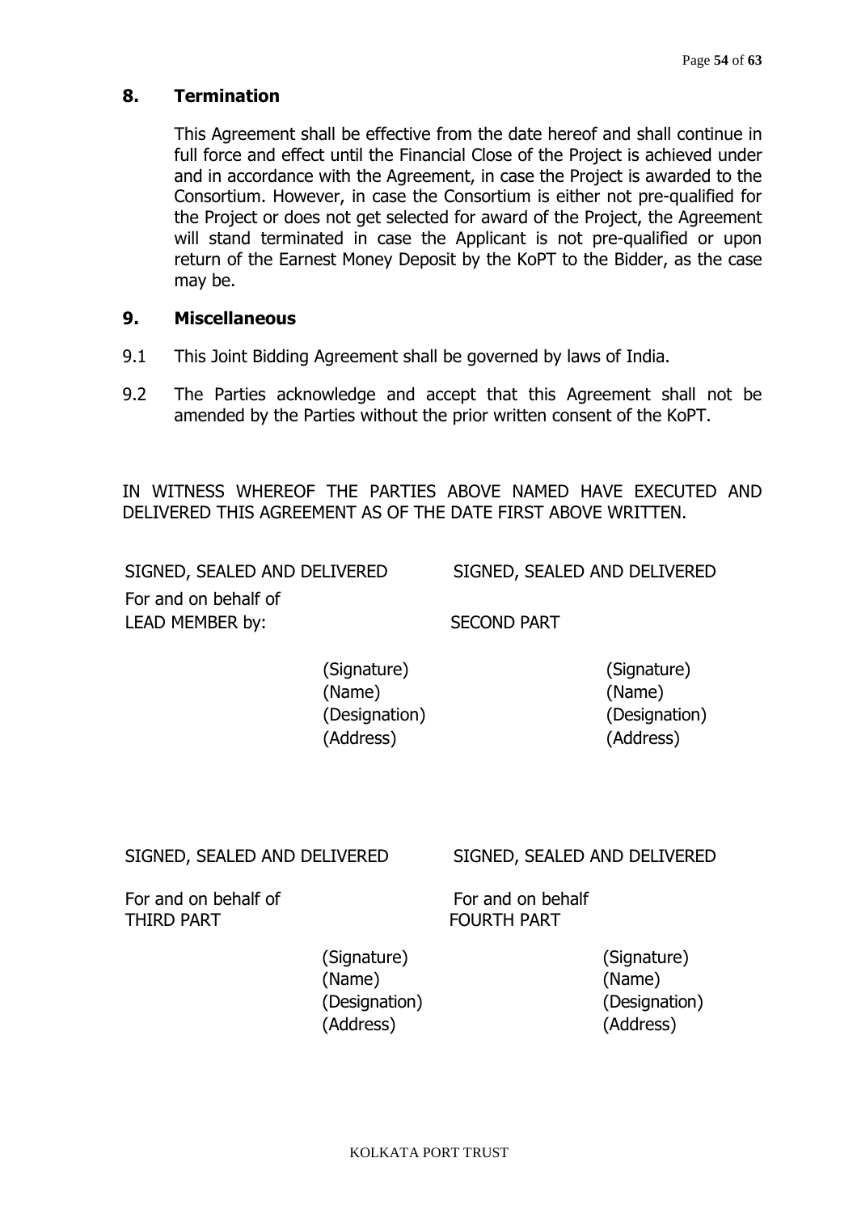## 8. Termination

This Agreement shall be effective from the date hereof and shall continue in full force and effect until the Financial Close of the Project is achieved under and in accordance with the Agreement, in case the Project is awarded to the Consortium. However, in case the Consortium is either not pre-qualified for the Project or does not get selected for award of the Project, the Agreement will stand terminated in case the Applicant is not pre-qualified or upon return of the Earnest Money Deposit by the KoPT to the Bidder, as the case may be.

## 9. Miscellaneous

9.1 This Joint Bidding Agreement shall be governed by laws of India.

9.2 The Parties acknowledge and accept that this Agreement shall not be amended by the Parties without the prior written consent of the KoPT.

IN WITNESS WHEREOF THE PARTIES ABOVE NAMED HAVE EXECUTED AND DELIVERED THIS AGREEMENT AS OF THE DATE FIRST ABOVE WRITTEN.

SIGNED, SEALED AND DELIVERED

For and on behalf of
LEAD MEMBER by:

(Signature)
(Name)
(Designation)
(Address)

SIGNED, SEALED AND DELIVERED

SECOND PART

(Signature)
(Name)
(Designation)
(Address)

SIGNED, SEALED AND DELIVERED

For and on behalf of
THIRD PART

(Signature)
(Name)
(Designation)
(Address)

SIGNED, SEALED AND DELIVERED

For and on behalf
FOURTH PART

(Signature)
(Name)
(Designation)
(Address)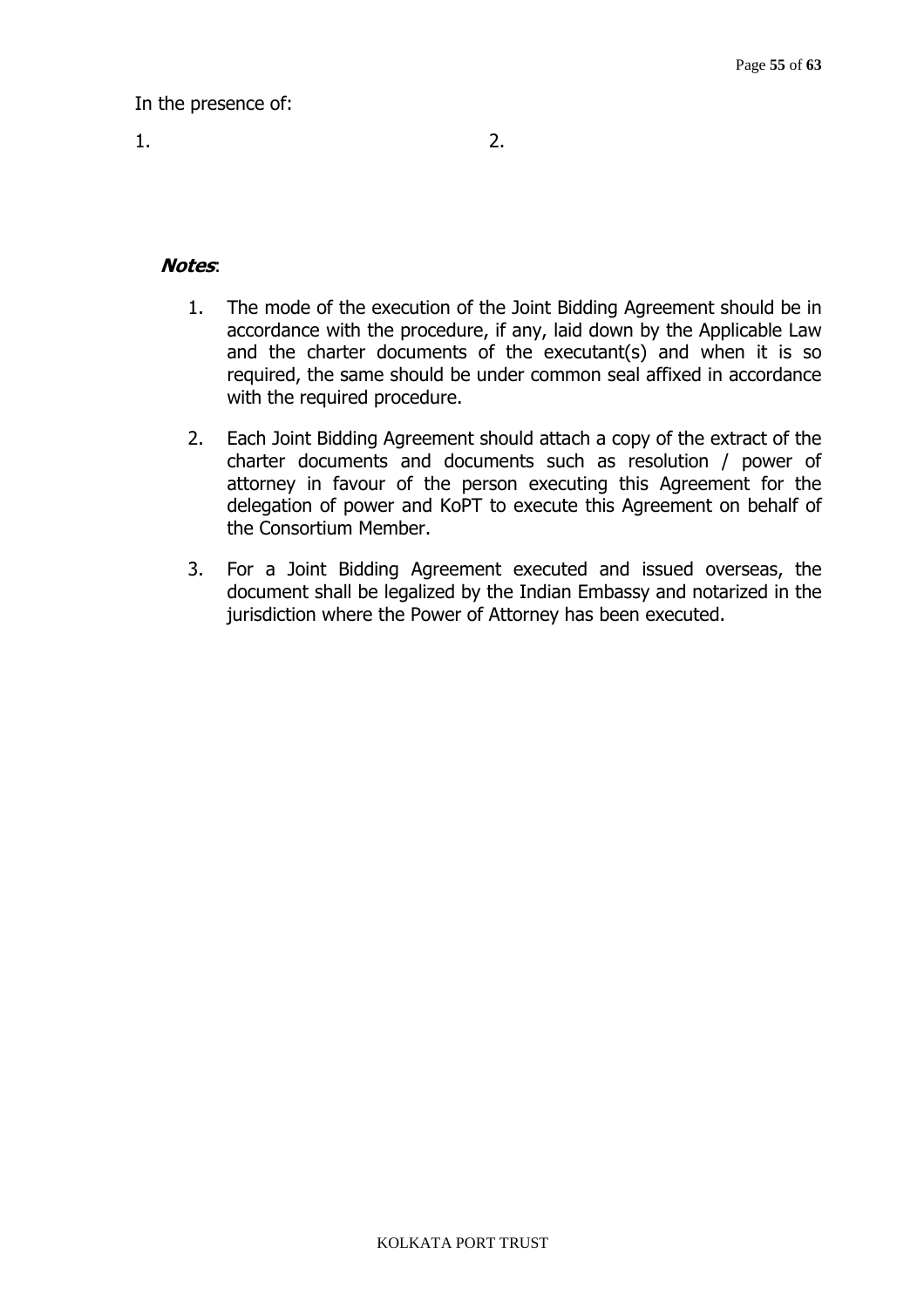In the presence of:

1. 2.

***Notes***:

1. The mode of the execution of the Joint Bidding Agreement should be in accordance with the procedure, if any, laid down by the Applicable Law and the charter documents of the executant(s) and when it is so required, the same should be under common seal affixed in accordance with the required procedure.
2. Each Joint Bidding Agreement should attach a copy of the extract of the charter documents and documents such as resolution / power of attorney in favour of the person executing this Agreement for the delegation of power and KoPT to execute this Agreement on behalf of the Consortium Member.
3. For a Joint Bidding Agreement executed and issued overseas, the document shall be legalized by the Indian Embassy and notarized in the jurisdiction where the Power of Attorney has been executed.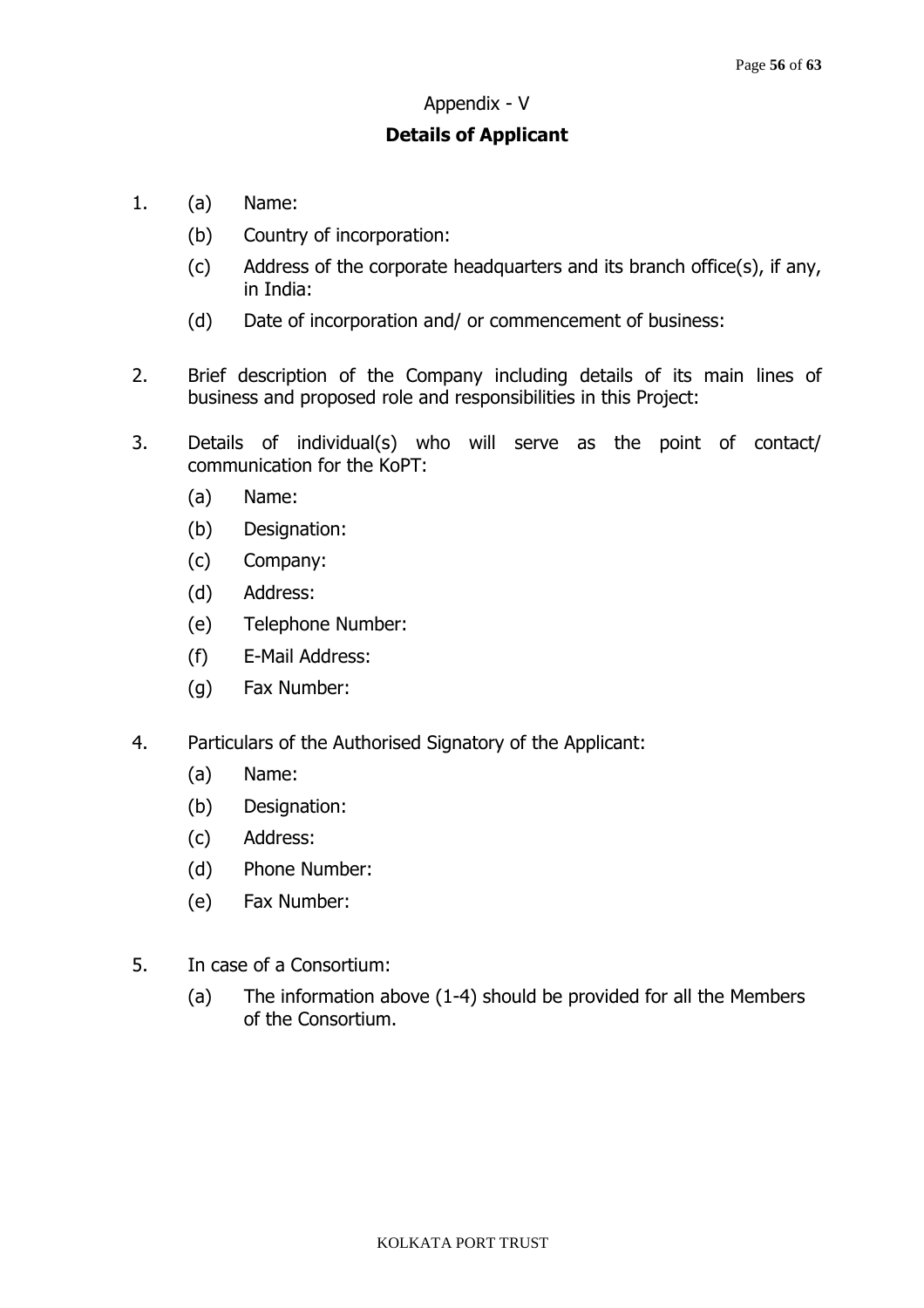Appendix - V

## Details of Applicant

1. (a) Name:

   (b) Country of incorporation:

   (c) Address of the corporate headquarters and its branch office(s), if any, in India:

   (d) Date of incorporation and/ or commencement of business:

2. Brief description of the Company including details of its main lines of business and proposed role and responsibilities in this Project:

3. Details of individual(s) who will serve as the point of contact/ communication for the KoPT:

   (a) Name:

   (b) Designation:

   (c) Company:

   (d) Address:

   (e) Telephone Number:

   (f) E-Mail Address:

   (g) Fax Number:

4. Particulars of the Authorised Signatory of the Applicant:

   (a) Name:

   (b) Designation:

   (c) Address:

   (d) Phone Number:

   (e) Fax Number:

5. In case of a Consortium:

   (a) The information above (1-4) should be provided for all the Members of the Consortium.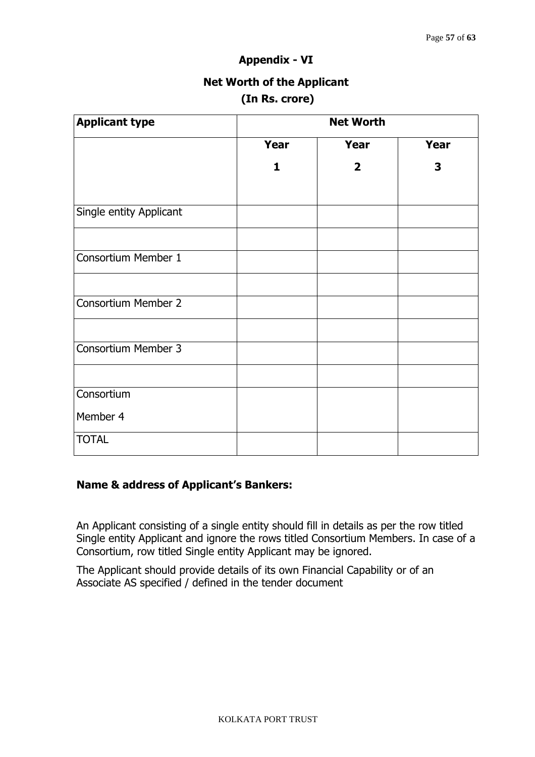## Appendix - VI

## Net Worth of the Applicant

**(In Rs. crore)**

| Applicant type | Net Worth | | |
|---|---|---|---|
| | Year 1 | Year 2 | Year 3 |
| Single entity Applicant | | | |
| | | | |
| Consortium Member 1 | | | |
| | | | |
| Consortium Member 2 | | | |
| | | | |
| Consortium Member 3 | | | |
| | | | |
| Consortium Member 4 | | | |
| TOTAL | | | |

**Name & address of Applicant's Bankers:**

An Applicant consisting of a single entity should fill in details as per the row titled Single entity Applicant and ignore the rows titled Consortium Members. In case of a Consortium, row titled Single entity Applicant may be ignored.

The Applicant should provide details of its own Financial Capability or of an Associate AS specified / defined in the tender document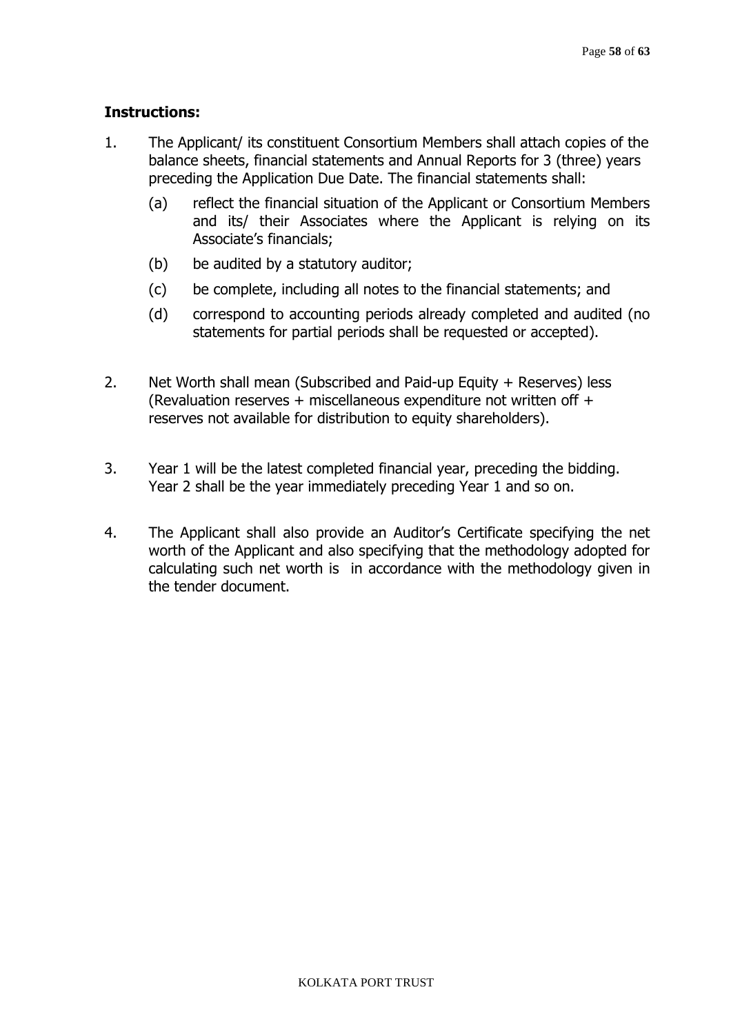**Instructions:**

1. The Applicant/ its constituent Consortium Members shall attach copies of the balance sheets, financial statements and Annual Reports for 3 (three) years preceding the Application Due Date. The financial statements shall:

   (a) reflect the financial situation of the Applicant or Consortium Members and its/ their Associates where the Applicant is relying on its Associate's financials;

   (b) be audited by a statutory auditor;

   (c) be complete, including all notes to the financial statements; and

   (d) correspond to accounting periods already completed and audited (no statements for partial periods shall be requested or accepted).

2. Net Worth shall mean (Subscribed and Paid-up Equity + Reserves) less (Revaluation reserves + miscellaneous expenditure not written off + reserves not available for distribution to equity shareholders).

3. Year 1 will be the latest completed financial year, preceding the bidding. Year 2 shall be the year immediately preceding Year 1 and so on.

4. The Applicant shall also provide an Auditor's Certificate specifying the net worth of the Applicant and also specifying that the methodology adopted for calculating such net worth is in accordance with the methodology given in the tender document.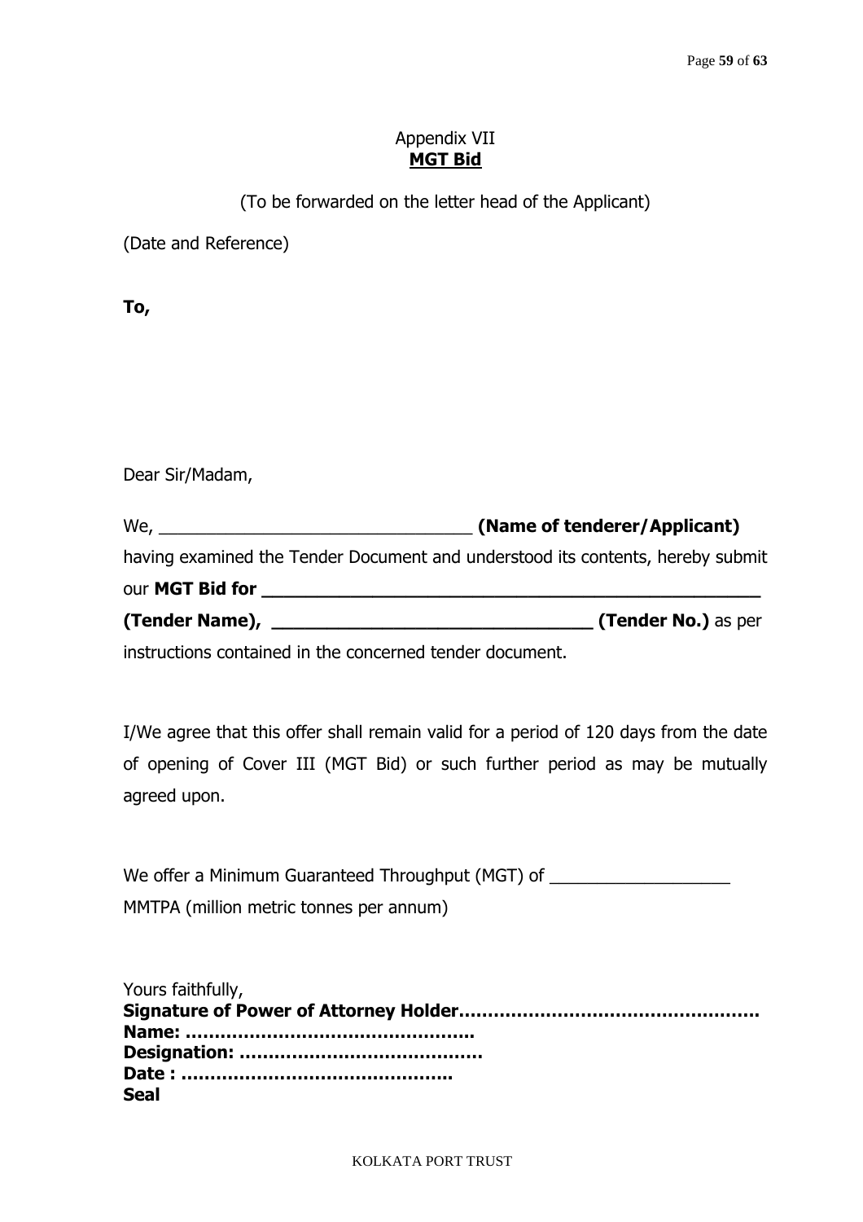# Appendix VII
## **MGT Bid**

(To be forwarded on the letter head of the Applicant)

(Date and Reference)

**To,**

Dear Sir/Madam,

We, ________________________________ **(Name of tenderer/Applicant)** having examined the Tender Document and understood its contents, hereby submit our **MGT Bid for ________________________________________________ (Tender Name), ______________________________ (Tender No.)** as per instructions contained in the concerned tender document.

I/We agree that this offer shall remain valid for a period of 120 days from the date of opening of Cover III (MGT Bid) or such further period as may be mutually agreed upon.

We offer a Minimum Guaranteed Throughput (MGT) of __________________ MMTPA (million metric tonnes per annum)

Yours faithfully,
**Signature of Power of Attorney Holder…………………………………………….**
**Name: …………………………………………..**
**Designation: ……………………………………**
**Date : ………………………………………..**
**Seal**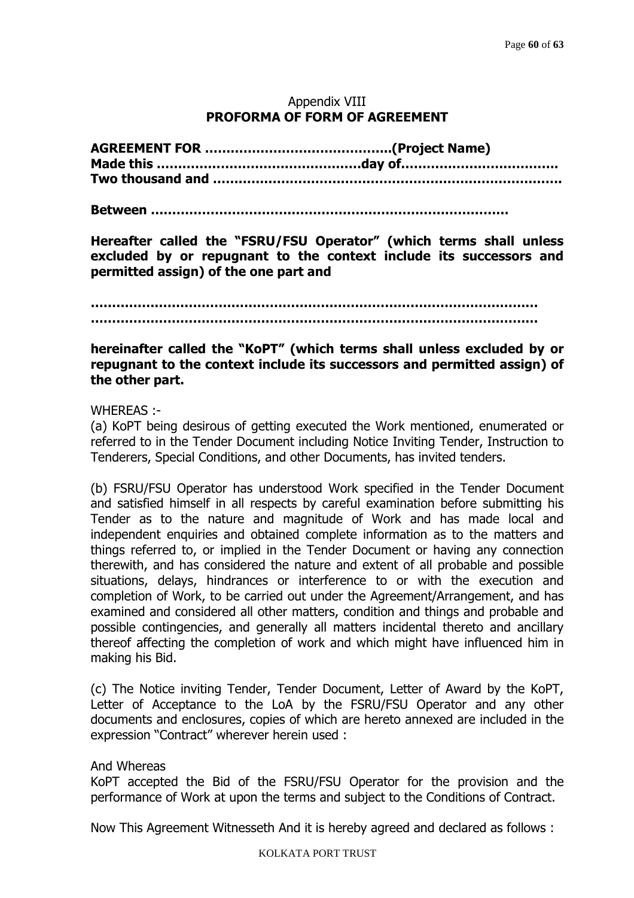Appendix VIII

## PROFORMA OF FORM OF AGREEMENT

**AGREEMENT FOR ……………………………………..(Project Name)**
**Made this ………………………………………day of……………………………….**
**Two thousand and ……………………………………………………………………….**

**Between ……………………………………………………………………..**

**Hereafter called the "FSRU/FSU Operator" (which terms shall unless excluded by or repugnant to the context include its successors and permitted assign) of the one part and**

**……………………………………………………………………………………….**
**……………………………………………………………………………………….**

**hereinafter called the "KoPT" (which terms shall unless excluded by or repugnant to the context include its successors and permitted assign) of the other part.**

WHEREAS :-

(a) KoPT being desirous of getting executed the Work mentioned, enumerated or referred to in the Tender Document including Notice Inviting Tender, Instruction to Tenderers, Special Conditions, and other Documents, has invited tenders.

(b) FSRU/FSU Operator has understood Work specified in the Tender Document and satisfied himself in all respects by careful examination before submitting his Tender as to the nature and magnitude of Work and has made local and independent enquiries and obtained complete information as to the matters and things referred to, or implied in the Tender Document or having any connection therewith, and has considered the nature and extent of all probable and possible situations, delays, hindrances or interference to or with the execution and completion of Work, to be carried out under the Agreement/Arrangement, and has examined and considered all other matters, condition and things and probable and possible contingencies, and generally all matters incidental thereto and ancillary thereof affecting the completion of work and which might have influenced him in making his Bid.

(c) The Notice inviting Tender, Tender Document, Letter of Award by the KoPT, Letter of Acceptance to the LoA by the FSRU/FSU Operator and any other documents and enclosures, copies of which are hereto annexed are included in the expression "Contract" wherever herein used :

And Whereas

KoPT accepted the Bid of the FSRU/FSU Operator for the provision and the performance of Work at upon the terms and subject to the Conditions of Contract.

Now This Agreement Witnesseth And it is hereby agreed and declared as follows :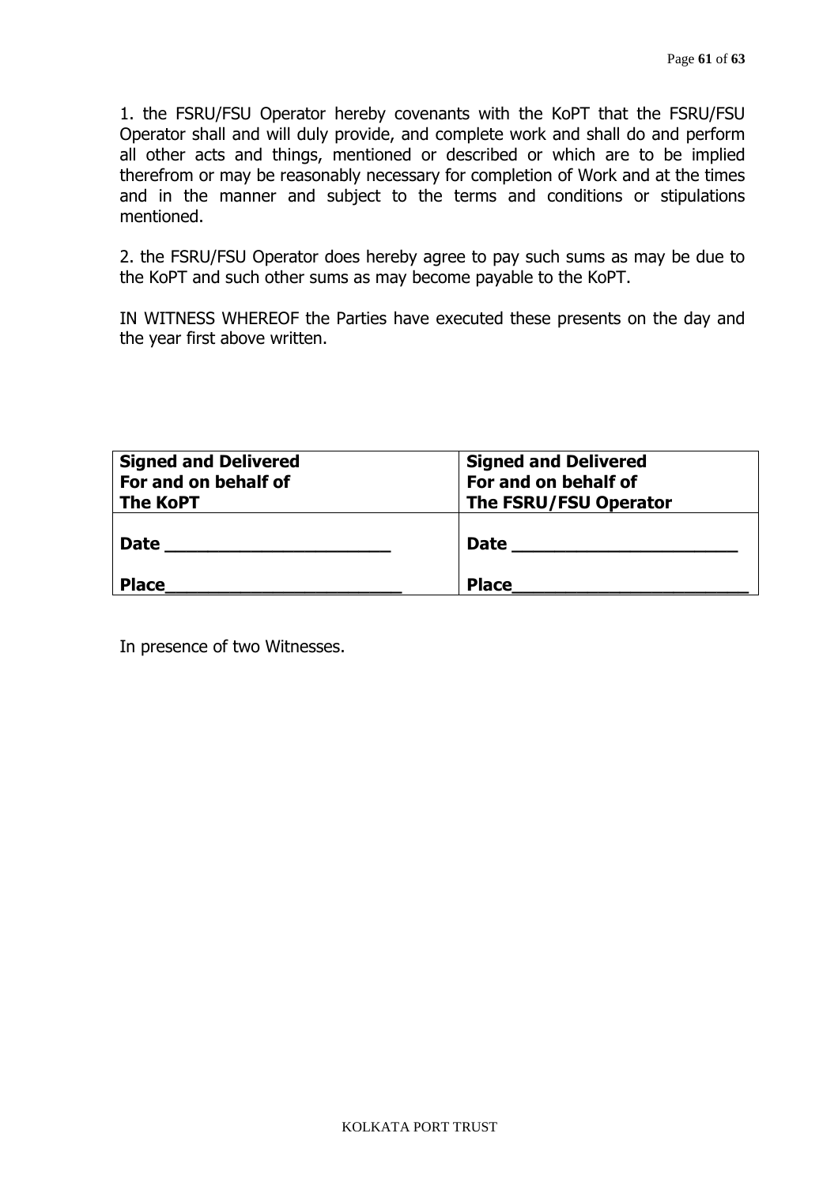1. the FSRU/FSU Operator hereby covenants with the KoPT that the FSRU/FSU Operator shall and will duly provide, and complete work and shall do and perform all other acts and things, mentioned or described or which are to be implied therefrom or may be reasonably necessary for completion of Work and at the times and in the manner and subject to the terms and conditions or stipulations mentioned.

2. the FSRU/FSU Operator does hereby agree to pay such sums as may be due to the KoPT and such other sums as may become payable to the KoPT.

IN WITNESS WHEREOF the Parties have executed these presents on the day and the year first above written.

| **Signed and Delivered For and on behalf of The KoPT** | **Signed and Delivered For and on behalf of The FSRU/FSU Operator** |
|---|---|
| **Date ______________________** <br><br> **Place_______________________** | **Date ______________________** <br><br> **Place_______________________** |

In presence of two Witnesses.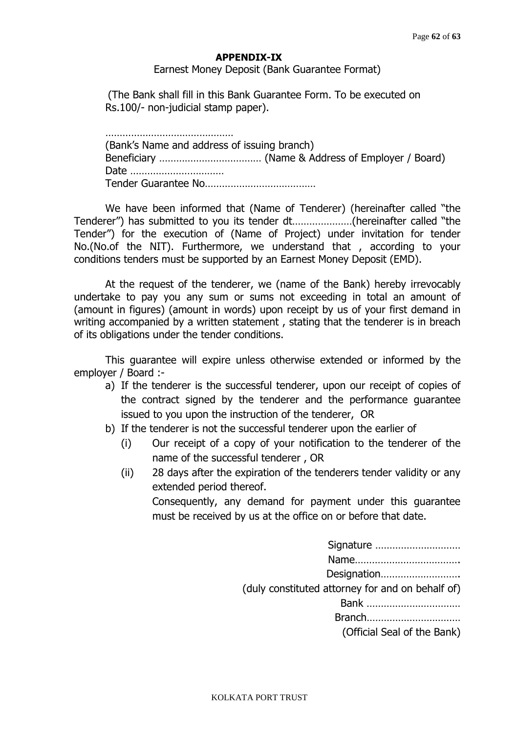**APPENDIX-IX**

Earnest Money Deposit (Bank Guarantee Format)

(The Bank shall fill in this Bank Guarantee Form. To be executed on Rs.100/- non-judicial stamp paper).

……………………………………

(Bank's Name and address of issuing branch)

Beneficiary ……………………………… (Name & Address of Employer / Board)

Date ……………………………

Tender Guarantee No…………………………………

We have been informed that (Name of Tenderer) (hereinafter called "the Tenderer") has submitted to you its tender dt…………………(hereinafter called "the Tender") for the execution of (Name of Project) under invitation for tender No.(No.of the NIT). Furthermore, we understand that , according to your conditions tenders must be supported by an Earnest Money Deposit (EMD).

At the request of the tenderer, we (name of the Bank) hereby irrevocably undertake to pay you any sum or sums not exceeding in total an amount of (amount in figures) (amount in words) upon receipt by us of your first demand in writing accompanied by a written statement , stating that the tenderer is in breach of its obligations under the tender conditions.

This guarantee will expire unless otherwise extended or informed by the employer / Board :-

a) If the tenderer is the successful tenderer, upon our receipt of copies of the contract signed by the tenderer and the performance guarantee issued to you upon the instruction of the tenderer, OR
b) If the tenderer is not the successful tenderer upon the earlier of
   (i) Our receipt of a copy of your notification to the tenderer of the name of the successful tenderer , OR
   (ii) 28 days after the expiration of the tenderers tender validity or any extended period thereof.

   Consequently, any demand for payment under this guarantee must be received by us at the office on or before that date.

Signature …………………………

Name……………………………….

Designation……………………….

(duly constituted attorney for and on behalf of)

Bank ……………………………

Branch……………………………

(Official Seal of the Bank)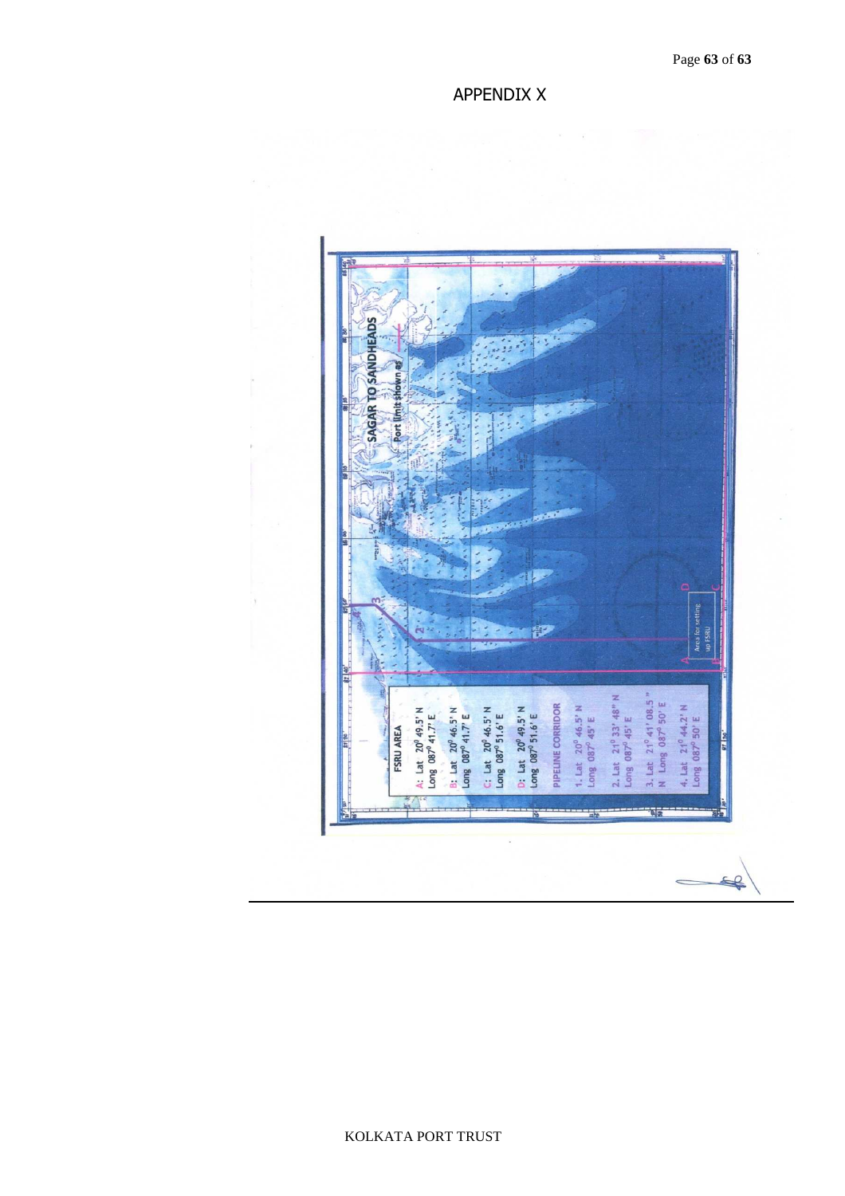# APPENDIX X

SAGAR TO SANDHEADS

Port limit shown as

FSRU AREA

A: Lat 20° 49.5' N
Long 087° 41.7' E

B: Lat 20° 46.5' N
Long 087° 41.7' E

C: Lat 20° 46.5' N
Long 087° 51.6' E

D: Lat 20° 49.5' N
Long 087° 51.6' E

PIPELINE CORRIDOR

1. Lat 20° 46.5' N
Long 087° 45' E

2. Lat 21° 33' 48" N
Long 087° 45' E

3. Lat 21° 41' 08.5 " N Long 087° 50' E

4. Lat 21° 44.2' N
Long 087° 50' E

Area for setting up FSRU

KOLKATA PORT TRUST